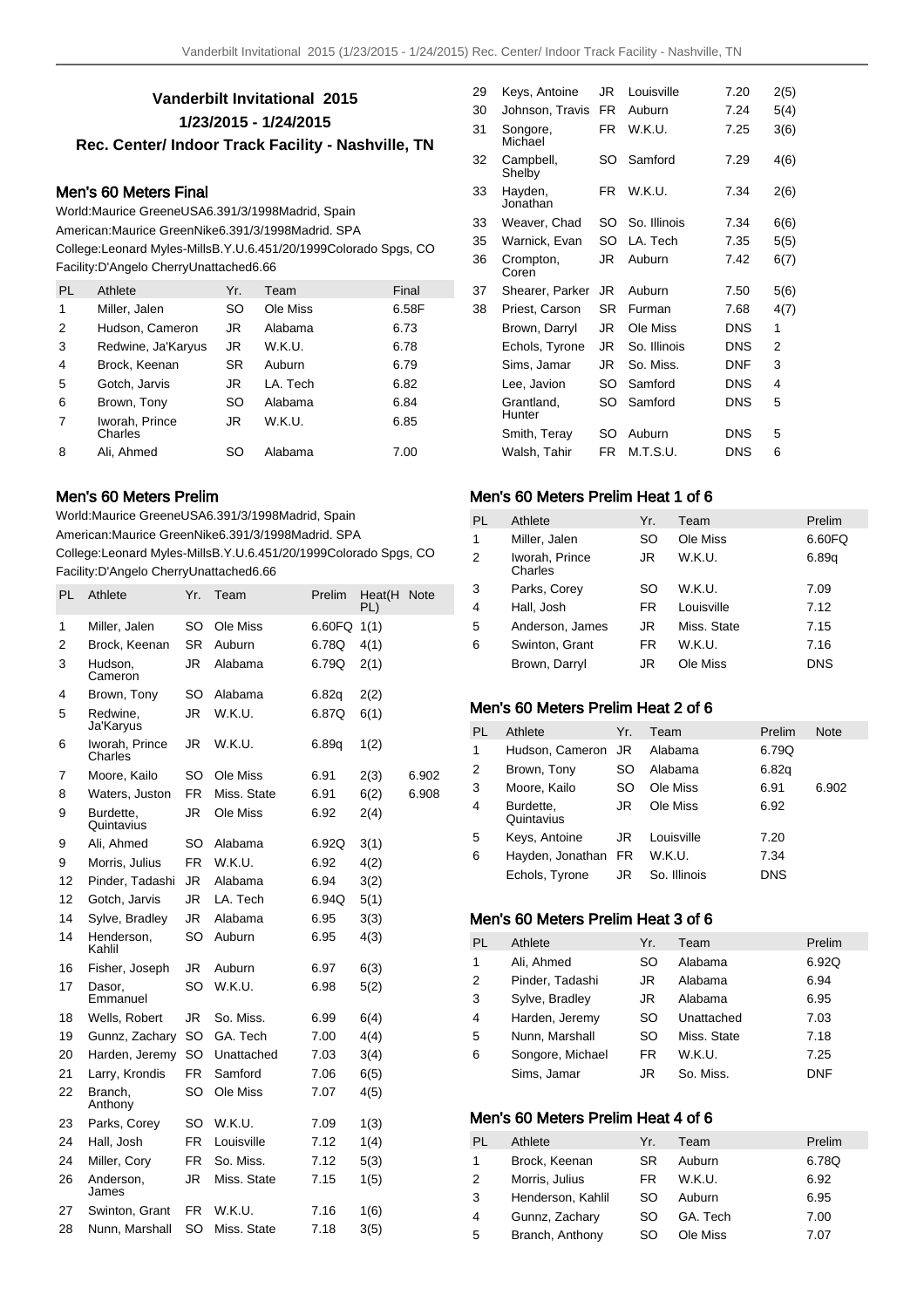# Vanderbilt Invitational 2015

**1/23/2015 - 1/24/2015**

**Rec. Center/ Indoor Track Facility - Nashville, TN**

## Men's 60 Meters Final

World:Maurice GreeneUSA6.391/3/1998Madrid, Spain
American:Maurice GreenNike6.391/3/1998Madrid. SPA
College:Leonard Myles-MillsB.Y.U.6.451/20/1999Colorado Spgs, CO
Facility:D'Angelo CherryUnattached6.66

| PL | Athlete | Yr. | Team | Final |
|---|---|---|---|---|
| 1 | Miller, Jalen | SO | Ole Miss | 6.58F |
| 2 | Hudson, Cameron | JR | Alabama | 6.73 |
| 3 | Redwine, Ja'Karyus | JR | W.K.U. | 6.78 |
| 4 | Brock, Keenan | SR | Auburn | 6.79 |
| 5 | Gotch, Jarvis | JR | LA. Tech | 6.82 |
| 6 | Brown, Tony | SO | Alabama | 6.84 |
| 7 | Iworah, Prince Charles | JR | W.K.U. | 6.85 |
| 8 | Ali, Ahmed | SO | Alabama | 7.00 |

## Men's 60 Meters Prelim

World:Maurice GreeneUSA6.391/3/1998Madrid, Spain
American:Maurice GreenNike6.391/3/1998Madrid. SPA
College:Leonard Myles-MillsB.Y.U.6.451/20/1999Colorado Spgs, CO
Facility:D'Angelo CherryUnattached6.66

| PL | Athlete | Yr. | Team | Prelim | Heat(H PL) | Note |
|---|---|---|---|---|---|---|
| 1 | Miller, Jalen | SO | Ole Miss | 6.60FQ | 1(1) | |
| 2 | Brock, Keenan | SR | Auburn | 6.78Q | 4(1) | |
| 3 | Hudson, Cameron | JR | Alabama | 6.79Q | 2(1) | |
| 4 | Brown, Tony | SO | Alabama | 6.82q | 2(2) | |
| 5 | Redwine, Ja'Karyus | JR | W.K.U. | 6.87Q | 6(1) | |
| 6 | Iworah, Prince Charles | JR | W.K.U. | 6.89q | 1(2) | |
| 7 | Moore, Kailo | SO | Ole Miss | 6.91 | 2(3) | 6.902 |
| 8 | Waters, Juston | FR | Miss. State | 6.91 | 6(2) | 6.908 |
| 9 | Burdette, Quintavius | JR | Ole Miss | 6.92 | 2(4) | |
| 9 | Ali, Ahmed | SO | Alabama | 6.92Q | 3(1) | |
| 9 | Morris, Julius | FR | W.K.U. | 6.92 | 4(2) | |
| 12 | Pinder, Tadashi | JR | Alabama | 6.94 | 3(2) | |
| 12 | Gotch, Jarvis | JR | LA. Tech | 6.94Q | 5(1) | |
| 14 | Sylve, Bradley | JR | Alabama | 6.95 | 3(3) | |
| 14 | Henderson, Kahlil | SO | Auburn | 6.95 | 4(3) | |
| 16 | Fisher, Joseph | JR | Auburn | 6.97 | 6(3) | |
| 17 | Dasor, Emmanuel | SO | W.K.U. | 6.98 | 5(2) | |
| 18 | Wells, Robert | JR | So. Miss. | 6.99 | 6(4) | |
| 19 | Gunnz, Zachary | SO | GA. Tech | 7.00 | 4(4) | |
| 20 | Harden, Jeremy | SO | Unattached | 7.03 | 3(4) | |
| 21 | Larry, Krondis | FR | Samford | 7.06 | 6(5) | |
| 22 | Branch, Anthony | SO | Ole Miss | 7.07 | 4(5) | |
| 23 | Parks, Corey | SO | W.K.U. | 7.09 | 1(3) | |
| 24 | Hall, Josh | FR | Louisville | 7.12 | 1(4) | |
| 24 | Miller, Cory | FR | So. Miss. | 7.12 | 5(3) | |
| 26 | Anderson, James | JR | Miss. State | 7.15 | 1(5) | |
| 27 | Swinton, Grant | FR | W.K.U. | 7.16 | 1(6) | |
| 28 | Nunn, Marshall | SO | Miss. State | 7.18 | 3(5) | |
| 29 | Keys, Antoine | JR | Louisville | 7.20 | 2(5) | |
| 30 | Johnson, Travis | FR | Auburn | 7.24 | 5(4) | |
| 31 | Songore, Michael | FR | W.K.U. | 7.25 | 3(6) | |
| 32 | Campbell, Shelby | SO | Samford | 7.29 | 4(6) | |
| 33 | Hayden, Jonathan | FR | W.K.U. | 7.34 | 2(6) | |
| 33 | Weaver, Chad | SO | So. Illinois | 7.34 | 6(6) | |
| 35 | Warnick, Evan | SO | LA. Tech | 7.35 | 5(5) | |
| 36 | Crompton, Coren | JR | Auburn | 7.42 | 6(7) | |
| 37 | Shearer, Parker | JR | Auburn | 7.50 | 5(6) | |
| 38 | Priest, Carson | SR | Furman | 7.68 | 4(7) | |
| | Brown, Darryl | JR | Ole Miss | DNS | 1 | |
| | Echols, Tyrone | JR | So. Illinois | DNS | 2 | |
| | Sims, Jamar | JR | So. Miss. | DNF | 3 | |
| | Lee, Javion | SO | Samford | DNS | 4 | |
| | Grantland, Hunter | SO | Samford | DNS | 5 | |
| | Smith, Teray | SO | Auburn | DNS | 5 | |
| | Walsh, Tahir | FR | M.T.S.U. | DNS | 6 | |

## Men's 60 Meters Prelim Heat 1 of 6

| PL | Athlete | Yr. | Team | Prelim |
|---|---|---|---|---|
| 1 | Miller, Jalen | SO | Ole Miss | 6.60FQ |
| 2 | Iworah, Prince Charles | JR | W.K.U. | 6.89q |
| 3 | Parks, Corey | SO | W.K.U. | 7.09 |
| 4 | Hall, Josh | FR | Louisville | 7.12 |
| 5 | Anderson, James | JR | Miss. State | 7.15 |
| 6 | Swinton, Grant | FR | W.K.U. | 7.16 |
| | Brown, Darryl | JR | Ole Miss | DNS |

## Men's 60 Meters Prelim Heat 2 of 6

| PL | Athlete | Yr. | Team | Prelim | Note |
|---|---|---|---|---|---|
| 1 | Hudson, Cameron | JR | Alabama | 6.79Q | |
| 2 | Brown, Tony | SO | Alabama | 6.82q | |
| 3 | Moore, Kailo | SO | Ole Miss | 6.91 | 6.902 |
| 4 | Burdette, Quintavius | JR | Ole Miss | 6.92 | |
| 5 | Keys, Antoine | JR | Louisville | 7.20 | |
| 6 | Hayden, Jonathan | FR | W.K.U. | 7.34 | |
| | Echols, Tyrone | JR | So. Illinois | DNS | |

## Men's 60 Meters Prelim Heat 3 of 6

| PL | Athlete | Yr. | Team | Prelim |
|---|---|---|---|---|
| 1 | Ali, Ahmed | SO | Alabama | 6.92Q |
| 2 | Pinder, Tadashi | JR | Alabama | 6.94 |
| 3 | Sylve, Bradley | JR | Alabama | 6.95 |
| 4 | Harden, Jeremy | SO | Unattached | 7.03 |
| 5 | Nunn, Marshall | SO | Miss. State | 7.18 |
| 6 | Songore, Michael | FR | W.K.U. | 7.25 |
| | Sims, Jamar | JR | So. Miss. | DNF |

## Men's 60 Meters Prelim Heat 4 of 6

| PL | Athlete | Yr. | Team | Prelim |
|---|---|---|---|---|
| 1 | Brock, Keenan | SR | Auburn | 6.78Q |
| 2 | Morris, Julius | FR | W.K.U. | 6.92 |
| 3 | Henderson, Kahlil | SO | Auburn | 6.95 |
| 4 | Gunnz, Zachary | SO | GA. Tech | 7.00 |
| 5 | Branch, Anthony | SO | Ole Miss | 7.07 |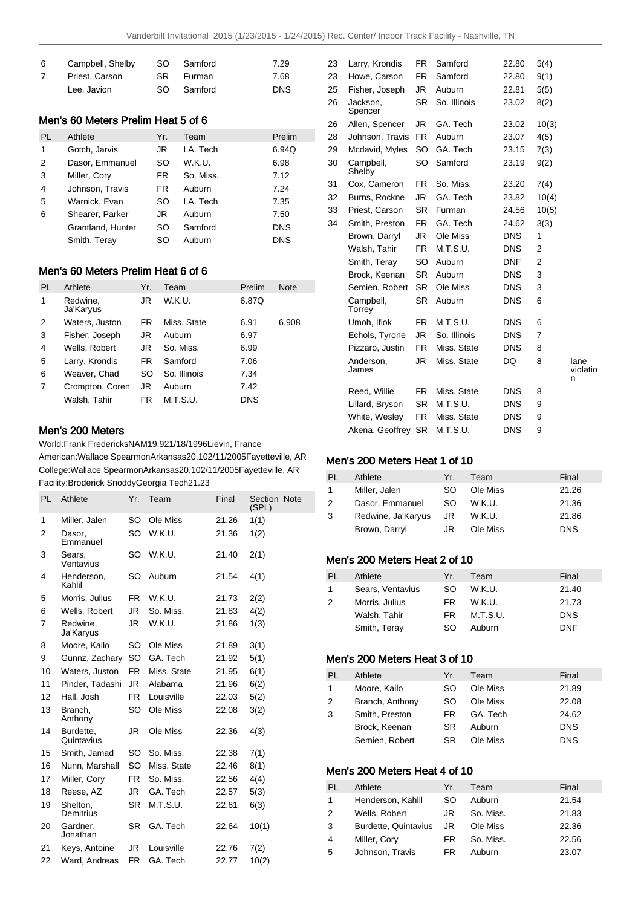| | | | | |
|---|---|---|---|---|
| 6 | Campbell, Shelby | SO | Samford | 7.29 |
| 7 | Priest, Carson | SR | Furman | 7.68 |
| | Lee, Javion | SO | Samford | DNS |

### Men's 60 Meters Prelim Heat 5 of 6

| PL | Athlete | Yr. | Team | Prelim |
|---|---|---|---|---|
| 1 | Gotch, Jarvis | JR | LA. Tech | 6.94Q |
| 2 | Dasor, Emmanuel | SO | W.K.U. | 6.98 |
| 3 | Miller, Cory | FR | So. Miss. | 7.12 |
| 4 | Johnson, Travis | FR | Auburn | 7.24 |
| 5 | Warnick, Evan | SO | LA. Tech | 7.35 |
| 6 | Shearer, Parker | JR | Auburn | 7.50 |
| | Grantland, Hunter | SO | Samford | DNS |
| | Smith, Teray | SO | Auburn | DNS |

### Men's 60 Meters Prelim Heat 6 of 6

| PL | Athlete | Yr. | Team | Prelim | Note |
|---|---|---|---|---|---|
| 1 | Redwine, Ja'Karyus | JR | W.K.U. | 6.87Q | |
| 2 | Waters, Juston | FR | Miss. State | 6.91 | 6.908 |
| 3 | Fisher, Joseph | JR | Auburn | 6.97 | |
| 4 | Wells, Robert | JR | So. Miss. | 6.99 | |
| 5 | Larry, Krondis | FR | Samford | 7.06 | |
| 6 | Weaver, Chad | SO | So. Illinois | 7.34 | |
| 7 | Crompton, Coren | JR | Auburn | 7.42 | |
| | Walsh, Tahir | FR | M.T.S.U. | DNS | |

### Men's 200 Meters

World:Frank FredericksNAM19.921/18/1996Lievin, France
American:Wallace SpearmonArkansas20.102/11/2005Fayetteville, AR
College:Wallace SpearmonArkansas20.102/11/2005Fayetteville, AR
Facility:Broderick SnoddyGeorgia Tech21.23

| PL | Athlete | Yr. | Team | Final | Section (SPL) | Note |
|---|---|---|---|---|---|---|
| 1 | Miller, Jalen | SO | Ole Miss | 21.26 | 1(1) | |
| 2 | Dasor, Emmanuel | SO | W.K.U. | 21.36 | 1(2) | |
| 3 | Sears, Ventavius | SO | W.K.U. | 21.40 | 2(1) | |
| 4 | Henderson, Kahlil | SO | Auburn | 21.54 | 4(1) | |
| 5 | Morris, Julius | FR | W.K.U. | 21.73 | 2(2) | |
| 6 | Wells, Robert | JR | So. Miss. | 21.83 | 4(2) | |
| 7 | Redwine, Ja'Karyus | JR | W.K.U. | 21.86 | 1(3) | |
| 8 | Moore, Kailo | SO | Ole Miss | 21.89 | 3(1) | |
| 9 | Gunnz, Zachary | SO | GA. Tech | 21.92 | 5(1) | |
| 10 | Waters, Juston | FR | Miss. State | 21.95 | 6(1) | |
| 11 | Pinder, Tadashi | JR | Alabama | 21.96 | 6(2) | |
| 12 | Hall, Josh | FR | Louisville | 22.03 | 5(2) | |
| 13 | Branch, Anthony | SO | Ole Miss | 22.08 | 3(2) | |
| 14 | Burdette, Quintavius | JR | Ole Miss | 22.36 | 4(3) | |
| 15 | Smith, Jamad | SO | So. Miss. | 22.38 | 7(1) | |
| 16 | Nunn, Marshall | SO | Miss. State | 22.46 | 8(1) | |
| 17 | Miller, Cory | FR | So. Miss. | 22.56 | 4(4) | |
| 18 | Reese, AZ | JR | GA. Tech | 22.57 | 5(3) | |
| 19 | Shelton, Demitrius | SR | M.T.S.U. | 22.61 | 6(3) | |
| 20 | Gardner, Jonathan | SR | GA. Tech | 22.64 | 10(1) | |
| 21 | Keys, Antoine | JR | Louisville | 22.76 | 7(2) | |
| 22 | Ward, Andreas | FR | GA. Tech | 22.77 | 10(2) | |
| 23 | Larry, Krondis | FR | Samford | 22.80 | 5(4) | |
| 23 | Howe, Carson | FR | Samford | 22.80 | 9(1) | |
| 25 | Fisher, Joseph | JR | Auburn | 22.81 | 5(5) | |
| 26 | Jackson, Spencer | SR | So. Illinois | 23.02 | 8(2) | |
| 26 | Allen, Spencer | JR | GA. Tech | 23.02 | 10(3) | |
| 28 | Johnson, Travis | FR | Auburn | 23.07 | 4(5) | |
| 29 | Mcdavid, Myles | SO | GA. Tech | 23.15 | 7(3) | |
| 30 | Campbell, Shelby | SO | Samford | 23.19 | 9(2) | |
| 31 | Cox, Cameron | FR | So. Miss. | 23.20 | 7(4) | |
| 32 | Burns, Rockne | JR | GA. Tech | 23.82 | 10(4) | |
| 33 | Priest, Carson | SR | Furman | 24.56 | 10(5) | |
| 34 | Smith, Preston | FR | GA. Tech | 24.62 | 3(3) | |
| | Brown, Darryl | JR | Ole Miss | DNS | 1 | |
| | Walsh, Tahir | FR | M.T.S.U. | DNS | 2 | |
| | Smith, Teray | SO | Auburn | DNF | 2 | |
| | Brock, Keenan | SR | Auburn | DNS | 3 | |
| | Semien, Robert | SR | Ole Miss | DNS | 3 | |
| | Campbell, Torrey | SR | Auburn | DNS | 6 | |
| | Umoh, Ifiok | FR | M.T.S.U. | DNS | 6 | |
| | Echols, Tyrone | JR | So. Illinois | DNS | 7 | |
| | Pizzaro, Justin | FR | Miss. State | DNS | 8 | |
| | Anderson, James | JR | Miss. State | DQ | 8 | lane violation |
| | Reed, Willie | FR | Miss. State | DNS | 8 | |
| | Lillard, Bryson | SR | M.T.S.U. | DNS | 9 | |
| | White, Wesley | FR | Miss. State | DNS | 9 | |
| | Akena, Geoffrey | SR | M.T.S.U. | DNS | 9 | |

### Men's 200 Meters Heat 1 of 10

| PL | Athlete | Yr. | Team | Final |
|---|---|---|---|---|
| 1 | Miller, Jalen | SO | Ole Miss | 21.26 |
| 2 | Dasor, Emmanuel | SO | W.K.U. | 21.36 |
| 3 | Redwine, Ja'Karyus | JR | W.K.U. | 21.86 |
| | Brown, Darryl | JR | Ole Miss | DNS |

### Men's 200 Meters Heat 2 of 10

| PL | Athlete | Yr. | Team | Final |
|---|---|---|---|---|
| 1 | Sears, Ventavius | SO | W.K.U. | 21.40 |
| 2 | Morris, Julius | FR | W.K.U. | 21.73 |
| | Walsh, Tahir | FR | M.T.S.U. | DNS |
| | Smith, Teray | SO | Auburn | DNF |

### Men's 200 Meters Heat 3 of 10

| PL | Athlete | Yr. | Team | Final |
|---|---|---|---|---|
| 1 | Moore, Kailo | SO | Ole Miss | 21.89 |
| 2 | Branch, Anthony | SO | Ole Miss | 22.08 |
| 3 | Smith, Preston | FR | GA. Tech | 24.62 |
| | Brock, Keenan | SR | Auburn | DNS |
| | Semien, Robert | SR | Ole Miss | DNS |

### Men's 200 Meters Heat 4 of 10

| PL | Athlete | Yr. | Team | Final |
|---|---|---|---|---|
| 1 | Henderson, Kahlil | SO | Auburn | 21.54 |
| 2 | Wells, Robert | JR | So. Miss. | 21.83 |
| 3 | Burdette, Quintavius | JR | Ole Miss | 22.36 |
| 4 | Miller, Cory | FR | So. Miss. | 22.56 |
| 5 | Johnson, Travis | FR | Auburn | 23.07 |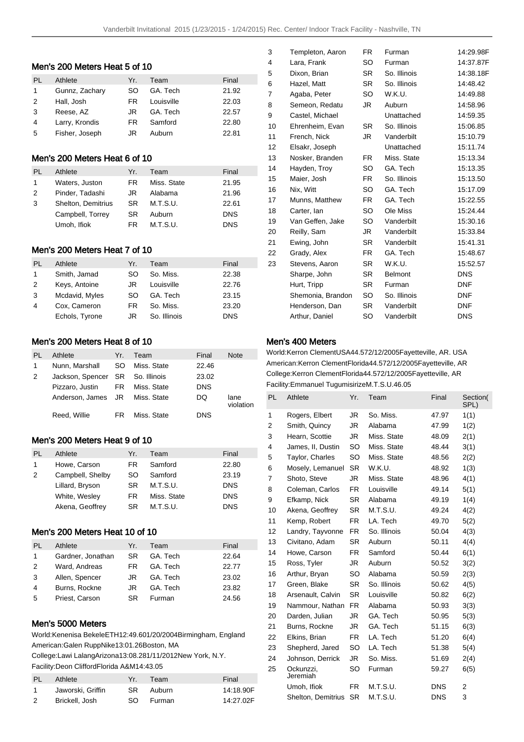## Men's 200 Meters Heat 5 of 10

| PL | Athlete | Yr. | Team | Final |
|---|---|---|---|---|
| 1 | Gunnz, Zachary | SO | GA. Tech | 21.92 |
| 2 | Hall, Josh | FR | Louisville | 22.03 |
| 3 | Reese, AZ | JR | GA. Tech | 22.57 |
| 4 | Larry, Krondis | FR | Samford | 22.80 |
| 5 | Fisher, Joseph | JR | Auburn | 22.81 |

## Men's 200 Meters Heat 6 of 10

| PL | Athlete | Yr. | Team | Final |
|---|---|---|---|---|
| 1 | Waters, Juston | FR | Miss. State | 21.95 |
| 2 | Pinder, Tadashi | JR | Alabama | 21.96 |
| 3 | Shelton, Demitrius | SR | M.T.S.U. | 22.61 |
| | Campbell, Torrey | SR | Auburn | DNS |
| | Umoh, Ifiok | FR | M.T.S.U. | DNS |

## Men's 200 Meters Heat 7 of 10

| PL | Athlete | Yr. | Team | Final |
|---|---|---|---|---|
| 1 | Smith, Jamad | SO | So. Miss. | 22.38 |
| 2 | Keys, Antoine | JR | Louisville | 22.76 |
| 3 | Mcdavid, Myles | SO | GA. Tech | 23.15 |
| 4 | Cox, Cameron | FR | So. Miss. | 23.20 |
| | Echols, Tyrone | JR | So. Illinois | DNS |

## Men's 200 Meters Heat 8 of 10

| PL | Athlete | Yr. | Team | Final | Note |
|---|---|---|---|---|---|
| 1 | Nunn, Marshall | SO | Miss. State | 22.46 | |
| 2 | Jackson, Spencer | SR | So. Illinois | 23.02 | |
| | Pizzaro, Justin | FR | Miss. State | DNS | |
| | Anderson, James | JR | Miss. State | DQ | lane violation |
| | Reed, Willie | FR | Miss. State | DNS | |

## Men's 200 Meters Heat 9 of 10

| PL | Athlete | Yr. | Team | Final |
|---|---|---|---|---|
| 1 | Howe, Carson | FR | Samford | 22.80 |
| 2 | Campbell, Shelby | SO | Samford | 23.19 |
| | Lillard, Bryson | SR | M.T.S.U. | DNS |
| | White, Wesley | FR | Miss. State | DNS |
| | Akena, Geoffrey | SR | M.T.S.U. | DNS |

## Men's 200 Meters Heat 10 of 10

| PL | Athlete | Yr. | Team | Final |
|---|---|---|---|---|
| 1 | Gardner, Jonathan | SR | GA. Tech | 22.64 |
| 2 | Ward, Andreas | FR | GA. Tech | 22.77 |
| 3 | Allen, Spencer | JR | GA. Tech | 23.02 |
| 4 | Burns, Rockne | JR | GA. Tech | 23.82 |
| 5 | Priest, Carson | SR | Furman | 24.56 |

## Men's 5000 Meters

World:Kenenisa BekeleETH12:49.601/20/2004Birmingham, England
American:Galen RuppNike13:01.26Boston, MA
College:Lawi LalangArizona13:08.281/11/2012New York, N.Y.
Facility:Deon CliffordFlorida A&M14:43.05

| PL | Athlete | Yr. | Team | Final |
|---|---|---|---|---|
| 1 | Jaworski, Griffin | SR | Auburn | 14:18.90F |
| 2 | Brickell, Josh | SO | Furman | 14:27.02F |
| 3 | Templeton, Aaron | FR | Furman | 14:29.98F |
| 4 | Lara, Frank | SO | Furman | 14:37.87F |
| 5 | Dixon, Brian | SR | So. Illinois | 14:38.18F |
| 6 | Hazel, Matt | SR | So. Illinois | 14:48.42 |
| 7 | Agaba, Peter | SO | W.K.U. | 14:49.88 |
| 8 | Semeon, Redatu | JR | Auburn | 14:58.96 |
| 9 | Castel, Michael | | Unattached | 14:59.35 |
| 10 | Ehrenheim, Evan | SR | So. Illinois | 15:06.85 |
| 11 | French, Nick | JR | Vanderbilt | 15:10.79 |
| 12 | Elsakr, Joseph | | Unattached | 15:11.74 |
| 13 | Nosker, Branden | FR | Miss. State | 15:13.34 |
| 14 | Hayden, Troy | SO | GA. Tech | 15:13.35 |
| 15 | Maier, Josh | FR | So. Illinois | 15:13.50 |
| 16 | Nix, Witt | SO | GA. Tech | 15:17.09 |
| 17 | Munns, Matthew | FR | GA. Tech | 15:22.55 |
| 18 | Carter, Ian | SO | Ole Miss | 15:24.44 |
| 19 | Van Geffen, Jake | SO | Vanderbilt | 15:30.16 |
| 20 | Reilly, Sam | JR | Vanderbilt | 15:33.84 |
| 21 | Ewing, John | SR | Vanderbilt | 15:41.31 |
| 22 | Grady, Alex | FR | GA. Tech | 15:48.67 |
| 23 | Stevens, Aaron | SR | W.K.U. | 15:52.57 |
| | Sharpe, John | SR | Belmont | DNS |
| | Hurt, Tripp | SR | Furman | DNF |
| | Shemonia, Brandon | SO | So. Illinois | DNF |
| | Henderson, Dan | SR | Vanderbilt | DNF |
| | Arthur, Daniel | SO | Vanderbilt | DNS |

## Men's 400 Meters

World:Kerron ClementUSA44.572/12/2005Fayetteville, AR. USA
American:Kerron ClementFlorida44.572/12/2005Fayetteville, AR
College:Kerron ClementFlorida44.572/12/2005Fayetteville, AR
Facility:Emmanuel TugumisirizeM.T.S.U.46.05

| PL | Athlete | Yr. | Team | Final | Section( SPL) |
|---|---|---|---|---|---|
| 1 | Rogers, Elbert | JR | So. Miss. | 47.97 | 1(1) |
| 2 | Smith, Quincy | JR | Alabama | 47.99 | 1(2) |
| 3 | Hearn, Scottie | JR | Miss. State | 48.09 | 2(1) |
| 4 | James, II, Dustin | SO | Miss. State | 48.44 | 3(1) |
| 5 | Taylor, Charles | SO | Miss. State | 48.56 | 2(2) |
| 6 | Mosely, Lemanuel | SR | W.K.U. | 48.92 | 1(3) |
| 7 | Shoto, Steve | JR | Miss. State | 48.96 | 4(1) |
| 8 | Coleman, Carlos | FR | Louisville | 49.14 | 5(1) |
| 9 | Efkamp, Nick | SR | Alabama | 49.19 | 1(4) |
| 10 | Akena, Geoffrey | SR | M.T.S.U. | 49.24 | 4(2) |
| 11 | Kemp, Robert | FR | LA. Tech | 49.70 | 5(2) |
| 12 | Landry, Tayvonne | FR | So. Illinois | 50.04 | 4(3) |
| 13 | Civitano, Adam | SR | Auburn | 50.11 | 4(4) |
| 14 | Howe, Carson | FR | Samford | 50.44 | 6(1) |
| 15 | Ross, Tyler | JR | Auburn | 50.52 | 3(2) |
| 16 | Arthur, Bryan | SO | Alabama | 50.59 | 2(3) |
| 17 | Green, Blake | SR | So. Illinois | 50.62 | 4(5) |
| 18 | Arsenault, Calvin | SR | Louisville | 50.82 | 6(2) |
| 19 | Nammour, Nathan | FR | Alabama | 50.93 | 3(3) |
| 20 | Darden, Julian | JR | GA. Tech | 50.95 | 5(3) |
| 21 | Burns, Rockne | JR | GA. Tech | 51.15 | 6(3) |
| 22 | Elkins, Brian | FR | LA. Tech | 51.20 | 6(4) |
| 23 | Shepherd, Jared | SO | LA. Tech | 51.38 | 5(4) |
| 24 | Johnson, Derrick | JR | So. Miss. | 51.69 | 2(4) |
| 25 | Ockunzzi, Jeremiah | SO | Furman | 59.27 | 6(5) |
| | Umoh, Ifiok | FR | M.T.S.U. | DNS | 2 |
| | Shelton, Demitrius | SR | M.T.S.U. | DNS | 3 |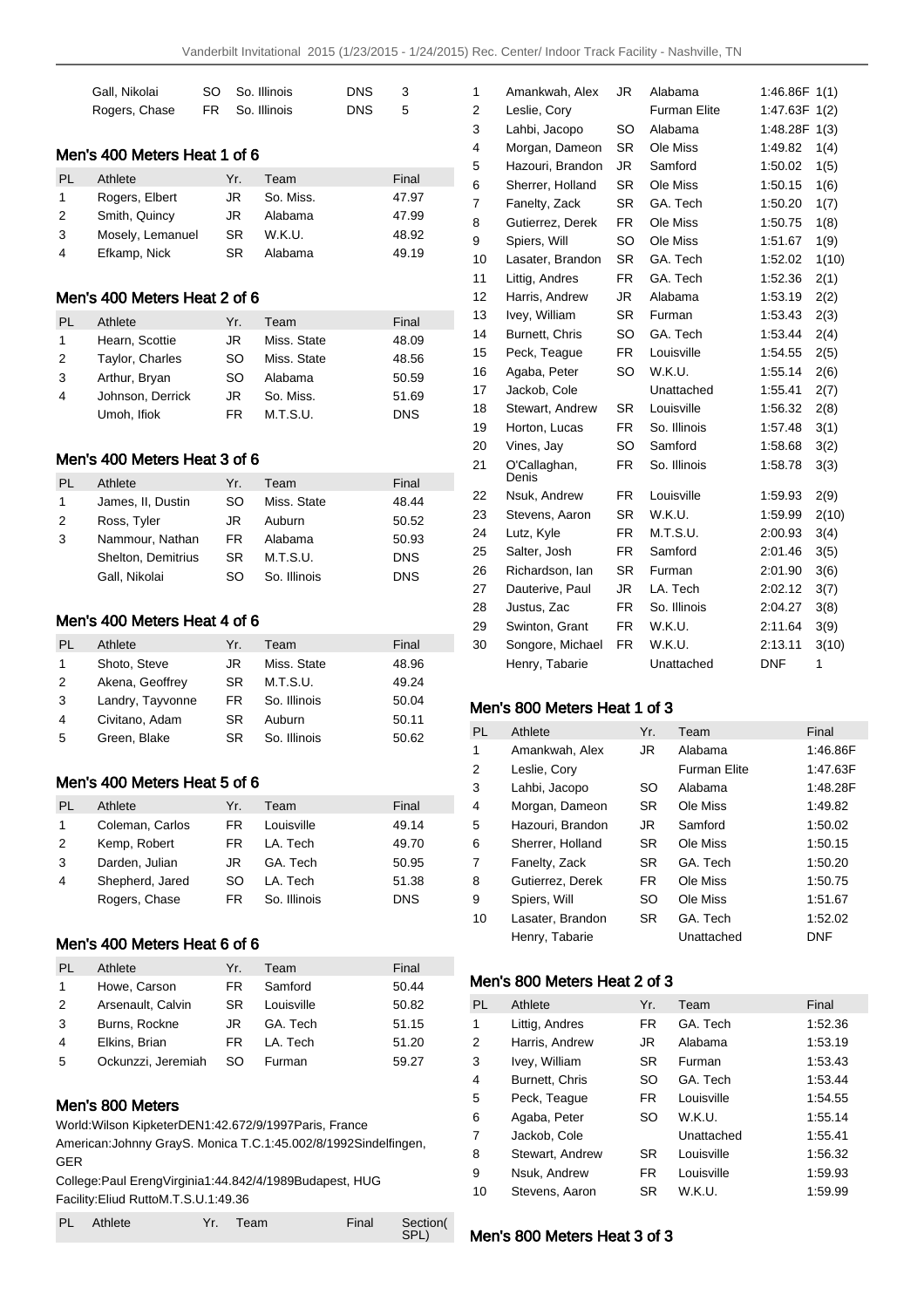| | | | | |
|---|---|---|---|---|
| Gall, Nikolai | SO | So. Illinois | DNS | 3 |
| Rogers, Chase | FR | So. Illinois | DNS | 5 |

## Men's 400 Meters Heat 1 of 6

| PL | Athlete | Yr. | Team | Final |
|---|---|---|---|---|
| 1 | Rogers, Elbert | JR | So. Miss. | 47.97 |
| 2 | Smith, Quincy | JR | Alabama | 47.99 |
| 3 | Mosely, Lemanuel | SR | W.K.U. | 48.92 |
| 4 | Efkamp, Nick | SR | Alabama | 49.19 |

## Men's 400 Meters Heat 2 of 6

| PL | Athlete | Yr. | Team | Final |
|---|---|---|---|---|
| 1 | Hearn, Scottie | JR | Miss. State | 48.09 |
| 2 | Taylor, Charles | SO | Miss. State | 48.56 |
| 3 | Arthur, Bryan | SO | Alabama | 50.59 |
| 4 | Johnson, Derrick | JR | So. Miss. | 51.69 |
| | Umoh, Ifiok | FR | M.T.S.U. | DNS |

## Men's 400 Meters Heat 3 of 6

| PL | Athlete | Yr. | Team | Final |
|---|---|---|---|---|
| 1 | James, II, Dustin | SO | Miss. State | 48.44 |
| 2 | Ross, Tyler | JR | Auburn | 50.52 |
| 3 | Nammour, Nathan | FR | Alabama | 50.93 |
| | Shelton, Demitrius | SR | M.T.S.U. | DNS |
| | Gall, Nikolai | SO | So. Illinois | DNS |

## Men's 400 Meters Heat 4 of 6

| PL | Athlete | Yr. | Team | Final |
|---|---|---|---|---|
| 1 | Shoto, Steve | JR | Miss. State | 48.96 |
| 2 | Akena, Geoffrey | SR | M.T.S.U. | 49.24 |
| 3 | Landry, Tayvonne | FR | So. Illinois | 50.04 |
| 4 | Civitano, Adam | SR | Auburn | 50.11 |
| 5 | Green, Blake | SR | So. Illinois | 50.62 |

## Men's 400 Meters Heat 5 of 6

| PL | Athlete | Yr. | Team | Final |
|---|---|---|---|---|
| 1 | Coleman, Carlos | FR | Louisville | 49.14 |
| 2 | Kemp, Robert | FR | LA. Tech | 49.70 |
| 3 | Darden, Julian | JR | GA. Tech | 50.95 |
| 4 | Shepherd, Jared | SO | LA. Tech | 51.38 |
| | Rogers, Chase | FR | So. Illinois | DNS |

## Men's 400 Meters Heat 6 of 6

| PL | Athlete | Yr. | Team | Final |
|---|---|---|---|---|
| 1 | Howe, Carson | FR | Samford | 50.44 |
| 2 | Arsenault, Calvin | SR | Louisville | 50.82 |
| 3 | Burns, Rockne | JR | GA. Tech | 51.15 |
| 4 | Elkins, Brian | FR | LA. Tech | 51.20 |
| 5 | Ockunzzi, Jeremiah | SO | Furman | 59.27 |

## Men's 800 Meters

World:Wilson KipketerDEN1:42.672/9/1997Paris, France

American:Johnny GrayS. Monica T.C.1:45.002/8/1992Sindelfingen, GER

College:Paul ErengVirginia1:44.842/4/1989Budapest, HUG

Facility:Eliud RuttoM.T.S.U.1:49.36

| PL | Athlete | Yr. | Team | Final | Section( SPL) |
|---|---|---|---|---|---|
| 1 | Amankwah, Alex | JR | Alabama | 1:46.86F | 1(1) |
| 2 | Leslie, Cory | | Furman Elite | 1:47.63F | 1(2) |
| 3 | Lahbi, Jacopo | SO | Alabama | 1:48.28F | 1(3) |
| 4 | Morgan, Dameon | SR | Ole Miss | 1:49.82 | 1(4) |
| 5 | Hazouri, Brandon | JR | Samford | 1:50.02 | 1(5) |
| 6 | Sherrer, Holland | SR | Ole Miss | 1:50.15 | 1(6) |
| 7 | Fanelty, Zack | SR | GA. Tech | 1:50.20 | 1(7) |
| 8 | Gutierrez, Derek | FR | Ole Miss | 1:50.75 | 1(8) |
| 9 | Spiers, Will | SO | Ole Miss | 1:51.67 | 1(9) |
| 10 | Lasater, Brandon | SR | GA. Tech | 1:52.02 | 1(10) |
| 11 | Littig, Andres | FR | GA. Tech | 1:52.36 | 2(1) |
| 12 | Harris, Andrew | JR | Alabama | 1:53.19 | 2(2) |
| 13 | Ivey, William | SR | Furman | 1:53.43 | 2(3) |
| 14 | Burnett, Chris | SO | GA. Tech | 1:53.44 | 2(4) |
| 15 | Peck, Teague | FR | Louisville | 1:54.55 | 2(5) |
| 16 | Agaba, Peter | SO | W.K.U. | 1:55.14 | 2(6) |
| 17 | Jackob, Cole | | Unattached | 1:55.41 | 2(7) |
| 18 | Stewart, Andrew | SR | Louisville | 1:56.32 | 2(8) |
| 19 | Horton, Lucas | FR | So. Illinois | 1:57.48 | 3(1) |
| 20 | Vines, Jay | SO | Samford | 1:58.68 | 3(2) |
| 21 | O'Callaghan, Denis | FR | So. Illinois | 1:58.78 | 3(3) |
| 22 | Nsuk, Andrew | FR | Louisville | 1:59.93 | 2(9) |
| 23 | Stevens, Aaron | SR | W.K.U. | 1:59.99 | 2(10) |
| 24 | Lutz, Kyle | FR | M.T.S.U. | 2:00.93 | 3(4) |
| 25 | Salter, Josh | FR | Samford | 2:01.46 | 3(5) |
| 26 | Richardson, Ian | SR | Furman | 2:01.90 | 3(6) |
| 27 | Dauterive, Paul | JR | LA. Tech | 2:02.12 | 3(7) |
| 28 | Justus, Zac | FR | So. Illinois | 2:04.27 | 3(8) |
| 29 | Swinton, Grant | FR | W.K.U. | 2:11.64 | 3(9) |
| 30 | Songore, Michael | FR | W.K.U. | 2:13.11 | 3(10) |
| | Henry, Tabarie | | Unattached | DNF | 1 |

## Men's 800 Meters Heat 1 of 3

| PL | Athlete | Yr. | Team | Final |
|---|---|---|---|---|
| 1 | Amankwah, Alex | JR | Alabama | 1:46.86F |
| 2 | Leslie, Cory | | Furman Elite | 1:47.63F |
| 3 | Lahbi, Jacopo | SO | Alabama | 1:48.28F |
| 4 | Morgan, Dameon | SR | Ole Miss | 1:49.82 |
| 5 | Hazouri, Brandon | JR | Samford | 1:50.02 |
| 6 | Sherrer, Holland | SR | Ole Miss | 1:50.15 |
| 7 | Fanelty, Zack | SR | GA. Tech | 1:50.20 |
| 8 | Gutierrez, Derek | FR | Ole Miss | 1:50.75 |
| 9 | Spiers, Will | SO | Ole Miss | 1:51.67 |
| 10 | Lasater, Brandon | SR | GA. Tech | 1:52.02 |
| | Henry, Tabarie | | Unattached | DNF |

## Men's 800 Meters Heat 2 of 3

| PL | Athlete | Yr. | Team | Final |
|---|---|---|---|---|
| 1 | Littig, Andres | FR | GA. Tech | 1:52.36 |
| 2 | Harris, Andrew | JR | Alabama | 1:53.19 |
| 3 | Ivey, William | SR | Furman | 1:53.43 |
| 4 | Burnett, Chris | SO | GA. Tech | 1:53.44 |
| 5 | Peck, Teague | FR | Louisville | 1:54.55 |
| 6 | Agaba, Peter | SO | W.K.U. | 1:55.14 |
| 7 | Jackob, Cole | | Unattached | 1:55.41 |
| 8 | Stewart, Andrew | SR | Louisville | 1:56.32 |
| 9 | Nsuk, Andrew | FR | Louisville | 1:59.93 |
| 10 | Stevens, Aaron | SR | W.K.U. | 1:59.99 |

## Men's 800 Meters Heat 3 of 3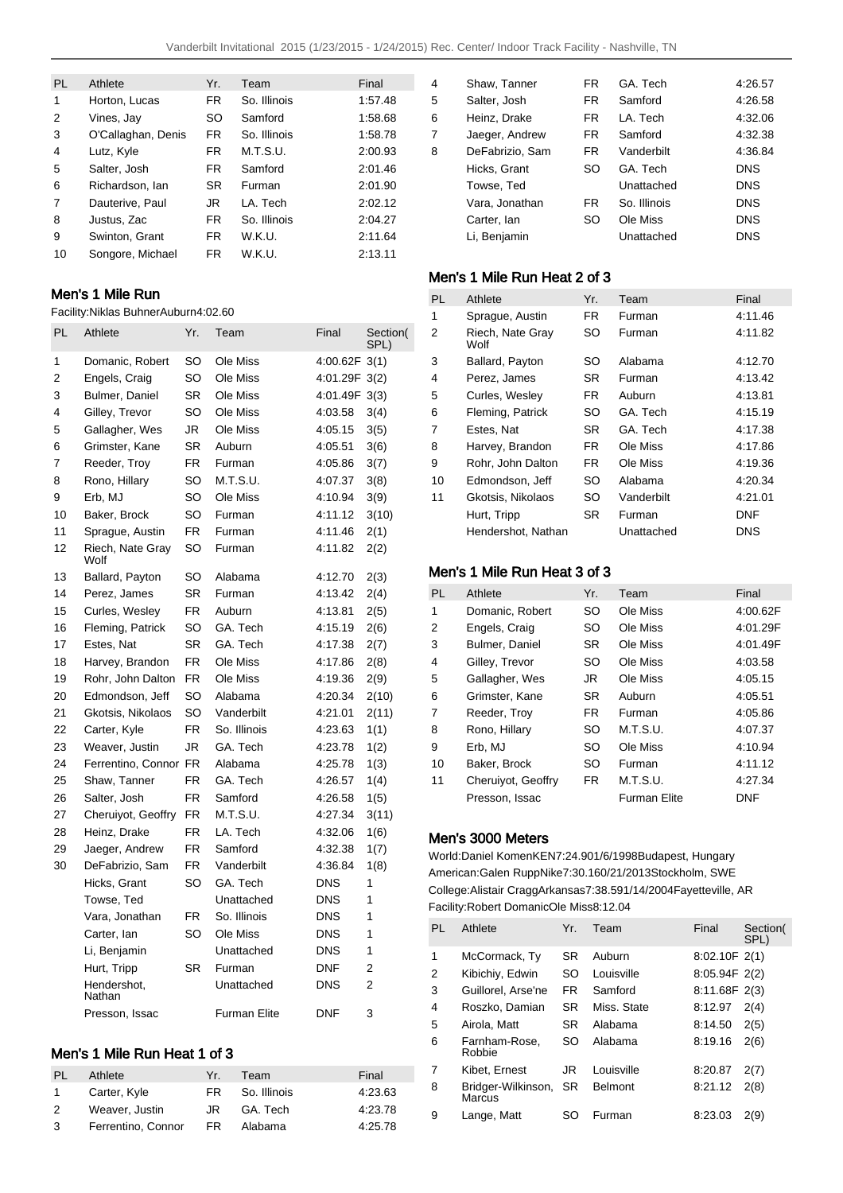| PL | Athlete | Yr. | Team | Final |
|---|---|---|---|---|
| 1 | Horton, Lucas | FR | So. Illinois | 1:57.48 |
| 2 | Vines, Jay | SO | Samford | 1:58.68 |
| 3 | O'Callaghan, Denis | FR | So. Illinois | 1:58.78 |
| 4 | Lutz, Kyle | FR | M.T.S.U. | 2:00.93 |
| 5 | Salter, Josh | FR | Samford | 2:01.46 |
| 6 | Richardson, Ian | SR | Furman | 2:01.90 |
| 7 | Dauterive, Paul | JR | LA. Tech | 2:02.12 |
| 8 | Justus, Zac | FR | So. Illinois | 2:04.27 |
| 9 | Swinton, Grant | FR | W.K.U. | 2:11.64 |
| 10 | Songore, Michael | FR | W.K.U. | 2:13.11 |

## Men's 1 Mile Run

Facility:Niklas BuhnerAuburn4:02.60

| PL | Athlete | Yr. | Team | Final | Section( SPL) |
|---|---|---|---|---|---|
| 1 | Domanic, Robert | SO | Ole Miss | 4:00.62F | 3(1) |
| 2 | Engels, Craig | SO | Ole Miss | 4:01.29F | 3(2) |
| 3 | Bulmer, Daniel | SR | Ole Miss | 4:01.49F | 3(3) |
| 4 | Gilley, Trevor | SO | Ole Miss | 4:03.58 | 3(4) |
| 5 | Gallagher, Wes | JR | Ole Miss | 4:05.15 | 3(5) |
| 6 | Grimster, Kane | SR | Auburn | 4:05.51 | 3(6) |
| 7 | Reeder, Troy | FR | Furman | 4:05.86 | 3(7) |
| 8 | Rono, Hillary | SO | M.T.S.U. | 4:07.37 | 3(8) |
| 9 | Erb, MJ | SO | Ole Miss | 4:10.94 | 3(9) |
| 10 | Baker, Brock | SO | Furman | 4:11.12 | 3(10) |
| 11 | Sprague, Austin | FR | Furman | 4:11.46 | 2(1) |
| 12 | Riech, Nate Gray Wolf | SO | Furman | 4:11.82 | 2(2) |
| 13 | Ballard, Payton | SO | Alabama | 4:12.70 | 2(3) |
| 14 | Perez, James | SR | Furman | 4:13.42 | 2(4) |
| 15 | Curles, Wesley | FR | Auburn | 4:13.81 | 2(5) |
| 16 | Fleming, Patrick | SO | GA. Tech | 4:15.19 | 2(6) |
| 17 | Estes, Nat | SR | GA. Tech | 4:17.38 | 2(7) |
| 18 | Harvey, Brandon | FR | Ole Miss | 4:17.86 | 2(8) |
| 19 | Rohr, John Dalton | FR | Ole Miss | 4:19.36 | 2(9) |
| 20 | Edmondson, Jeff | SO | Alabama | 4:20.34 | 2(10) |
| 21 | Gkotsis, Nikolaos | SO | Vanderbilt | 4:21.01 | 2(11) |
| 22 | Carter, Kyle | FR | So. Illinois | 4:23.63 | 1(1) |
| 23 | Weaver, Justin | JR | GA. Tech | 4:23.78 | 1(2) |
| 24 | Ferrentino, Connor | FR | Alabama | 4:25.78 | 1(3) |
| 25 | Shaw, Tanner | FR | GA. Tech | 4:26.57 | 1(4) |
| 26 | Salter, Josh | FR | Samford | 4:26.58 | 1(5) |
| 27 | Cheruiyot, Geoffry | FR | M.T.S.U. | 4:27.34 | 3(11) |
| 28 | Heinz, Drake | FR | LA. Tech | 4:32.06 | 1(6) |
| 29 | Jaeger, Andrew | FR | Samford | 4:32.38 | 1(7) |
| 30 | DeFabrizio, Sam | FR | Vanderbilt | 4:36.84 | 1(8) |
| | Hicks, Grant | SO | GA. Tech | DNS | 1 |
| | Towse, Ted | | Unattached | DNS | 1 |
| | Vara, Jonathan | FR | So. Illinois | DNS | 1 |
| | Carter, Ian | SO | Ole Miss | DNS | 1 |
| | Li, Benjamin | | Unattached | DNS | 1 |
| | Hurt, Tripp | SR | Furman | DNF | 2 |
| | Hendershot, Nathan | | Unattached | DNS | 2 |
| | Presson, Issac | | Furman Elite | DNF | 3 |

## Men's 1 Mile Run Heat 1 of 3

| PL | Athlete | Yr. | Team | Final |
|---|---|---|---|---|
| 1 | Carter, Kyle | FR | So. Illinois | 4:23.63 |
| 2 | Weaver, Justin | JR | GA. Tech | 4:23.78 |
| 3 | Ferrentino, Connor | FR | Alabama | 4:25.78 |
| 4 | Shaw, Tanner | FR | GA. Tech | 4:26.57 |
| 5 | Salter, Josh | FR | Samford | 4:26.58 |
| 6 | Heinz, Drake | FR | LA. Tech | 4:32.06 |
| 7 | Jaeger, Andrew | FR | Samford | 4:32.38 |
| 8 | DeFabrizio, Sam | FR | Vanderbilt | 4:36.84 |
| | Hicks, Grant | SO | GA. Tech | DNS |
| | Towse, Ted | | Unattached | DNS |
| | Vara, Jonathan | FR | So. Illinois | DNS |
| | Carter, Ian | SO | Ole Miss | DNS |
| | Li, Benjamin | | Unattached | DNS |

## Men's 1 Mile Run Heat 2 of 3

| PL | Athlete | Yr. | Team | Final |
|---|---|---|---|---|
| 1 | Sprague, Austin | FR | Furman | 4:11.46 |
| 2 | Riech, Nate Gray Wolf | SO | Furman | 4:11.82 |
| 3 | Ballard, Payton | SO | Alabama | 4:12.70 |
| 4 | Perez, James | SR | Furman | 4:13.42 |
| 5 | Curles, Wesley | FR | Auburn | 4:13.81 |
| 6 | Fleming, Patrick | SO | GA. Tech | 4:15.19 |
| 7 | Estes, Nat | SR | GA. Tech | 4:17.38 |
| 8 | Harvey, Brandon | FR | Ole Miss | 4:17.86 |
| 9 | Rohr, John Dalton | FR | Ole Miss | 4:19.36 |
| 10 | Edmondson, Jeff | SO | Alabama | 4:20.34 |
| 11 | Gkotsis, Nikolaos | SO | Vanderbilt | 4:21.01 |
| | Hurt, Tripp | SR | Furman | DNF |
| | Hendershot, Nathan | | Unattached | DNS |

## Men's 1 Mile Run Heat 3 of 3

| PL | Athlete | Yr. | Team | Final |
|---|---|---|---|---|
| 1 | Domanic, Robert | SO | Ole Miss | 4:00.62F |
| 2 | Engels, Craig | SO | Ole Miss | 4:01.29F |
| 3 | Bulmer, Daniel | SR | Ole Miss | 4:01.49F |
| 4 | Gilley, Trevor | SO | Ole Miss | 4:03.58 |
| 5 | Gallagher, Wes | JR | Ole Miss | 4:05.15 |
| 6 | Grimster, Kane | SR | Auburn | 4:05.51 |
| 7 | Reeder, Troy | FR | Furman | 4:05.86 |
| 8 | Rono, Hillary | SO | M.T.S.U. | 4:07.37 |
| 9 | Erb, MJ | SO | Ole Miss | 4:10.94 |
| 10 | Baker, Brock | SO | Furman | 4:11.12 |
| 11 | Cheruiyot, Geoffry | FR | M.T.S.U. | 4:27.34 |
| | Presson, Issac | | Furman Elite | DNF |

## Men's 3000 Meters

World:Daniel KomenKEN7:24.901/6/1998Budapest, Hungary
American:Galen RuppNike7:30.160/21/2013Stockholm, SWE
College:Alistair CraggArkansas7:38.591/14/2004Fayetteville, AR
Facility:Robert DomanicOle Miss8:12.04

| PL | Athlete | Yr. | Team | Final | Section( SPL) |
|---|---|---|---|---|---|
| 1 | McCormack, Ty | SR | Auburn | 8:02.10F | 2(1) |
| 2 | Kibichiy, Edwin | SO | Louisville | 8:05.94F | 2(2) |
| 3 | Guillorel, Arse'ne | FR | Samford | 8:11.68F | 2(3) |
| 4 | Roszko, Damian | SR | Miss. State | 8:12.97 | 2(4) |
| 5 | Airola, Matt | SR | Alabama | 8:14.50 | 2(5) |
| 6 | Farnham-Rose, Robbie | SO | Alabama | 8:19.16 | 2(6) |
| 7 | Kibet, Ernest | JR | Louisville | 8:20.87 | 2(7) |
| 8 | Bridger-Wilkinson, Marcus | SR | Belmont | 8:21.12 | 2(8) |
| 9 | Lange, Matt | SO | Furman | 8:23.03 | 2(9) |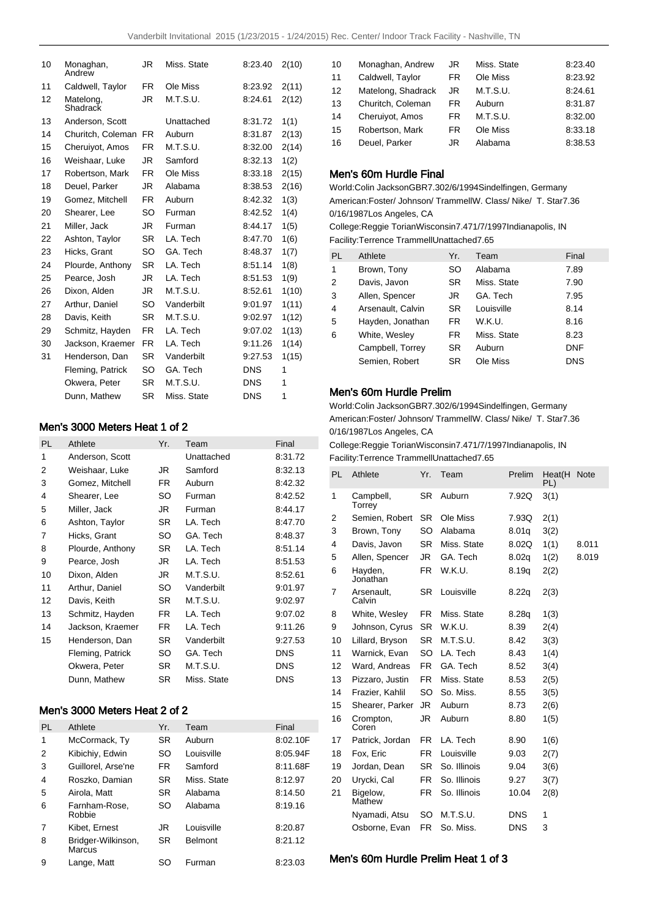| 10 | Monaghan, Andrew | JR | Miss. State | 8:23.40 | 2(10) |
|---|---|---|---|---|---|
| 11 | Caldwell, Taylor | FR | Ole Miss | 8:23.92 | 2(11) |
| 12 | Matelong, Shadrack | JR | M.T.S.U. | 8:24.61 | 2(12) |
| 13 | Anderson, Scott | | Unattached | 8:31.72 | 1(1) |
| 14 | Churitch, Coleman | FR | Auburn | 8:31.87 | 2(13) |
| 15 | Cheruiyot, Amos | FR | M.T.S.U. | 8:32.00 | 2(14) |
| 16 | Weishaar, Luke | JR | Samford | 8:32.13 | 1(2) |
| 17 | Robertson, Mark | FR | Ole Miss | 8:33.18 | 2(15) |
| 18 | Deuel, Parker | JR | Alabama | 8:38.53 | 2(16) |
| 19 | Gomez, Mitchell | FR | Auburn | 8:42.32 | 1(3) |
| 20 | Shearer, Lee | SO | Furman | 8:42.52 | 1(4) |
| 21 | Miller, Jack | JR | Furman | 8:44.17 | 1(5) |
| 22 | Ashton, Taylor | SR | LA. Tech | 8:47.70 | 1(6) |
| 23 | Hicks, Grant | SO | GA. Tech | 8:48.37 | 1(7) |
| 24 | Plourde, Anthony | SR | LA. Tech | 8:51.14 | 1(8) |
| 25 | Pearce, Josh | JR | LA. Tech | 8:51.53 | 1(9) |
| 26 | Dixon, Alden | JR | M.T.S.U. | 8:52.61 | 1(10) |
| 27 | Arthur, Daniel | SO | Vanderbilt | 9:01.97 | 1(11) |
| 28 | Davis, Keith | SR | M.T.S.U. | 9:02.97 | 1(12) |
| 29 | Schmitz, Hayden | FR | LA. Tech | 9:07.02 | 1(13) |
| 30 | Jackson, Kraemer | FR | LA. Tech | 9:11.26 | 1(14) |
| 31 | Henderson, Dan | SR | Vanderbilt | 9:27.53 | 1(15) |
| | Fleming, Patrick | SO | GA. Tech | DNS | 1 |
| | Okwera, Peter | SR | M.T.S.U. | DNS | 1 |
| | Dunn, Mathew | SR | Miss. State | DNS | 1 |

## Men's 3000 Meters Heat 1 of 2

| PL | Athlete | Yr. | Team | Final |
|---|---|---|---|---|
| 1 | Anderson, Scott | | Unattached | 8:31.72 |
| 2 | Weishaar, Luke | JR | Samford | 8:32.13 |
| 3 | Gomez, Mitchell | FR | Auburn | 8:42.32 |
| 4 | Shearer, Lee | SO | Furman | 8:42.52 |
| 5 | Miller, Jack | JR | Furman | 8:44.17 |
| 6 | Ashton, Taylor | SR | LA. Tech | 8:47.70 |
| 7 | Hicks, Grant | SO | GA. Tech | 8:48.37 |
| 8 | Plourde, Anthony | SR | LA. Tech | 8:51.14 |
| 9 | Pearce, Josh | JR | LA. Tech | 8:51.53 |
| 10 | Dixon, Alden | JR | M.T.S.U. | 8:52.61 |
| 11 | Arthur, Daniel | SO | Vanderbilt | 9:01.97 |
| 12 | Davis, Keith | SR | M.T.S.U. | 9:02.97 |
| 13 | Schmitz, Hayden | FR | LA. Tech | 9:07.02 |
| 14 | Jackson, Kraemer | FR | LA. Tech | 9:11.26 |
| 15 | Henderson, Dan | SR | Vanderbilt | 9:27.53 |
| | Fleming, Patrick | SO | GA. Tech | DNS |
| | Okwera, Peter | SR | M.T.S.U. | DNS |
| | Dunn, Mathew | SR | Miss. State | DNS |

## Men's 3000 Meters Heat 2 of 2

| PL | Athlete | Yr. | Team | Final |
|---|---|---|---|---|
| 1 | McCormack, Ty | SR | Auburn | 8:02.10F |
| 2 | Kibichiy, Edwin | SO | Louisville | 8:05.94F |
| 3 | Guillorel, Arse'ne | FR | Samford | 8:11.68F |
| 4 | Roszko, Damian | SR | Miss. State | 8:12.97 |
| 5 | Airola, Matt | SR | Alabama | 8:14.50 |
| 6 | Farnham-Rose, Robbie | SO | Alabama | 8:19.16 |
| 7 | Kibet, Ernest | JR | Louisville | 8:20.87 |
| 8 | Bridger-Wilkinson, Marcus | SR | Belmont | 8:21.12 |
| 9 | Lange, Matt | SO | Furman | 8:23.03 |
| 10 | Monaghan, Andrew | JR | Miss. State | 8:23.40 |
| 11 | Caldwell, Taylor | FR | Ole Miss | 8:23.92 |
| 12 | Matelong, Shadrack | JR | M.T.S.U. | 8:24.61 |
| 13 | Churitch, Coleman | FR | Auburn | 8:31.87 |
| 14 | Cheruiyot, Amos | FR | M.T.S.U. | 8:32.00 |
| 15 | Robertson, Mark | FR | Ole Miss | 8:33.18 |
| 16 | Deuel, Parker | JR | Alabama | 8:38.53 |

## Men's 60m Hurdle Final

World:Colin JacksonGBR7.302/6/1994Sindelfingen, Germany
American:Foster/ Johnson/ TrammellW. Class/ Nike/ T. Star7.36 0/16/1987Los Angeles, CA
College:Reggie TorianWisconsin7.471/7/1997Indianapolis, IN
Facility:Terrence TrammellUnattached7.65

| PL | Athlete | Yr. | Team | Final |
|---|---|---|---|---|
| 1 | Brown, Tony | SO | Alabama | 7.89 |
| 2 | Davis, Javon | SR | Miss. State | 7.90 |
| 3 | Allen, Spencer | JR | GA. Tech | 7.95 |
| 4 | Arsenault, Calvin | SR | Louisville | 8.14 |
| 5 | Hayden, Jonathan | FR | W.K.U. | 8.16 |
| 6 | White, Wesley | FR | Miss. State | 8.23 |
| | Campbell, Torrey | SR | Auburn | DNF |
| | Semien, Robert | SR | Ole Miss | DNS |

## Men's 60m Hurdle Prelim

World:Colin JacksonGBR7.302/6/1994Sindelfingen, Germany
American:Foster/ Johnson/ TrammellW. Class/ Nike/ T. Star7.36 0/16/1987Los Angeles, CA
College:Reggie TorianWisconsin7.471/7/1997Indianapolis, IN
Facility:Terrence TrammellUnattached7.65

| PL | Athlete | Yr. | Team | Prelim | Heat(H PL) | Note |
|---|---|---|---|---|---|---|
| 1 | Campbell, Torrey | SR | Auburn | 7.92Q | 3(1) | |
| 2 | Semien, Robert | SR | Ole Miss | 7.93Q | 2(1) | |
| 3 | Brown, Tony | SO | Alabama | 8.01q | 3(2) | |
| 4 | Davis, Javon | SR | Miss. State | 8.02Q | 1(1) | 8.011 |
| 5 | Allen, Spencer | JR | GA. Tech | 8.02q | 1(2) | 8.019 |
| 6 | Hayden, Jonathan | FR | W.K.U. | 8.19q | 2(2) | |
| 7 | Arsenault, Calvin | SR | Louisville | 8.22q | 2(3) | |
| 8 | White, Wesley | FR | Miss. State | 8.28q | 1(3) | |
| 9 | Johnson, Cyrus | SR | W.K.U. | 8.39 | 2(4) | |
| 10 | Lillard, Bryson | SR | M.T.S.U. | 8.42 | 3(3) | |
| 11 | Warnick, Evan | SO | LA. Tech | 8.43 | 1(4) | |
| 12 | Ward, Andreas | FR | GA. Tech | 8.52 | 3(4) | |
| 13 | Pizzaro, Justin | FR | Miss. State | 8.53 | 2(5) | |
| 14 | Frazier, Kahlil | SO | So. Miss. | 8.55 | 3(5) | |
| 15 | Shearer, Parker | JR | Auburn | 8.73 | 2(6) | |
| 16 | Crompton, Coren | JR | Auburn | 8.80 | 1(5) | |
| 17 | Patrick, Jordan | FR | LA. Tech | 8.90 | 1(6) | |
| 18 | Fox, Eric | FR | Louisville | 9.03 | 2(7) | |
| 19 | Jordan, Dean | SR | So. Illinois | 9.04 | 3(6) | |
| 20 | Urycki, Cal | FR | So. Illinois | 9.27 | 3(7) | |
| 21 | Bigelow, Mathew | FR | So. Illinois | 10.04 | 2(8) | |
| | Nyamadi, Atsu | SO | M.T.S.U. | DNS | 1 | |
| | Osborne, Evan | FR | So. Miss. | DNS | 3 | |

## Men's 60m Hurdle Prelim Heat 1 of 3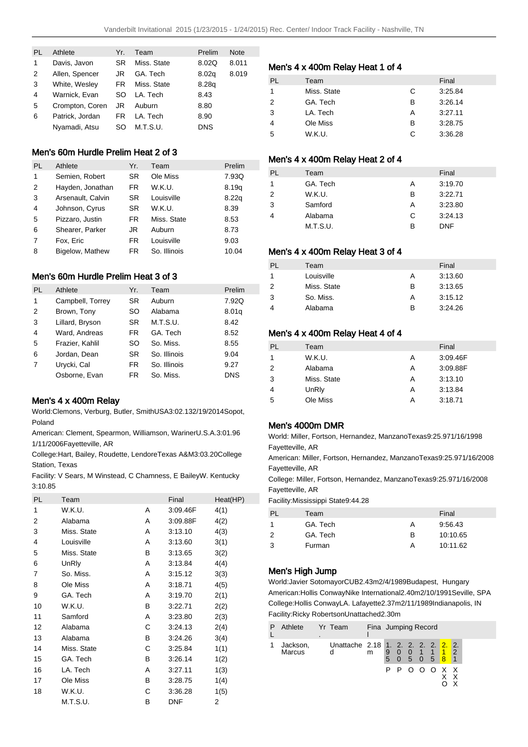| PL | Athlete | Yr. | Team | Prelim | Note |
|---|---|---|---|---|---|
| 1 | Davis, Javon | SR | Miss. State | 8.02Q | 8.011 |
| 2 | Allen, Spencer | JR | GA. Tech | 8.02q | 8.019 |
| 3 | White, Wesley | FR | Miss. State | 8.28q | |
| 4 | Warnick, Evan | SO | LA. Tech | 8.43 | |
| 5 | Crompton, Coren | JR | Auburn | 8.80 | |
| 6 | Patrick, Jordan | FR | LA. Tech | 8.90 | |
| | Nyamadi, Atsu | SO | M.T.S.U. | DNS | |

## Men's 60m Hurdle Prelim Heat 2 of 3

| PL | Athlete | Yr. | Team | Prelim |
|---|---|---|---|---|
| 1 | Semien, Robert | SR | Ole Miss | 7.93Q |
| 2 | Hayden, Jonathan | FR | W.K.U. | 8.19q |
| 3 | Arsenault, Calvin | SR | Louisville | 8.22q |
| 4 | Johnson, Cyrus | SR | W.K.U. | 8.39 |
| 5 | Pizzaro, Justin | FR | Miss. State | 8.53 |
| 6 | Shearer, Parker | JR | Auburn | 8.73 |
| 7 | Fox, Eric | FR | Louisville | 9.03 |
| 8 | Bigelow, Mathew | FR | So. Illinois | 10.04 |

## Men's 60m Hurdle Prelim Heat 3 of 3

| PL | Athlete | Yr. | Team | Prelim |
|---|---|---|---|---|
| 1 | Campbell, Torrey | SR | Auburn | 7.92Q |
| 2 | Brown, Tony | SO | Alabama | 8.01q |
| 3 | Lillard, Bryson | SR | M.T.S.U. | 8.42 |
| 4 | Ward, Andreas | FR | GA. Tech | 8.52 |
| 5 | Frazier, Kahlil | SO | So. Miss. | 8.55 |
| 6 | Jordan, Dean | SR | So. Illinois | 9.04 |
| 7 | Urycki, Cal | FR | So. Illinois | 9.27 |
| | Osborne, Evan | FR | So. Miss. | DNS |

## Men's 4 x 400m Relay

World:Clemons, Verburg, Butler, SmithUSA3:02.132/19/2014Sopot, Poland

American: Clement, Spearmon, Williamson, WarinerU.S.A.3:01.96 1/11/2006Fayetteville, AR

College:Hart, Bailey, Roudette, LendoreTexas A&M3:03.20College Station, Texas

Facility: V Sears, M Winstead, C Chamness, E BaileyW. Kentucky 3:10.85

| PL | Team | | Final | Heat(HP) |
|---|---|---|---|---|
| 1 | W.K.U. | A | 3:09.46F | 4(1) |
| 2 | Alabama | A | 3:09.88F | 4(2) |
| 3 | Miss. State | A | 3:13.10 | 4(3) |
| 4 | Louisville | A | 3:13.60 | 3(1) |
| 5 | Miss. State | B | 3:13.65 | 3(2) |
| 6 | UnRly | A | 3:13.84 | 4(4) |
| 7 | So. Miss. | A | 3:15.12 | 3(3) |
| 8 | Ole Miss | A | 3:18.71 | 4(5) |
| 9 | GA. Tech | A | 3:19.70 | 2(1) |
| 10 | W.K.U. | B | 3:22.71 | 2(2) |
| 11 | Samford | A | 3:23.80 | 2(3) |
| 12 | Alabama | C | 3:24.13 | 2(4) |
| 13 | Alabama | B | 3:24.26 | 3(4) |
| 14 | Miss. State | C | 3:25.84 | 1(1) |
| 15 | GA. Tech | B | 3:26.14 | 1(2) |
| 16 | LA. Tech | A | 3:27.11 | 1(3) |
| 17 | Ole Miss | B | 3:28.75 | 1(4) |
| 18 | W.K.U. | C | 3:36.28 | 1(5) |
| | M.T.S.U. | B | DNF | 2 |

## Men's 4 x 400m Relay Heat 1 of 4

| PL | Team | | Final |
|---|---|---|---|
| 1 | Miss. State | C | 3:25.84 |
| 2 | GA. Tech | B | 3:26.14 |
| 3 | LA. Tech | A | 3:27.11 |
| 4 | Ole Miss | B | 3:28.75 |
| 5 | W.K.U. | C | 3:36.28 |

## Men's 4 x 400m Relay Heat 2 of 4

| PL | Team | | Final |
|---|---|---|---|
| 1 | GA. Tech | A | 3:19.70 |
| 2 | W.K.U. | B | 3:22.71 |
| 3 | Samford | A | 3:23.80 |
| 4 | Alabama | C | 3:24.13 |
| | M.T.S.U. | B | DNF |

## Men's 4 x 400m Relay Heat 3 of 4

| PL | Team | | Final |
|---|---|---|---|
| 1 | Louisville | A | 3:13.60 |
| 2 | Miss. State | B | 3:13.65 |
| 3 | So. Miss. | A | 3:15.12 |
| 4 | Alabama | B | 3:24.26 |

## Men's 4 x 400m Relay Heat 4 of 4

| PL | Team | | Final |
|---|---|---|---|
| 1 | W.K.U. | A | 3:09.46F |
| 2 | Alabama | A | 3:09.88F |
| 3 | Miss. State | A | 3:13.10 |
| 4 | UnRly | A | 3:13.84 |
| 5 | Ole Miss | A | 3:18.71 |

## Men's 4000m DMR

World: Miller, Fortson, Hernandez, ManzanoTexas9:25.971/16/1998 Fayetteville, AR

American: Miller, Fortson, Hernandez, ManzanoTexas9:25.971/16/2008 Fayetteville, AR

College: Miller, Fortson, Hernandez, ManzanoTexas9:25.971/16/2008 Fayetteville, AR

Facility:Mississippi State9:44.28

| PL | Team | | Final |
|---|---|---|---|
| 1 | GA. Tech | A | 9:56.43 |
| 2 | GA. Tech | B | 10:10.65 |
| 3 | Furman | A | 10:11.62 |

## Men's High Jump

World:Javier SotomayorCUB2.43m2/4/1989Budapest, Hungary

American:Hollis ConwayNike International2.40m2/10/1991Seville, SPA

College:Hollis ConwayLA. Lafayette2.37m2/11/1989Indianapolis, IN

Facility:Ricky RobertsonUnattached2.30m

| PL | Athlete | Yr. | Team | Final | 1.95 | 2.00 | 2.05 | 2.10 | 2.15 | 2.18 | 2.21 |
|---|---|---|---|---|---|---|---|---|---|---|---|
| 1 | Jackson, Marcus | | Unattached | 2.18m | P | P | O | O | O | XXO | XXX |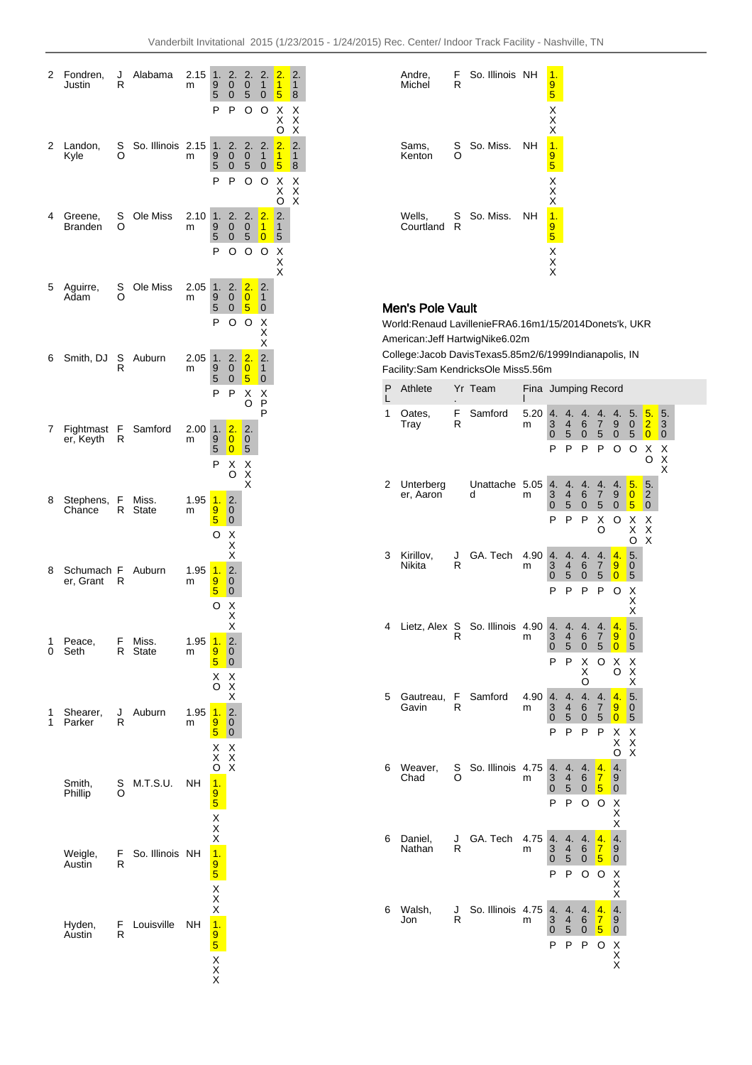| PL | Athlete | Yr. | Team | Final | Jumping Record | | | | | | |
|---|---|---|---|---|---|---|---|---|---|---|---|
| 2 | Fondren, Justin | JR | Alabama | 2.15 m | 1.95 | 2.00 | 2.05 | 2.10 | 2.15 | 2.18 |
| | | | | | P | P | O | O | XXO | XXX |
| 2 | Landon, Kyle | SO | So. Illinois | 2.15 m | 1.95 | 2.00 | 2.05 | 2.10 | 2.15 | 2.18 |
| | | | | | P | P | O | O | XXO | XXX |
| 4 | Greene, Branden | SO | Ole Miss | 2.10 m | 1.95 | 2.00 | 2.05 | 2.10 | 2.15 | |
| | | | | | P | O | O | O | XXX | |
| 5 | Aguirre, Adam | SO | Ole Miss | 2.05 m | 1.95 | 2.00 | 2.05 | 2.10 | | |
| | | | | | P | O | O | XXX | | |
| 6 | Smith, DJ | SR | Auburn | 2.05 m | 1.95 | 2.00 | 2.05 | 2.10 | | |
| | | | | | P | P | XO | XPP | | |
| 7 | Fightmaster, Keyth | FR | Samford | 2.00 m | 1.95 | 2.00 | 2.05 | | | |
| | | | | | P | XO | XXX | | | |
| 8 | Stephens, Chance | FR | Miss. State | 1.95 m | 1.95 | 2.00 | | | | |
| | | | | | O | XXX | | | | |
| 8 | Schumacher, Grant | FR | Auburn | 1.95 m | 1.95 | 2.00 | | | | |
| | | | | | O | XXX | | | | |
| 10 | Peace, Seth | FR | Miss. State | 1.95 m | 1.95 | 2.00 | | | | |
| | | | | | XO | XXX | | | | |
| 11 | Shearer, Parker | JR | Auburn | 1.95 m | 1.95 | 2.00 | | | | |
| | | | | | XXO | XXX | | | | |
| | Smith, Phillip | SO | M.T.S.U. | NH | 1.95 | | | | | |
| | | | | | XXX | | | | | |
| | Weigle, Austin | FR | So. Illinois | NH | 1.95 | | | | | |
| | | | | | XXX | | | | | |
| | Hyden, Austin | FR | Louisville | NH | 1.95 | | | | | |
| | | | | | XXX | | | | | |
| | Andre, Michel | FR | So. Illinois | NH | 1.95 | | | | | |
| | | | | | XXX | | | | | |
| | Sams, Kenton | SO | So. Miss. | NH | 1.95 | | | | | |
| | | | | | XXX | | | | | |
| | Wells, Courtland | SR | So. Miss. | NH | 1.95 | | | | | |
| | | | | | XXX | | | | | |

## Men's Pole Vault

World:Renaud LavillenieFRA6.16m1/15/2014Donets'k, UKR

American:Jeff HartwigNike6.02m

College:Jacob DavisTexas5.85m2/6/1999Indianapolis, IN

Facility:Sam KendricksOle Miss5.56m

| PL | Athlete | Yr. | Team | Final | Jumping Record | | | | | | | |
|---|---|---|---|---|---|---|---|---|---|---|---|---|
| 1 | Oates, Tray | FR | Samford | 5.20 m | 4.30 | 4.45 | 4.60 | 4.75 | 4.90 | 5.05 | 5.20 | 5.30 |
| | | | | | P | P | P | P | O | O | XO | XXX |
| 2 | Unterberger, Aaron | | Unattached | 5.05 m | 4.30 | 4.45 | 4.60 | 4.75 | 4.90 | 5.05 | 5.20 | |
| | | | | | P | P | P | XO | O | XXO | XXX | |
| 3 | Kirillov, Nikita | JR | GA. Tech | 4.90 m | 4.30 | 4.45 | 4.60 | 4.75 | 4.90 | 5.05 | | |
| | | | | | P | P | P | P | O | XXX | | |
| 4 | Lietz, Alex | SR | So. Illinois | 4.90 m | 4.30 | 4.45 | 4.60 | 4.75 | 4.90 | 5.05 | | |
| | | | | | P | P | XXO | O | XO | XXX | | |
| 5 | Gautreau, Gavin | FR | Samford | 4.90 m | 4.30 | 4.45 | 4.60 | 4.75 | 4.90 | 5.05 | | |
| | | | | | P | P | P | P | XXO | XXX | | |
| 6 | Weaver, Chad | SO | So. Illinois | 4.75 m | 4.30 | 4.45 | 4.60 | 4.75 | 4.90 | | | |
| | | | | | P | P | O | O | XXX | | | |
| 6 | Daniel, Nathan | JR | GA. Tech | 4.75 m | 4.30 | 4.45 | 4.60 | 4.75 | 4.90 | | | |
| | | | | | P | P | O | O | XXX | | | |
| 6 | Walsh, Jon | JR | So. Illinois | 4.75 m | 4.30 | 4.45 | 4.60 | 4.75 | 4.90 | | | |
| | | | | | P | P | P | O | XXX | | | |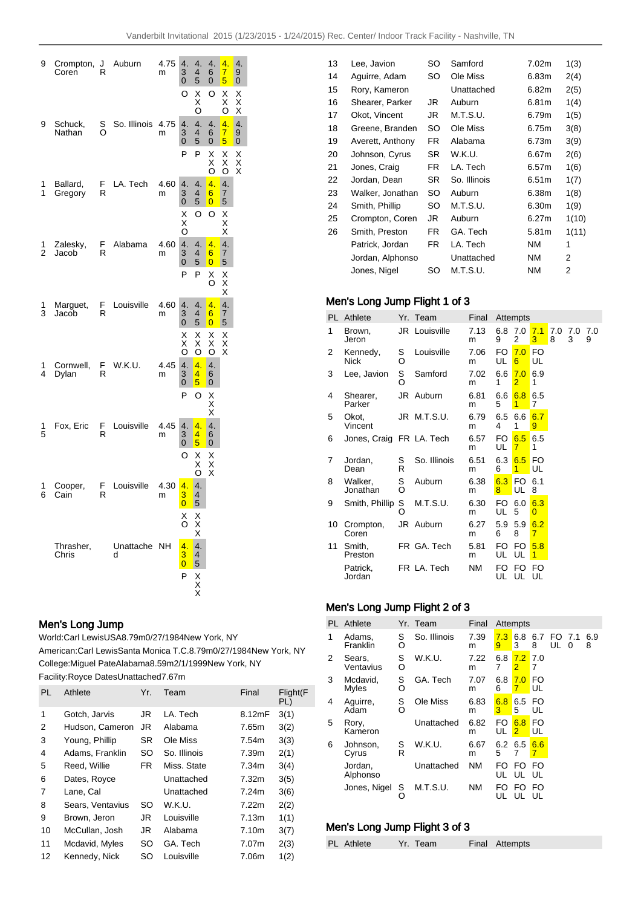| PL | Athlete | Yr. | Team | Final | 4.30 | 4.45 | 4.60 | 4.75 | 4.90 |
|---|---|---|---|---|---|---|---|---|---|
| 9 | Crompton, Coren | JR | Auburn | 4.75m | O | XXO | O | XXO | XXX |
| 9 | Schuck, Nathan | SO | So. Illinois | 4.75m | P | P | XXO | XXO | XXX |
| 11 | Ballard, Gregory | FR | LA. Tech | 4.60m | XXO | O | O | XXX | |
| 12 | Zalesky, Jacob | FR | Alabama | 4.60m | P | P | XO | XXX | |
| 13 | Marguet, Jacob | FR | Louisville | 4.60m | XXO | XXO | XXO | XXX | |
| 14 | Cornwell, Dylan | FR | W.K.U. | 4.45m | P | O | XXX | | |
| 15 | Fox, Eric | FR | Louisville | 4.45m | O | XXO | XXX | | |
| 16 | Cooper, Cain | FR | Louisville | 4.30m | XO | XXX | | | |
| | Thrasher, Chris | | Unattached | NH | P | XXX | | | |

## Men's Long Jump

World:Carl LewisUSA8.79m0/27/1984New York, NY
American:Carl LewisSanta Monica T.C.8.79m0/27/1984New York, NY
College:Miguel PateAlabama8.59m2/1/1999New York, NY
Facility:Royce DatesUnattached7.67m

| PL | Athlete | Yr. | Team | Final | Flight(FPL) |
|---|---|---|---|---|---|
| 1 | Gotch, Jarvis | JR | LA. Tech | 8.12mF | 3(1) |
| 2 | Hudson, Cameron | JR | Alabama | 7.65m | 3(2) |
| 3 | Young, Phillip | SR | Ole Miss | 7.54m | 3(3) |
| 4 | Adams, Franklin | SO | So. Illinois | 7.39m | 2(1) |
| 5 | Reed, Willie | FR | Miss. State | 7.34m | 3(4) |
| 6 | Dates, Royce | | Unattached | 7.32m | 3(5) |
| 7 | Lane, Cal | | Unattached | 7.24m | 3(6) |
| 8 | Sears, Ventavius | SO | W.K.U. | 7.22m | 2(2) |
| 9 | Brown, Jeron | JR | Louisville | 7.13m | 1(1) |
| 10 | McCullan, Josh | JR | Alabama | 7.10m | 3(7) |
| 11 | Mcdavid, Myles | SO | GA. Tech | 7.07m | 2(3) |
| 12 | Kennedy, Nick | SO | Louisville | 7.06m | 1(2) |
| 13 | Lee, Javion | SO | Samford | 7.02m | 1(3) |
| 14 | Aguirre, Adam | SO | Ole Miss | 6.83m | 2(4) |
| 15 | Rory, Kameron | | Unattached | 6.82m | 2(5) |
| 16 | Shearer, Parker | JR | Auburn | 6.81m | 1(4) |
| 17 | Okot, Vincent | JR | M.T.S.U. | 6.79m | 1(5) |
| 18 | Greene, Branden | SO | Ole Miss | 6.75m | 3(8) |
| 19 | Averett, Anthony | FR | Alabama | 6.73m | 3(9) |
| 20 | Johnson, Cyrus | SR | W.K.U. | 6.67m | 2(6) |
| 21 | Jones, Craig | FR | LA. Tech | 6.57m | 1(6) |
| 22 | Jordan, Dean | SR | So. Illinois | 6.51m | 1(7) |
| 23 | Walker, Jonathan | SO | Auburn | 6.38m | 1(8) |
| 24 | Smith, Phillip | SO | M.T.S.U. | 6.30m | 1(9) |
| 25 | Crompton, Coren | JR | Auburn | 6.27m | 1(10) |
| 26 | Smith, Preston | FR | GA. Tech | 5.81m | 1(11) |
| | Patrick, Jordan | FR | LA. Tech | NM | 1 |
| | Jordan, Alphonso | | Unattached | NM | 2 |
| | Jones, Nigel | SO | M.T.S.U. | NM | 2 |

## Men's Long Jump Flight 1 of 3

| PL | Athlete | Yr. | Team | Final | Attempts | | | | | |
|---|---|---|---|---|---|---|---|---|---|---|
| 1 | Brown, Jeron | JR | Louisville | 7.13m | 6.89 | 7.02 | 7.13 | 7.08 | 7.03 | 7.09 |
| 2 | Kennedy, Nick | SO | Louisville | 7.06m | FOUL | 7.06 | FOUL | | | |
| 3 | Lee, Javion | SO | Samford | 7.02m | 6.61 | 7.02 | 6.91 | | | |
| 4 | Shearer, Parker | JR | Auburn | 6.81m | 6.65 | 6.81 | 6.57 | | | |
| 5 | Okot, Vincent | JR | M.T.S.U. | 6.79m | 6.54 | 6.61 | 6.79 | | | |
| 6 | Jones, Craig | FR | LA. Tech | 6.57m | FOUL | 6.57 | 6.51 | | | |
| 7 | Jordan, Dean | SR | So. Illinois | 6.51m | 6.36 | 6.51 | FOUL | | | |
| 8 | Walker, Jonathan | SO | Auburn | 6.38m | 6.38 | FOUL | 6.18 | | | |
| 9 | Smith, Phillip | SO | M.T.S.U. | 6.30m | FOUL | 6.05 | 6.30 | | | |
| 10 | Crompton, Coren | JR | Auburn | 6.27m | 5.96 | 5.98 | 6.27 | | | |
| 11 | Smith, Preston | FR | GA. Tech | 5.81m | FOUL | FOUL | 5.81 | | | |
| | Patrick, Jordan | FR | LA. Tech | NM | FOUL | FOUL | FOUL | | | |

## Men's Long Jump Flight 2 of 3

| PL | Athlete | Yr. | Team | Final | Attempts | | | | | |
|---|---|---|---|---|---|---|---|---|---|---|
| 1 | Adams, Franklin | SO | So. Illinois | 7.39m | 7.39 | 6.83 | 6.78 | FOUL | 7.10 | 6.98 |
| 2 | Sears, Ventavius | SO | W.K.U. | 7.22m | 6.87 | 7.22 | 7.07 | | | |
| 3 | Mcdavid, Myles | SO | GA. Tech | 7.07m | 6.86 | 7.07 | FOUL | | | |
| 4 | Aguirre, Adam | SO | Ole Miss | 6.83m | 6.83 | 6.55 | FOUL | | | |
| 5 | Rory, Kameron | | Unattached | 6.82m | FOUL | 6.82 | FOUL | | | |
| 6 | Johnson, Cyrus | SR | W.K.U. | 6.67m | 6.25 | 6.57 | 6.67 | | | |
| | Jordan, Alphonso | | Unattached | NM | FOUL | FOUL | FOUL | | | |
| | Jones, Nigel | SO | M.T.S.U. | NM | FOUL | FOUL | FOUL | | | |

## Men's Long Jump Flight 3 of 3

| PL | Athlete | Yr. | Team | Final | Attempts |
|---|---|---|---|---|---|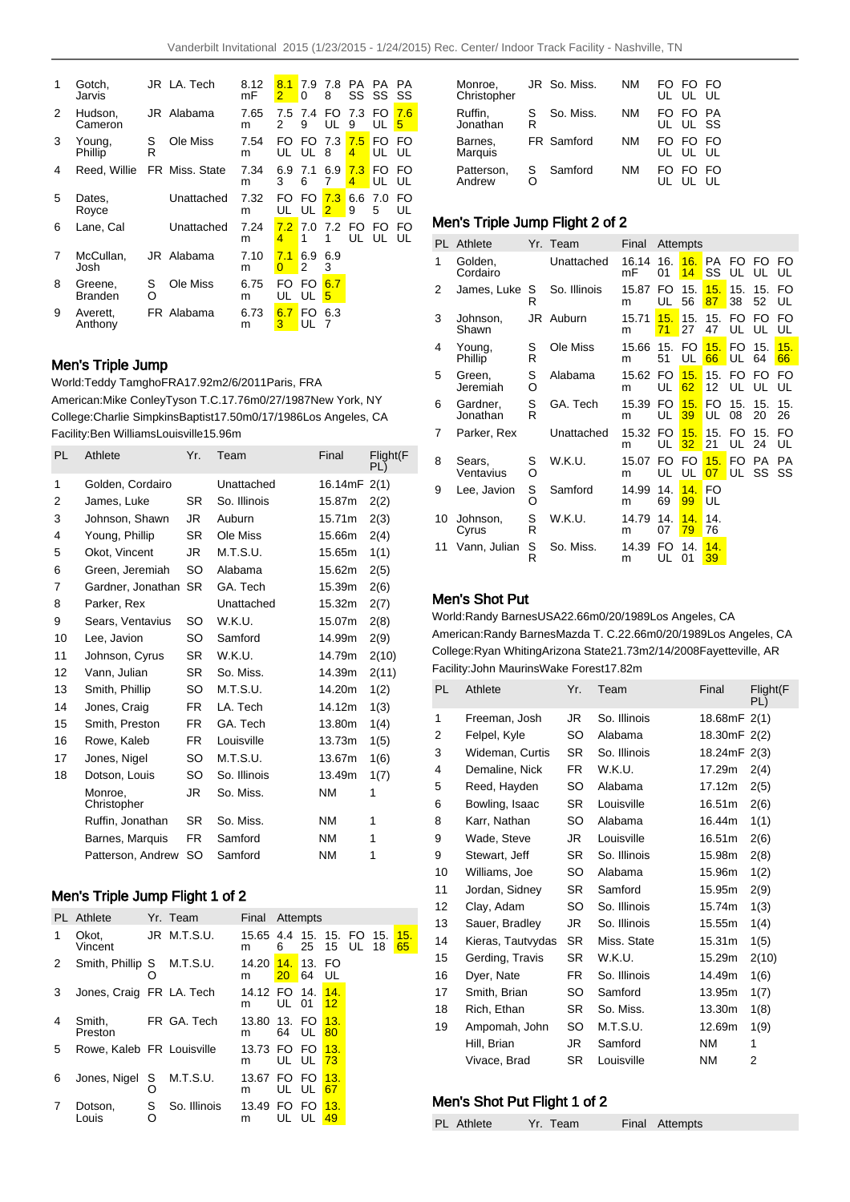| PL | Athlete | Yr. | Team | Final | | | | | | |
|---|---|---|---|---|---|---|---|---|---|---|
| 1 | Gotch, Jarvis | JR | LA. Tech | 8.12 mF | 8.12 | 7.90 | 7.88 | PASS | PASS | PASS |
| 2 | Hudson, Cameron | JR | Alabama | 7.65 m | 7.52 | 7.49 | FOUL | 7.39 | FOUL | 7.65 |
| 3 | Young, Phillip | SR | Ole Miss | 7.54 m | FOUL | FOUL | 7.38 | 7.54 | FOUL | FOUL |
| 4 | Reed, Willie | FR | Miss. State | 7.34 m | 6.93 | 7.16 | 6.97 | 7.34 | FOUL | FOUL |
| 5 | Dates, Royce | | Unattached | 7.32 m | FOUL | FOUL | 7.32 | 6.69 | 7.05 | FOUL |
| 6 | Lane, Cal | | Unattached | 7.24 m | 7.24 | 7.01 | 7.21 | FOUL | FOUL | FOUL |
| 7 | McCullan, Josh | JR | Alabama | 7.10 m | 7.10 | 6.92 | 6.93 | | | |
| 8 | Greene, Branden | SO | Ole Miss | 6.75 m | FOUL | FOUL | 6.75 | | | |
| 9 | Averett, Anthony | FR | Alabama | 6.73 m | 6.73 | FOUL | 6.37 | | | |

## Men's Triple Jump

World:Teddy TamghoFRA17.92m2/6/2011Paris, FRA

American:Mike ConleyTyson T.C.17.76m0/27/1987New York, NY

College:Charlie SimpkinsBaptist17.50m0/17/1986Los Angeles, CA

Facility:Ben WilliamsLouisville15.96m

| PL | Athlete | Yr. | Team | Final | Flight(FPL) |
|---|---|---|---|---|---|
| 1 | Golden, Cordairo | | Unattached | 16.14mF | 2(1) |
| 2 | James, Luke | SR | So. Illinois | 15.87m | 2(2) |
| 3 | Johnson, Shawn | JR | Auburn | 15.71m | 2(3) |
| 4 | Young, Phillip | SR | Ole Miss | 15.66m | 2(4) |
| 5 | Okot, Vincent | JR | M.T.S.U. | 15.65m | 1(1) |
| 6 | Green, Jeremiah | SO | Alabama | 15.62m | 2(5) |
| 7 | Gardner, Jonathan | SR | GA. Tech | 15.39m | 2(6) |
| 8 | Parker, Rex | | Unattached | 15.32m | 2(7) |
| 9 | Sears, Ventavius | SO | W.K.U. | 15.07m | 2(8) |
| 10 | Lee, Javion | SO | Samford | 14.99m | 2(9) |
| 11 | Johnson, Cyrus | SR | W.K.U. | 14.79m | 2(10) |
| 12 | Vann, Julian | SR | So. Miss. | 14.39m | 2(11) |
| 13 | Smith, Phillip | SO | M.T.S.U. | 14.20m | 1(2) |
| 14 | Jones, Craig | FR | LA. Tech | 14.12m | 1(3) |
| 15 | Smith, Preston | FR | GA. Tech | 13.80m | 1(4) |
| 16 | Rowe, Kaleb | FR | Louisville | 13.73m | 1(5) |
| 17 | Jones, Nigel | SO | M.T.S.U. | 13.67m | 1(6) |
| 18 | Dotson, Louis | SO | So. Illinois | 13.49m | 1(7) |
| | Monroe, Christopher | JR | So. Miss. | NM | 1 |
| | Ruffin, Jonathan | SR | So. Miss. | NM | 1 |
| | Barnes, Marquis | FR | Samford | NM | 1 |
| | Patterson, Andrew | SO | Samford | NM | 1 |

## Men's Triple Jump Flight 1 of 2

| PL | Athlete | Yr. | Team | Final | Attempts | | | | | |
|---|---|---|---|---|---|---|---|---|---|---|
| 1 | Okot, Vincent | JR | M.T.S.U. | 15.65 m | 4.46 | 15.25 | 15.15 | FOUL | 15.18 | 15.65 |
| 2 | Smith, Phillip | SO | M.T.S.U. | 14.20 m | 14.20 | 13.64 | FOUL | | | |
| 3 | Jones, Craig | FR | LA. Tech | 14.12 m | FOUL | 14.01 | 14.12 | | | |
| 4 | Smith, Preston | FR | GA. Tech | 13.80 m | 13.64 | FOUL | 13.80 | | | |
| 5 | Rowe, Kaleb | FR | Louisville | 13.73 m | FOUL | FOUL | 13.73 | | | |
| 6 | Jones, Nigel | SO | M.T.S.U. | 13.67 m | FOUL | FOUL | 13.67 | | | |
| 7 | Dotson, Louis | SO | So. Illinois | 13.49 m | FOUL | FOUL | 13.49 | | | |
| | Monroe, Christopher | JR | So. Miss. | NM | FOUL | FOUL | FOUL | | | |
| | Ruffin, Jonathan | SR | So. Miss. | NM | FOUL | FOUL | PASS | | | |
| | Barnes, Marquis | FR | Samford | NM | FOUL | FOUL | FOUL | | | |
| | Patterson, Andrew | SO | Samford | NM | FOUL | FOUL | FOUL | | | |

## Men's Triple Jump Flight 2 of 2

| PL | Athlete | Yr. | Team | Final | Attempts | | | | | |
|---|---|---|---|---|---|---|---|---|---|---|
| 1 | Golden, Cordairo | | Unattached | 16.14 mF | 16.01 | 16.14 | PASS | FOUL | FOUL | FOUL |
| 2 | James, Luke | SR | So. Illinois | 15.87 m | FOUL | 15.56 | 15.87 | 15.38 | 15.52 | FOUL |
| 3 | Johnson, Shawn | JR | Auburn | 15.71 m | 15.71 | 15.27 | 15.47 | FOUL | FOUL | FOUL |
| 4 | Young, Phillip | SR | Ole Miss | 15.66 m | 15.51 | FOUL | 15.66 | FOUL | 15.64 | 15.66 |
| 5 | Green, Jeremiah | SO | Alabama | 15.62 m | FOUL | 15.62 | 15.12 | FOUL | FOUL | FOUL |
| 6 | Gardner, Jonathan | SR | GA. Tech | 15.39 m | FOUL | 15.39 | FOUL | 15.08 | 15.20 | 15.26 |
| 7 | Parker, Rex | | Unattached | 15.32 m | FOUL | 15.32 | 15.21 | FOUL | 15.24 | FOUL |
| 8 | Sears, Ventavius | SO | W.K.U. | 15.07 m | FOUL | FOUL | 15.07 | FOUL | PASS | PASS |
| 9 | Lee, Javion | SO | Samford | 14.99 m | 14.69 | 14.99 | FOUL | | | |
| 10 | Johnson, Cyrus | SR | W.K.U. | 14.79 m | 14.07 | 14.79 | 14.76 | | | |
| 11 | Vann, Julian | SR | So. Miss. | 14.39 m | FOUL | 14.01 | 14.39 | | | |

## Men's Shot Put

World:Randy BarnesUSA22.66m0/20/1989Los Angeles, CA

American:Randy BarnesMazda T. C.22.66m0/20/1989Los Angeles, CA

College:Ryan WhitingArizona State21.73m2/14/2008Fayetteville, AR

Facility:John MaurinsWake Forest17.82m

| PL | Athlete | Yr. | Team | Final | Flight(FPL) |
|---|---|---|---|---|---|
| 1 | Freeman, Josh | JR | So. Illinois | 18.68mF | 2(1) |
| 2 | Felpel, Kyle | SO | Alabama | 18.30mF | 2(2) |
| 3 | Wideman, Curtis | SR | So. Illinois | 18.24mF | 2(3) |
| 4 | Demaline, Nick | FR | W.K.U. | 17.29m | 2(4) |
| 5 | Reed, Hayden | SO | Alabama | 17.12m | 2(5) |
| 6 | Bowling, Isaac | SR | Louisville | 16.51m | 2(6) |
| 8 | Karr, Nathan | SO | Alabama | 16.44m | 1(1) |
| 9 | Wade, Steve | JR | Louisville | 16.51m | 2(6) |
| 9 | Stewart, Jeff | SR | So. Illinois | 15.98m | 2(8) |
| 10 | Williams, Joe | SO | Alabama | 15.96m | 1(2) |
| 11 | Jordan, Sidney | SR | Samford | 15.95m | 2(9) |
| 12 | Clay, Adam | SO | So. Illinois | 15.74m | 1(3) |
| 13 | Sauer, Bradley | JR | So. Illinois | 15.55m | 1(4) |
| 14 | Kieras, Tautvydas | SR | Miss. State | 15.31m | 1(5) |
| 15 | Gerding, Travis | SR | W.K.U. | 15.29m | 2(10) |
| 16 | Dyer, Nate | FR | So. Illinois | 14.49m | 1(6) |
| 17 | Smith, Brian | SO | Samford | 13.95m | 1(7) |
| 18 | Rich, Ethan | SR | So. Miss. | 13.30m | 1(8) |
| 19 | Ampomah, John | SO | M.T.S.U. | 12.69m | 1(9) |
| | Hill, Brian | JR | Samford | NM | 1 |
| | Vivace, Brad | SR | Louisville | NM | 2 |

## Men's Shot Put Flight 1 of 2

| PL | Athlete | Yr. | Team | Final | Attempts |
|---|---|---|---|---|---|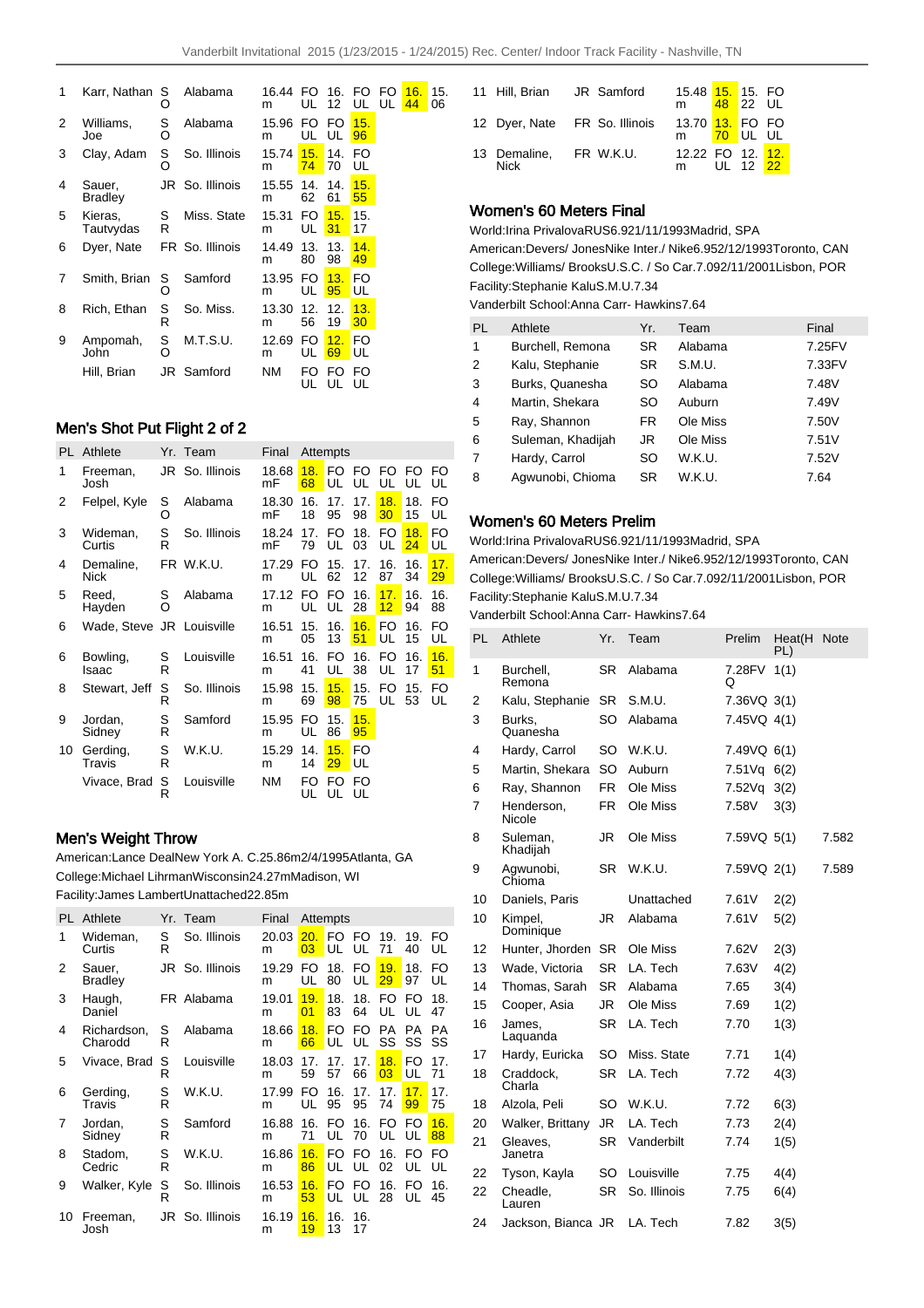| PL | Athlete | Yr. | Team | Final | Attempts | | | | | | |
|---|---|---|---|---|---|---|---|---|---|---|---|
| 1 | Karr, Nathan | SO | Alabama | 16.44 m | FOUL | 16.12 | FOUL | FOUL | 16.44 | 15.06 | |
| 2 | Williams, Joe | SO | Alabama | 15.96 m | FOUL | FOUL | 15.96 | | | | |
| 3 | Clay, Adam | SO | So. Illinois | 15.74 m | 15.74 | 14.70 | FOUL | | | | |
| 4 | Sauer, Bradley | JR | So. Illinois | 15.55 m | 14.62 | 14.61 | 15.55 | | | | |
| 5 | Kieras, Tautvydas | SR | Miss. State | 15.31 m | FOUL | 15.31 | 15.17 | | | | |
| 6 | Dyer, Nate | FR | So. Illinois | 14.49 m | 13.80 | 13.98 | 14.49 | | | | |
| 7 | Smith, Brian | SO | Samford | 13.95 m | FOUL | 13.95 | FOUL | | | | |
| 8 | Rich, Ethan | SR | So. Miss. | 13.30 m | 12.56 | 12.19 | 13.30 | | | | |
| 9 | Ampomah, John | SO | M.T.S.U. | 12.69 m | FOUL | 12.69 | FOUL | | | | |
| | Hill, Brian | JR | Samford | NM | FOUL | FOUL | FOUL | | | | |
| 11 | Hill, Brian | JR | Samford | 15.48 m | 15.48 | 15.22 | FOUL | | | | |
| 12 | Dyer, Nate | FR | So. Illinois | 13.70 m | 13.70 | FOUL | FOUL | | | | |
| 13 | Demaline, Nick | FR | W.K.U. | 12.22 m | FOUL | 12.12 | 12.22 | | | | |

## Men's Shot Put Flight 2 of 2

| PL | Athlete | Yr. | Team | Final | Attempts | | | | | |
|---|---|---|---|---|---|---|---|---|---|---|
| 1 | Freeman, Josh | JR | So. Illinois | 18.68 mF | 18.68 | FOUL | FOUL | FOUL | FOUL | FOUL |
| 2 | Felpel, Kyle | SO | Alabama | 18.30 mF | 16.18 | 17.95 | 17.98 | 18.30 | 18.15 | FOUL |
| 3 | Wideman, Curtis | SR | So. Illinois | 18.24 mF | 17.79 | FOUL | 18.03 | FOUL | 18.24 | FOUL |
| 4 | Demaline, Nick | FR | W.K.U. | 17.29 m | FOUL | 15.62 | 17.12 | 16.87 | 16.34 | 17.29 |
| 5 | Reed, Hayden | SO | Alabama | 17.12 m | FOUL | FOUL | 16.28 | 17.12 | 16.94 | 16.88 |
| 6 | Wade, Steve | JR | Louisville | 16.51 m | 15.05 | 16.13 | 16.51 | FOUL | 16.15 | FOUL |
| 6 | Bowling, Isaac | SR | Louisville | 16.51 m | 16.41 | FOUL | 16.38 | FOUL | 16.17 | 16.51 |
| 8 | Stewart, Jeff | SR | So. Illinois | 15.98 m | 15.69 | 15.98 | 15.75 | FOUL | 15.53 | FOUL |
| 9 | Jordan, Sidney | SR | Samford | 15.95 m | FOUL | 15.86 | 15.95 | | | |
| 10 | Gerding, Travis | SR | W.K.U. | 15.29 m | 14.14 | 15.29 | FOUL | | | |
| | Vivace, Brad | SR | Louisville | NM | FOUL | FOUL | FOUL | | | |

## Men's Weight Throw

American:Lance DealNew York A. C.25.86m2/4/1995Atlanta, GA

College:Michael LihrmanWisconsin24.27mMadison, WI

Facility:James LambertUnattached22.85m

| PL | Athlete | Yr. | Team | Final | Attempts | | | | | |
|---|---|---|---|---|---|---|---|---|---|---|
| 1 | Wideman, Curtis | SR | So. Illinois | 20.03 m | 20.03 | FOUL | FOUL | 19.71 | 19.40 | FOUL |
| 2 | Sauer, Bradley | JR | So. Illinois | 19.29 m | FOUL | 18.80 | FOUL | 19.29 | 18.97 | FOUL |
| 3 | Haugh, Daniel | FR | Alabama | 19.01 m | 19.01 | 18.83 | 18.64 | FOUL | FOUL | 18.47 |
| 4 | Richardson, Charodd | SR | Alabama | 18.66 m | 18.66 | FOUL | FOUL | PASS | PASS | PASS |
| 5 | Vivace, Brad | SR | Louisville | 18.03 m | 17.59 | 17.57 | 17.66 | 18.03 | FOUL | 17.71 |
| 6 | Gerding, Travis | SR | W.K.U. | 17.99 m | FOUL | 16.95 | 17.95 | 17.74 | 17.99 | 17.75 |
| 7 | Jordan, Sidney | SR | Samford | 16.88 m | 16.71 | FOUL | 16.70 | FOUL | FOUL | 16.88 |
| 8 | Stadom, Cedric | SR | W.K.U. | 16.86 m | 16.86 | FOUL | FOUL | 16.02 | FOUL | FOUL |
| 9 | Walker, Kyle | SR | So. Illinois | 16.53 m | 16.53 | FOUL | FOUL | 16.28 | FOUL | 16.45 |
| 10 | Freeman, Josh | JR | So. Illinois | 16.19 m | 16.19 | 16.13 | 16.17 | | | |

## Women's 60 Meters Final

World:Irina PrivalovaRUS6.921/11/1993Madrid, SPA

American:Devers/ JonesNike Inter./ Nike6.952/12/1993Toronto, CAN

College:Williams/ BrooksU.S.C. / So Car.7.092/11/2001Lisbon, POR

Facility:Stephanie KaluS.M.U.7.34

Vanderbilt School:Anna Carr- Hawkins7.64

| PL | Athlete | Yr. | Team | Final |
|---|---|---|---|---|
| 1 | Burchell, Remona | SR | Alabama | 7.25FV |
| 2 | Kalu, Stephanie | SR | S.M.U. | 7.33FV |
| 3 | Burks, Quanesha | SO | Alabama | 7.48V |
| 4 | Martin, Shekara | SO | Auburn | 7.49V |
| 5 | Ray, Shannon | FR | Ole Miss | 7.50V |
| 6 | Suleman, Khadijah | JR | Ole Miss | 7.51V |
| 7 | Hardy, Carrol | SO | W.K.U. | 7.52V |
| 8 | Agwunobi, Chioma | SR | W.K.U. | 7.64 |

## Women's 60 Meters Prelim

World:Irina PrivalovaRUS6.921/11/1993Madrid, SPA

American:Devers/ JonesNike Inter./ Nike6.952/12/1993Toronto, CAN

College:Williams/ BrooksU.S.C. / So Car.7.092/11/2001Lisbon, POR

Facility:Stephanie KaluS.M.U.7.34

Vanderbilt School:Anna Carr- Hawkins7.64

| PL | Athlete | Yr. | Team | Prelim | Heat(H PL) | Note |
|---|---|---|---|---|---|---|
| 1 | Burchell, Remona | SR | Alabama | 7.28FV Q | 1(1) | |
| 2 | Kalu, Stephanie | SR | S.M.U. | 7.36VQ | 3(1) | |
| 3 | Burks, Quanesha | SO | Alabama | 7.45VQ | 4(1) | |
| 4 | Hardy, Carrol | SO | W.K.U. | 7.49VQ | 6(1) | |
| 5 | Martin, Shekara | SO | Auburn | 7.51Vq | 6(2) | |
| 6 | Ray, Shannon | FR | Ole Miss | 7.52Vq | 3(2) | |
| 7 | Henderson, Nicole | FR | Ole Miss | 7.58V | 3(3) | |
| 8 | Suleman, Khadijah | JR | Ole Miss | 7.59VQ | 5(1) | 7.582 |
| 9 | Agwunobi, Chioma | SR | W.K.U. | 7.59VQ | 2(1) | 7.589 |
| 10 | Daniels, Paris | | Unattached | 7.61V | 2(2) | |
| 10 | Kimpel, Dominique | JR | Alabama | 7.61V | 5(2) | |
| 12 | Hunter, Jhorden | SR | Ole Miss | 7.62V | 2(3) | |
| 13 | Wade, Victoria | SR | LA. Tech | 7.63V | 4(2) | |
| 14 | Thomas, Sarah | SR | Alabama | 7.65 | 3(4) | |
| 15 | Cooper, Asia | JR | Ole Miss | 7.69 | 1(2) | |
| 16 | James, Laquanda | SR | LA. Tech | 7.70 | 1(3) | |
| 17 | Hardy, Euricka | SO | Miss. State | 7.71 | 1(4) | |
| 18 | Craddock, Charla | SR | LA. Tech | 7.72 | 4(3) | |
| 18 | Alzola, Peli | SO | W.K.U. | 7.72 | 6(3) | |
| 20 | Walker, Brittany | JR | LA. Tech | 7.73 | 2(4) | |
| 21 | Gleaves, Janetra | SR | Vanderbilt | 7.74 | 1(5) | |
| 22 | Tyson, Kayla | SO | Louisville | 7.75 | 4(4) | |
| 22 | Cheadle, Lauren | SR | So. Illinois | 7.75 | 6(4) | |
| 24 | Jackson, Bianca | JR | LA. Tech | 7.82 | 3(5) | |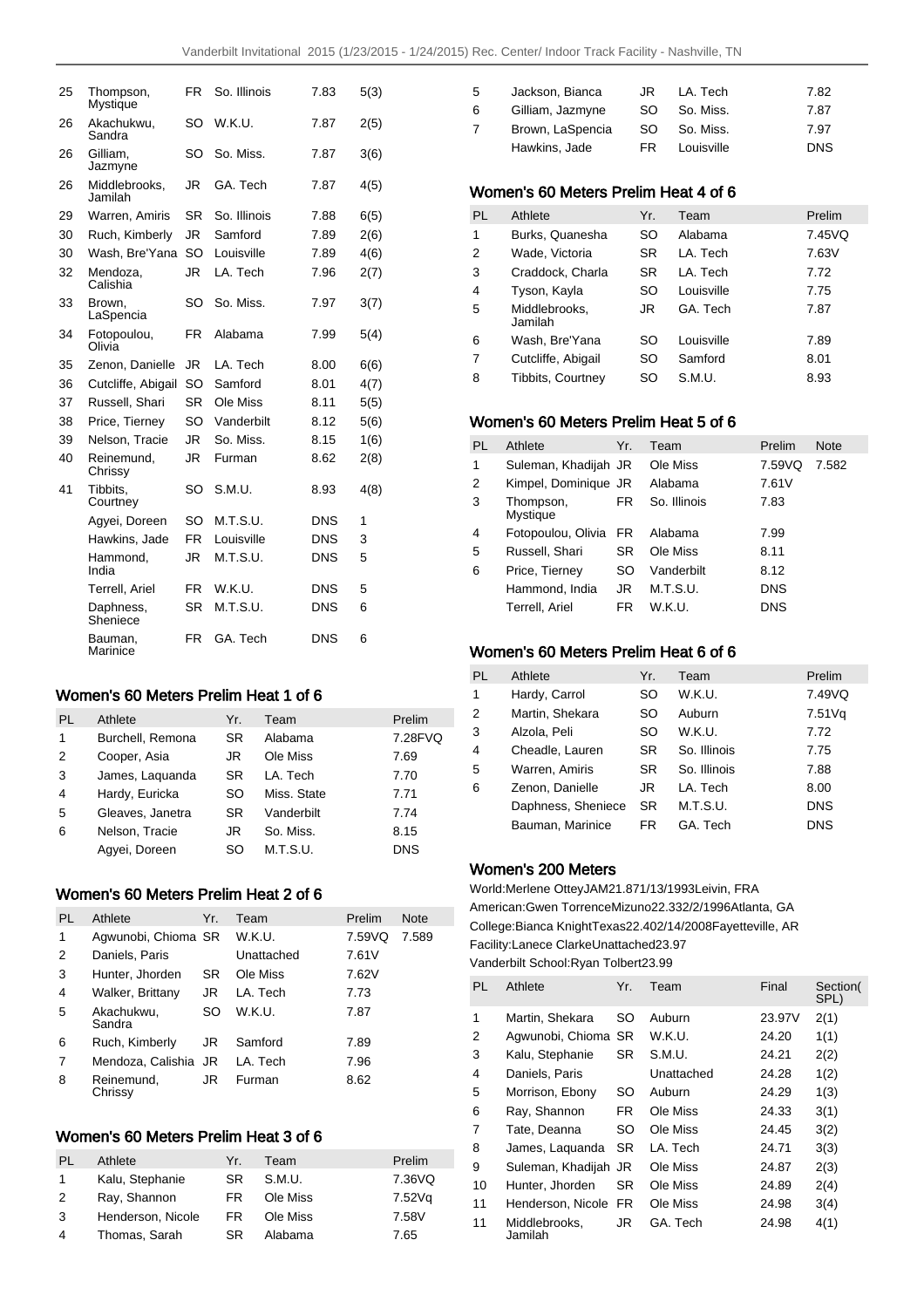| | | | | | |
|---|---|---|---|---|---|
| 25 | Thompson, Mystique | FR | So. Illinois | 7.83 | 5(3) |
| 26 | Akachukwu, Sandra | SO | W.K.U. | 7.87 | 2(5) |
| 26 | Gilliam, Jazmyne | SO | So. Miss. | 7.87 | 3(6) |
| 26 | Middlebrooks, Jamilah | JR | GA. Tech | 7.87 | 4(5) |
| 29 | Warren, Amiris | SR | So. Illinois | 7.88 | 6(5) |
| 30 | Ruch, Kimberly | JR | Samford | 7.89 | 2(6) |
| 30 | Wash, Bre'Yana | SO | Louisville | 7.89 | 4(6) |
| 32 | Mendoza, Calishia | JR | LA. Tech | 7.96 | 2(7) |
| 33 | Brown, LaSpencia | SO | So. Miss. | 7.97 | 3(7) |
| 34 | Fotopoulou, Olivia | FR | Alabama | 7.99 | 5(4) |
| 35 | Zenon, Danielle | JR | LA. Tech | 8.00 | 6(6) |
| 36 | Cutcliffe, Abigail | SO | Samford | 8.01 | 4(7) |
| 37 | Russell, Shari | SR | Ole Miss | 8.11 | 5(5) |
| 38 | Price, Tierney | SO | Vanderbilt | 8.12 | 5(6) |
| 39 | Nelson, Tracie | JR | So. Miss. | 8.15 | 1(6) |
| 40 | Reinemund, Chrissy | JR | Furman | 8.62 | 2(8) |
| 41 | Tibbits, Courtney | SO | S.M.U. | 8.93 | 4(8) |
| | Agyei, Doreen | SO | M.T.S.U. | DNS | 1 |
| | Hawkins, Jade | FR | Louisville | DNS | 3 |
| | Hammond, India | JR | M.T.S.U. | DNS | 5 |
| | Terrell, Ariel | FR | W.K.U. | DNS | 5 |
| | Daphness, Sheniece | SR | M.T.S.U. | DNS | 6 |
| | Bauman, Marinice | FR | GA. Tech | DNS | 6 |

### Women's 60 Meters Prelim Heat 1 of 6

| PL | Athlete | Yr. | Team | Prelim |
|---|---|---|---|---|
| 1 | Burchell, Remona | SR | Alabama | 7.28FVQ |
| 2 | Cooper, Asia | JR | Ole Miss | 7.69 |
| 3 | James, Laquanda | SR | LA. Tech | 7.70 |
| 4 | Hardy, Euricka | SO | Miss. State | 7.71 |
| 5 | Gleaves, Janetra | SR | Vanderbilt | 7.74 |
| 6 | Nelson, Tracie | JR | So. Miss. | 8.15 |
| | Agyei, Doreen | SO | M.T.S.U. | DNS |

### Women's 60 Meters Prelim Heat 2 of 6

| PL | Athlete | Yr. | Team | Prelim | Note |
|---|---|---|---|---|---|
| 1 | Agwunobi, Chioma | SR | W.K.U. | 7.59VQ | 7.589 |
| 2 | Daniels, Paris | | Unattached | 7.61V | |
| 3 | Hunter, Jhorden | SR | Ole Miss | 7.62V | |
| 4 | Walker, Brittany | JR | LA. Tech | 7.73 | |
| 5 | Akachukwu, Sandra | SO | W.K.U. | 7.87 | |
| 6 | Ruch, Kimberly | JR | Samford | 7.89 | |
| 7 | Mendoza, Calishia | JR | LA. Tech | 7.96 | |
| 8 | Reinemund, Chrissy | JR | Furman | 8.62 | |

### Women's 60 Meters Prelim Heat 3 of 6

| PL | Athlete | Yr. | Team | Prelim |
|---|---|---|---|---|
| 1 | Kalu, Stephanie | SR | S.M.U. | 7.36VQ |
| 2 | Ray, Shannon | FR | Ole Miss | 7.52Vq |
| 3 | Henderson, Nicole | FR | Ole Miss | 7.58V |
| 4 | Thomas, Sarah | SR | Alabama | 7.65 |
| 5 | Jackson, Bianca | JR | LA. Tech | 7.82 |
| 6 | Gilliam, Jazmyne | SO | So. Miss. | 7.87 |
| 7 | Brown, LaSpencia | SO | So. Miss. | 7.97 |
| | Hawkins, Jade | FR | Louisville | DNS |

### Women's 60 Meters Prelim Heat 4 of 6

| PL | Athlete | Yr. | Team | Prelim |
|---|---|---|---|---|
| 1 | Burks, Quanesha | SO | Alabama | 7.45VQ |
| 2 | Wade, Victoria | SR | LA. Tech | 7.63V |
| 3 | Craddock, Charla | SR | LA. Tech | 7.72 |
| 4 | Tyson, Kayla | SO | Louisville | 7.75 |
| 5 | Middlebrooks, Jamilah | JR | GA. Tech | 7.87 |
| 6 | Wash, Bre'Yana | SO | Louisville | 7.89 |
| 7 | Cutcliffe, Abigail | SO | Samford | 8.01 |
| 8 | Tibbits, Courtney | SO | S.M.U. | 8.93 |

### Women's 60 Meters Prelim Heat 5 of 6

| PL | Athlete | Yr. | Team | Prelim | Note |
|---|---|---|---|---|---|
| 1 | Suleman, Khadijah | JR | Ole Miss | 7.59VQ | 7.582 |
| 2 | Kimpel, Dominique | JR | Alabama | 7.61V | |
| 3 | Thompson, Mystique | FR | So. Illinois | 7.83 | |
| 4 | Fotopoulou, Olivia | FR | Alabama | 7.99 | |
| 5 | Russell, Shari | SR | Ole Miss | 8.11 | |
| 6 | Price, Tierney | SO | Vanderbilt | 8.12 | |
| | Hammond, India | JR | M.T.S.U. | DNS | |
| | Terrell, Ariel | FR | W.K.U. | DNS | |

### Women's 60 Meters Prelim Heat 6 of 6

| PL | Athlete | Yr. | Team | Prelim |
|---|---|---|---|---|
| 1 | Hardy, Carrol | SO | W.K.U. | 7.49VQ |
| 2 | Martin, Shekara | SO | Auburn | 7.51Vq |
| 3 | Alzola, Peli | SO | W.K.U. | 7.72 |
| 4 | Cheadle, Lauren | SR | So. Illinois | 7.75 |
| 5 | Warren, Amiris | SR | So. Illinois | 7.88 |
| 6 | Zenon, Danielle | JR | LA. Tech | 8.00 |
| | Daphness, Sheniece | SR | M.T.S.U. | DNS |
| | Bauman, Marinice | FR | GA. Tech | DNS |

### Women's 200 Meters

World:Merlene OtteyJAM21.871/13/1993Leivin, FRA
American:Gwen TorrenceMizuno22.332/2/1996Atlanta, GA
College:Bianca KnightTexas22.402/14/2008Fayetteville, AR
Facility:Lanece ClarkeUnattached23.97
Vanderbilt School:Ryan Tolbert23.99

| PL | Athlete | Yr. | Team | Final | Section( SPL) |
|---|---|---|---|---|---|
| 1 | Martin, Shekara | SO | Auburn | 23.97V | 2(1) |
| 2 | Agwunobi, Chioma | SR | W.K.U. | 24.20 | 1(1) |
| 3 | Kalu, Stephanie | SR | S.M.U. | 24.21 | 2(2) |
| 4 | Daniels, Paris | | Unattached | 24.28 | 1(2) |
| 5 | Morrison, Ebony | SO | Auburn | 24.29 | 1(3) |
| 6 | Ray, Shannon | FR | Ole Miss | 24.33 | 3(1) |
| 7 | Tate, Deanna | SO | Ole Miss | 24.45 | 3(2) |
| 8 | James, Laquanda | SR | LA. Tech | 24.71 | 3(3) |
| 9 | Suleman, Khadijah | JR | Ole Miss | 24.87 | 2(3) |
| 10 | Hunter, Jhorden | SR | Ole Miss | 24.89 | 2(4) |
| 11 | Henderson, Nicole | FR | Ole Miss | 24.98 | 3(4) |
| 11 | Middlebrooks, Jamilah | JR | GA. Tech | 24.98 | 4(1) |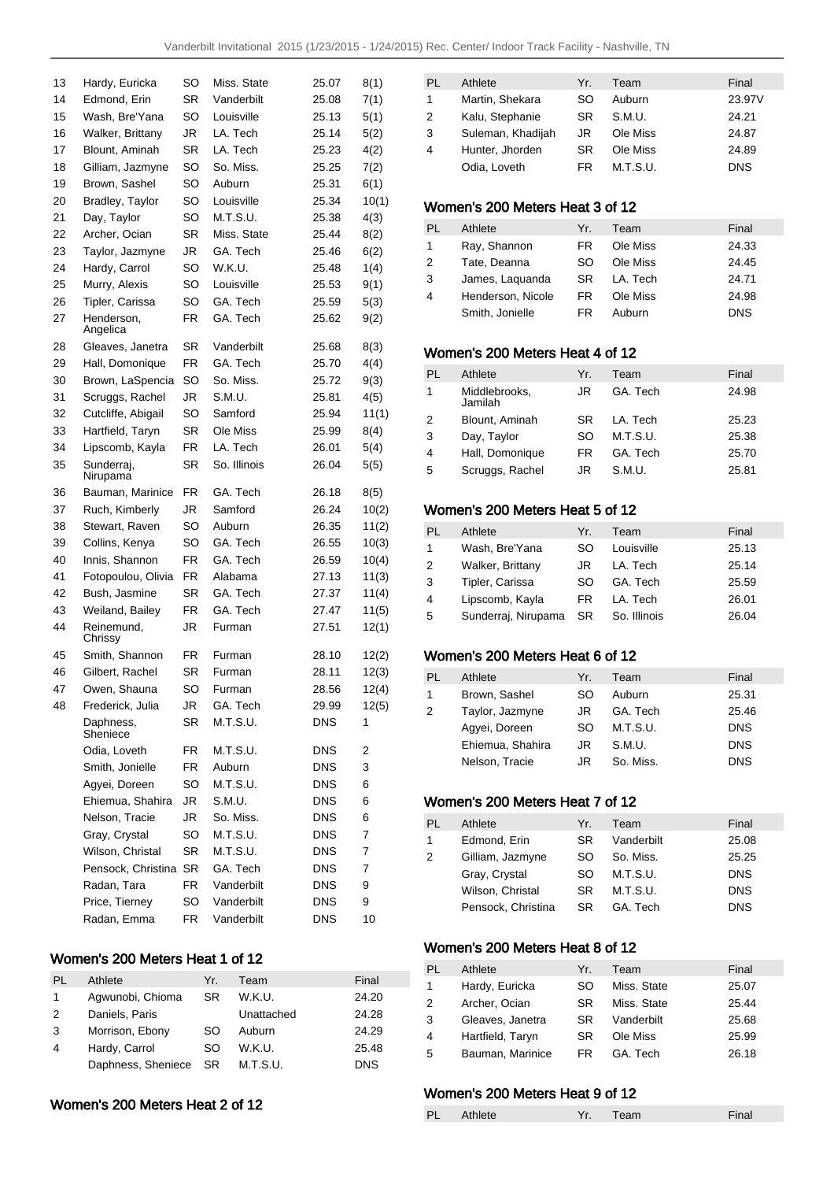| | | | | | |
|---|---|---|---|---|---|
| 13 | Hardy, Euricka | SO | Miss. State | 25.07 | 8(1) |
| 14 | Edmond, Erin | SR | Vanderbilt | 25.08 | 7(1) |
| 15 | Wash, Bre'Yana | SO | Louisville | 25.13 | 5(1) |
| 16 | Walker, Brittany | JR | LA. Tech | 25.14 | 5(2) |
| 17 | Blount, Aminah | SR | LA. Tech | 25.23 | 4(2) |
| 18 | Gilliam, Jazmyne | SO | So. Miss. | 25.25 | 7(2) |
| 19 | Brown, Sashel | SO | Auburn | 25.31 | 6(1) |
| 20 | Bradley, Taylor | SO | Louisville | 25.34 | 10(1) |
| 21 | Day, Taylor | SO | M.T.S.U. | 25.38 | 4(3) |
| 22 | Archer, Ocian | SR | Miss. State | 25.44 | 8(2) |
| 23 | Taylor, Jazmyne | JR | GA. Tech | 25.46 | 6(2) |
| 24 | Hardy, Carrol | SO | W.K.U. | 25.48 | 1(4) |
| 25 | Murry, Alexis | SO | Louisville | 25.53 | 9(1) |
| 26 | Tipler, Carissa | SO | GA. Tech | 25.59 | 5(3) |
| 27 | Henderson, Angelica | FR | GA. Tech | 25.62 | 9(2) |
| 28 | Gleaves, Janetra | SR | Vanderbilt | 25.68 | 8(3) |
| 29 | Hall, Domonique | FR | GA. Tech | 25.70 | 4(4) |
| 30 | Brown, LaSpencia | SO | So. Miss. | 25.72 | 9(3) |
| 31 | Scruggs, Rachel | JR | S.M.U. | 25.81 | 4(5) |
| 32 | Cutcliffe, Abigail | SO | Samford | 25.94 | 11(1) |
| 33 | Hartfield, Taryn | SR | Ole Miss | 25.99 | 8(4) |
| 34 | Lipscomb, Kayla | FR | LA. Tech | 26.01 | 5(4) |
| 35 | Sunderraj, Nirupama | SR | So. Illinois | 26.04 | 5(5) |
| 36 | Bauman, Marinice | FR | GA. Tech | 26.18 | 8(5) |
| 37 | Ruch, Kimberly | JR | Samford | 26.24 | 10(2) |
| 38 | Stewart, Raven | SO | Auburn | 26.35 | 11(2) |
| 39 | Collins, Kenya | SO | GA. Tech | 26.55 | 10(3) |
| 40 | Innis, Shannon | FR | GA. Tech | 26.59 | 10(4) |
| 41 | Fotopoulou, Olivia | FR | Alabama | 27.13 | 11(3) |
| 42 | Bush, Jasmine | SR | GA. Tech | 27.37 | 11(4) |
| 43 | Weiland, Bailey | FR | GA. Tech | 27.47 | 11(5) |
| 44 | Reinemund, Chrissy | JR | Furman | 27.51 | 12(1) |
| 45 | Smith, Shannon | FR | Furman | 28.10 | 12(2) |
| 46 | Gilbert, Rachel | SR | Furman | 28.11 | 12(3) |
| 47 | Owen, Shauna | SO | Furman | 28.56 | 12(4) |
| 48 | Frederick, Julia | JR | GA. Tech | 29.99 | 12(5) |
| | Daphness, Sheniece | SR | M.T.S.U. | DNS | 1 |
| | Odia, Loveth | FR | M.T.S.U. | DNS | 2 |
| | Smith, Jonielle | FR | Auburn | DNS | 3 |
| | Agyei, Doreen | SO | M.T.S.U. | DNS | 6 |
| | Ehiemua, Shahira | JR | S.M.U. | DNS | 6 |
| | Nelson, Tracie | JR | So. Miss. | DNS | 6 |
| | Gray, Crystal | SO | M.T.S.U. | DNS | 7 |
| | Wilson, Christal | SR | M.T.S.U. | DNS | 7 |
| | Pensock, Christina | SR | GA. Tech | DNS | 7 |
| | Radan, Tara | FR | Vanderbilt | DNS | 9 |
| | Price, Tierney | SO | Vanderbilt | DNS | 9 |
| | Radan, Emma | FR | Vanderbilt | DNS | 10 |

## Women's 200 Meters Heat 1 of 12

| PL | Athlete | Yr. | Team | Final |
|---|---|---|---|---|
| 1 | Agwunobi, Chioma | SR | W.K.U. | 24.20 |
| 2 | Daniels, Paris | | Unattached | 24.28 |
| 3 | Morrison, Ebony | SO | Auburn | 24.29 |
| 4 | Hardy, Carrol | SO | W.K.U. | 25.48 |
| | Daphness, Sheniece | SR | M.T.S.U. | DNS |

## Women's 200 Meters Heat 2 of 12

| PL | Athlete | Yr. | Team | Final |
|---|---|---|---|---|
| 1 | Martin, Shekara | SO | Auburn | 23.97V |
| 2 | Kalu, Stephanie | SR | S.M.U. | 24.21 |
| 3 | Suleman, Khadijah | JR | Ole Miss | 24.87 |
| 4 | Hunter, Jhorden | SR | Ole Miss | 24.89 |
| | Odia, Loveth | FR | M.T.S.U. | DNS |

## Women's 200 Meters Heat 3 of 12

| PL | Athlete | Yr. | Team | Final |
|---|---|---|---|---|
| 1 | Ray, Shannon | FR | Ole Miss | 24.33 |
| 2 | Tate, Deanna | SO | Ole Miss | 24.45 |
| 3 | James, Laquanda | SR | LA. Tech | 24.71 |
| 4 | Henderson, Nicole | FR | Ole Miss | 24.98 |
| | Smith, Jonielle | FR | Auburn | DNS |

## Women's 200 Meters Heat 4 of 12

| PL | Athlete | Yr. | Team | Final |
|---|---|---|---|---|
| 1 | Middlebrooks, Jamilah | JR | GA. Tech | 24.98 |
| 2 | Blount, Aminah | SR | LA. Tech | 25.23 |
| 3 | Day, Taylor | SO | M.T.S.U. | 25.38 |
| 4 | Hall, Domonique | FR | GA. Tech | 25.70 |
| 5 | Scruggs, Rachel | JR | S.M.U. | 25.81 |

## Women's 200 Meters Heat 5 of 12

| PL | Athlete | Yr. | Team | Final |
|---|---|---|---|---|
| 1 | Wash, Bre'Yana | SO | Louisville | 25.13 |
| 2 | Walker, Brittany | JR | LA. Tech | 25.14 |
| 3 | Tipler, Carissa | SO | GA. Tech | 25.59 |
| 4 | Lipscomb, Kayla | FR | LA. Tech | 26.01 |
| 5 | Sunderraj, Nirupama | SR | So. Illinois | 26.04 |

## Women's 200 Meters Heat 6 of 12

| PL | Athlete | Yr. | Team | Final |
|---|---|---|---|---|
| 1 | Brown, Sashel | SO | Auburn | 25.31 |
| 2 | Taylor, Jazmyne | JR | GA. Tech | 25.46 |
| | Agyei, Doreen | SO | M.T.S.U. | DNS |
| | Ehiemua, Shahira | JR | S.M.U. | DNS |
| | Nelson, Tracie | JR | So. Miss. | DNS |

## Women's 200 Meters Heat 7 of 12

| PL | Athlete | Yr. | Team | Final |
|---|---|---|---|---|
| 1 | Edmond, Erin | SR | Vanderbilt | 25.08 |
| 2 | Gilliam, Jazmyne | SO | So. Miss. | 25.25 |
| | Gray, Crystal | SO | M.T.S.U. | DNS |
| | Wilson, Christal | SR | M.T.S.U. | DNS |
| | Pensock, Christina | SR | GA. Tech | DNS |

## Women's 200 Meters Heat 8 of 12

| PL | Athlete | Yr. | Team | Final |
|---|---|---|---|---|
| 1 | Hardy, Euricka | SO | Miss. State | 25.07 |
| 2 | Archer, Ocian | SR | Miss. State | 25.44 |
| 3 | Gleaves, Janetra | SR | Vanderbilt | 25.68 |
| 4 | Hartfield, Taryn | SR | Ole Miss | 25.99 |
| 5 | Bauman, Marinice | FR | GA. Tech | 26.18 |

## Women's 200 Meters Heat 9 of 12

| PL | Athlete | Yr. | Team | Final |
|---|---|---|---|---|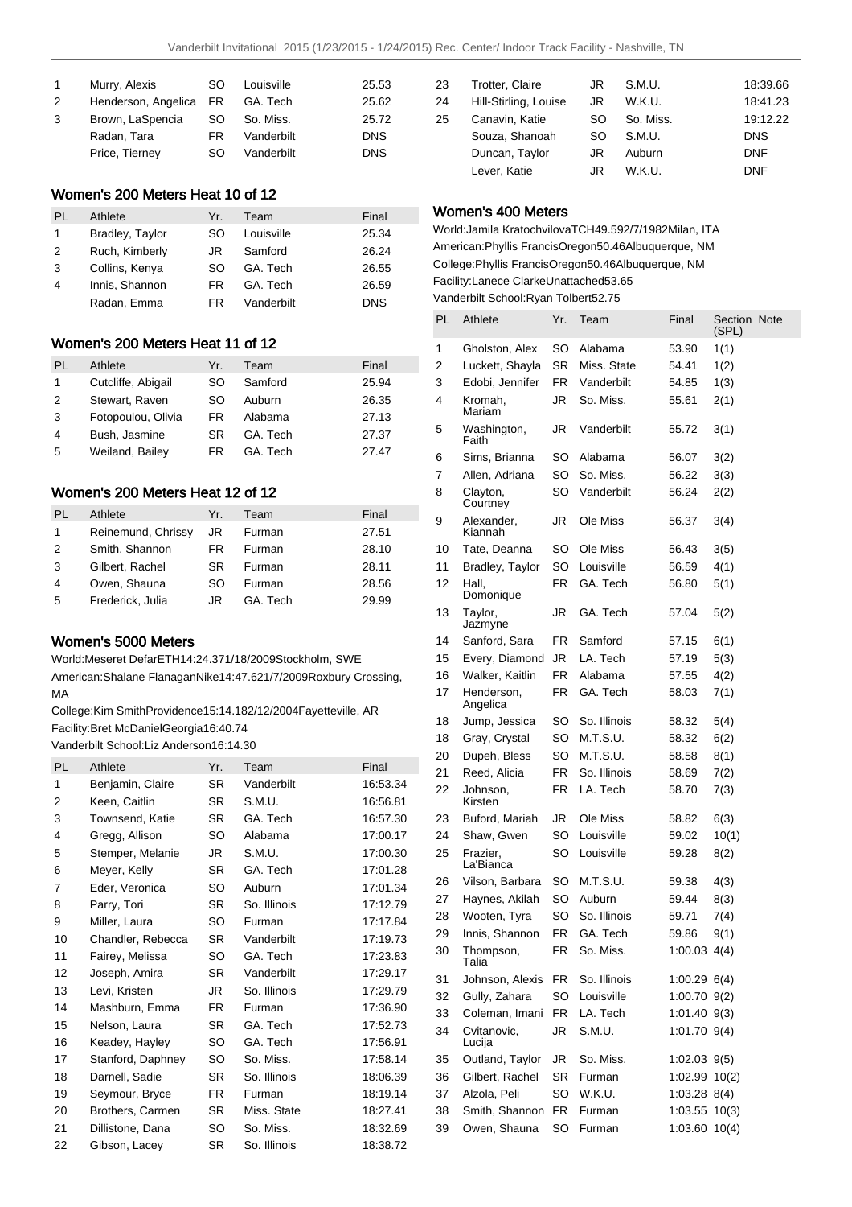| PL | Athlete | Yr. | Team | Final |
| --- | --- | --- | --- | --- |
| 1 | Murry, Alexis | SO | Louisville | 25.53 |
| 2 | Henderson, Angelica | FR | GA. Tech | 25.62 |
| 3 | Brown, LaSpencia | SO | So. Miss. | 25.72 |
| | Radan, Tara | FR | Vanderbilt | DNS |
| | Price, Tierney | SO | Vanderbilt | DNS |

## Women's 200 Meters Heat 10 of 12

| PL | Athlete | Yr. | Team | Final |
| --- | --- | --- | --- | --- |
| 1 | Bradley, Taylor | SO | Louisville | 25.34 |
| 2 | Ruch, Kimberly | JR | Samford | 26.24 |
| 3 | Collins, Kenya | SO | GA. Tech | 26.55 |
| 4 | Innis, Shannon | FR | GA. Tech | 26.59 |
| | Radan, Emma | FR | Vanderbilt | DNS |

## Women's 200 Meters Heat 11 of 12

| PL | Athlete | Yr. | Team | Final |
| --- | --- | --- | --- | --- |
| 1 | Cutcliffe, Abigail | SO | Samford | 25.94 |
| 2 | Stewart, Raven | SO | Auburn | 26.35 |
| 3 | Fotopoulou, Olivia | FR | Alabama | 27.13 |
| 4 | Bush, Jasmine | SR | GA. Tech | 27.37 |
| 5 | Weiland, Bailey | FR | GA. Tech | 27.47 |

## Women's 200 Meters Heat 12 of 12

| PL | Athlete | Yr. | Team | Final |
| --- | --- | --- | --- | --- |
| 1 | Reinemund, Chrissy | JR | Furman | 27.51 |
| 2 | Smith, Shannon | FR | Furman | 28.10 |
| 3 | Gilbert, Rachel | SR | Furman | 28.11 |
| 4 | Owen, Shauna | SO | Furman | 28.56 |
| 5 | Frederick, Julia | JR | GA. Tech | 29.99 |

## Women's 5000 Meters

World:Meseret DefarETH14:24.371/18/2009Stockholm, SWE
American:Shalane FlanaganNike14:47.621/7/2009Roxbury Crossing, MA
College:Kim SmithProvidence15:14.182/12/2004Fayetteville, AR
Facility:Bret McDanielGeorgia16:40.74
Vanderbilt School:Liz Anderson16:14.30

| PL | Athlete | Yr. | Team | Final |
| --- | --- | --- | --- | --- |
| 1 | Benjamin, Claire | SR | Vanderbilt | 16:53.34 |
| 2 | Keen, Caitlin | SR | S.M.U. | 16:56.81 |
| 3 | Townsend, Katie | SR | GA. Tech | 16:57.30 |
| 4 | Gregg, Allison | SO | Alabama | 17:00.17 |
| 5 | Stemper, Melanie | JR | S.M.U. | 17:00.30 |
| 6 | Meyer, Kelly | SR | GA. Tech | 17:01.28 |
| 7 | Eder, Veronica | SO | Auburn | 17:01.34 |
| 8 | Parry, Tori | SR | So. Illinois | 17:12.79 |
| 9 | Miller, Laura | SO | Furman | 17:17.84 |
| 10 | Chandler, Rebecca | SR | Vanderbilt | 17:19.73 |
| 11 | Fairey, Melissa | SO | GA. Tech | 17:23.83 |
| 12 | Joseph, Amira | SR | Vanderbilt | 17:29.17 |
| 13 | Levi, Kristen | JR | So. Illinois | 17:29.79 |
| 14 | Mashburn, Emma | FR | Furman | 17:36.90 |
| 15 | Nelson, Laura | SR | GA. Tech | 17:52.73 |
| 16 | Keadey, Hayley | SO | GA. Tech | 17:56.91 |
| 17 | Stanford, Daphney | SO | So. Miss. | 17:58.14 |
| 18 | Darnell, Sadie | SR | So. Illinois | 18:06.39 |
| 19 | Seymour, Bryce | FR | Furman | 18:19.14 |
| 20 | Brothers, Carmen | SR | Miss. State | 18:27.41 |
| 21 | Dillistone, Dana | SO | So. Miss. | 18:32.69 |
| 22 | Gibson, Lacey | SR | So. Illinois | 18:38.72 |
| 23 | Trotter, Claire | JR | S.M.U. | 18:39.66 |
| 24 | Hill-Stirling, Louise | JR | W.K.U. | 18:41.23 |
| 25 | Canavin, Katie | SO | So. Miss. | 19:12.22 |
| | Souza, Shanoah | SO | S.M.U. | DNS |
| | Duncan, Taylor | JR | Auburn | DNF |
| | Lever, Katie | JR | W.K.U. | DNF |

## Women's 400 Meters

World:Jamila KratochvilovaTCH49.592/7/1982Milan, ITA
American:Phyllis FrancisOregon50.46Albuquerque, NM
College:Phyllis FrancisOregon50.46Albuquerque, NM
Facility:Lanece ClarkeUnattached53.65
Vanderbilt School:Ryan Tolbert52.75

| PL | Athlete | Yr. | Team | Final | Section (SPL) | Note |
| --- | --- | --- | --- | --- | --- | --- |
| 1 | Gholston, Alex | SO | Alabama | 53.90 | 1(1) | |
| 2 | Luckett, Shayla | SR | Miss. State | 54.41 | 1(2) | |
| 3 | Edobi, Jennifer | FR | Vanderbilt | 54.85 | 1(3) | |
| 4 | Kromah, Mariam | JR | So. Miss. | 55.61 | 2(1) | |
| 5 | Washington, Faith | JR | Vanderbilt | 55.72 | 3(1) | |
| 6 | Sims, Brianna | SO | Alabama | 56.07 | 3(2) | |
| 7 | Allen, Adriana | SO | So. Miss. | 56.22 | 3(3) | |
| 8 | Clayton, Courtney | SO | Vanderbilt | 56.24 | 2(2) | |
| 9 | Alexander, Kiannah | JR | Ole Miss | 56.37 | 3(4) | |
| 10 | Tate, Deanna | SO | Ole Miss | 56.43 | 3(5) | |
| 11 | Bradley, Taylor | SO | Louisville | 56.59 | 4(1) | |
| 12 | Hall, Domonique | FR | GA. Tech | 56.80 | 5(1) | |
| 13 | Taylor, Jazmyne | JR | GA. Tech | 57.04 | 5(2) | |
| 14 | Sanford, Sara | FR | Samford | 57.15 | 6(1) | |
| 15 | Every, Diamond | JR | LA. Tech | 57.19 | 5(3) | |
| 16 | Walker, Kaitlin | FR | Alabama | 57.55 | 4(2) | |
| 17 | Henderson, Angelica | FR | GA. Tech | 58.03 | 7(1) | |
| 18 | Jump, Jessica | SO | So. Illinois | 58.32 | 5(4) | |
| 18 | Gray, Crystal | SO | M.T.S.U. | 58.32 | 6(2) | |
| 20 | Dupeh, Bless | SO | M.T.S.U. | 58.58 | 8(1) | |
| 21 | Reed, Alicia | FR | So. Illinois | 58.69 | 7(2) | |
| 22 | Johnson, Kirsten | FR | LA. Tech | 58.70 | 7(3) | |
| 23 | Buford, Mariah | JR | Ole Miss | 58.82 | 6(3) | |
| 24 | Shaw, Gwen | SO | Louisville | 59.02 | 10(1) | |
| 25 | Frazier, La'Bianca | SO | Louisville | 59.28 | 8(2) | |
| 26 | Vilson, Barbara | SO | M.T.S.U. | 59.38 | 4(3) | |
| 27 | Haynes, Akilah | SO | Auburn | 59.44 | 8(3) | |
| 28 | Wooten, Tyra | SO | So. Illinois | 59.71 | 7(4) | |
| 29 | Innis, Shannon | FR | GA. Tech | 59.86 | 9(1) | |
| 30 | Thompson, Talia | FR | So. Miss. | 1:00.03 | 4(4) | |
| 31 | Johnson, Alexis | FR | So. Illinois | 1:00.29 | 6(4) | |
| 32 | Gully, Zahara | SO | Louisville | 1:00.70 | 9(2) | |
| 33 | Coleman, Imani | FR | LA. Tech | 1:01.40 | 9(3) | |
| 34 | Cvitanovic, Lucija | JR | S.M.U. | 1:01.70 | 9(4) | |
| 35 | Outland, Taylor | JR | So. Miss. | 1:02.03 | 9(5) | |
| 36 | Gilbert, Rachel | SR | Furman | 1:02.99 | 10(2) | |
| 37 | Alzola, Peli | SO | W.K.U. | 1:03.28 | 8(4) | |
| 38 | Smith, Shannon | FR | Furman | 1:03.55 | 10(3) | |
| 39 | Owen, Shauna | SO | Furman | 1:03.60 | 10(4) | |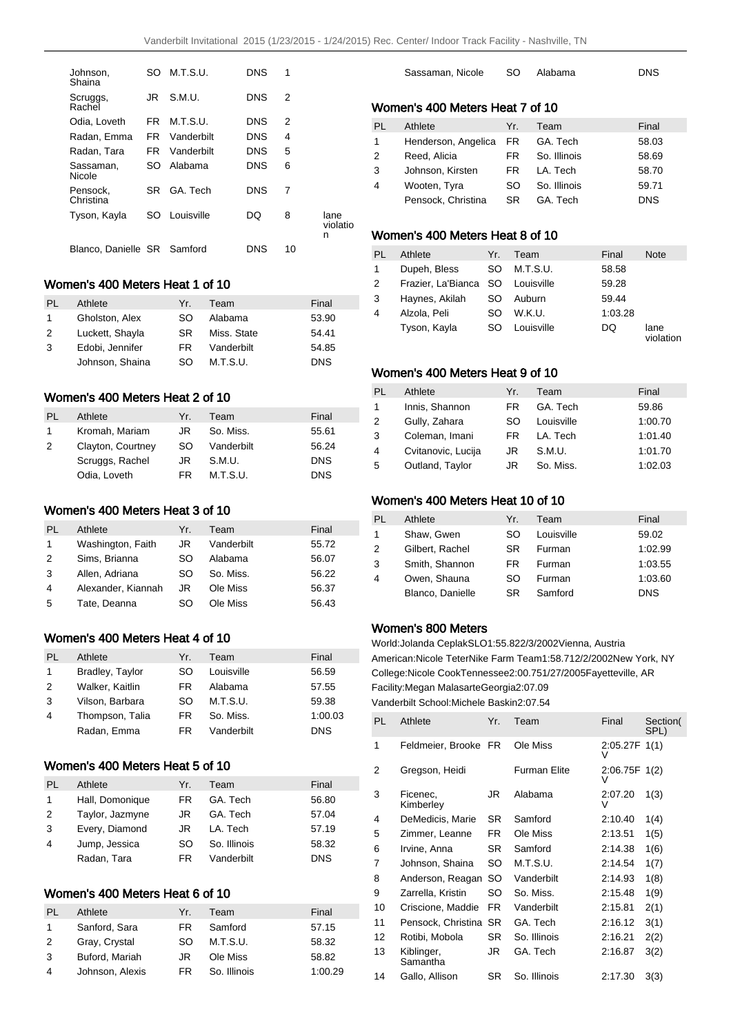| | | | | | |
|---|---|---|---|---|---|
| Johnson, Shaina | SO | M.T.S.U. | DNS | 1 | |
| Scruggs, Rachel | JR | S.M.U. | DNS | 2 | |
| Odia, Loveth | FR | M.T.S.U. | DNS | 2 | |
| Radan, Emma | FR | Vanderbilt | DNS | 4 | |
| Radan, Tara | FR | Vanderbilt | DNS | 5 | |
| Sassaman, Nicole | SO | Alabama | DNS | 6 | |
| Pensock, Christina | SR | GA. Tech | DNS | 7 | |
| Tyson, Kayla | SO | Louisville | DQ | 8 | lane violation |
| Blanco, Danielle | SR | Samford | DNS | 10 | |

### Women's 400 Meters Heat 1 of 10

| PL | Athlete | Yr. | Team | Final |
|---|---|---|---|---|
| 1 | Gholston, Alex | SO | Alabama | 53.90 |
| 2 | Luckett, Shayla | SR | Miss. State | 54.41 |
| 3 | Edobi, Jennifer | FR | Vanderbilt | 54.85 |
| | Johnson, Shaina | SO | M.T.S.U. | DNS |

### Women's 400 Meters Heat 2 of 10

| PL | Athlete | Yr. | Team | Final |
|---|---|---|---|---|
| 1 | Kromah, Mariam | JR | So. Miss. | 55.61 |
| 2 | Clayton, Courtney | SO | Vanderbilt | 56.24 |
| | Scruggs, Rachel | JR | S.M.U. | DNS |
| | Odia, Loveth | FR | M.T.S.U. | DNS |

### Women's 400 Meters Heat 3 of 10

| PL | Athlete | Yr. | Team | Final |
|---|---|---|---|---|
| 1 | Washington, Faith | JR | Vanderbilt | 55.72 |
| 2 | Sims, Brianna | SO | Alabama | 56.07 |
| 3 | Allen, Adriana | SO | So. Miss. | 56.22 |
| 4 | Alexander, Kiannah | JR | Ole Miss | 56.37 |
| 5 | Tate, Deanna | SO | Ole Miss | 56.43 |

### Women's 400 Meters Heat 4 of 10

| PL | Athlete | Yr. | Team | Final |
|---|---|---|---|---|
| 1 | Bradley, Taylor | SO | Louisville | 56.59 |
| 2 | Walker, Kaitlin | FR | Alabama | 57.55 |
| 3 | Vilson, Barbara | SO | M.T.S.U. | 59.38 |
| 4 | Thompson, Talia | FR | So. Miss. | 1:00.03 |
| | Radan, Emma | FR | Vanderbilt | DNS |

### Women's 400 Meters Heat 5 of 10

| PL | Athlete | Yr. | Team | Final |
|---|---|---|---|---|
| 1 | Hall, Domonique | FR | GA. Tech | 56.80 |
| 2 | Taylor, Jazmyne | JR | GA. Tech | 57.04 |
| 3 | Every, Diamond | JR | LA. Tech | 57.19 |
| 4 | Jump, Jessica | SO | So. Illinois | 58.32 |
| | Radan, Tara | FR | Vanderbilt | DNS |

### Women's 400 Meters Heat 6 of 10

| PL | Athlete | Yr. | Team | Final |
|---|---|---|---|---|
| 1 | Sanford, Sara | FR | Samford | 57.15 |
| 2 | Gray, Crystal | SO | M.T.S.U. | 58.32 |
| 3 | Buford, Mariah | JR | Ole Miss | 58.82 |
| 4 | Johnson, Alexis | FR | So. Illinois | 1:00.29 |
| | Sassaman, Nicole | SO | Alabama | DNS |

### Women's 400 Meters Heat 7 of 10

| PL | Athlete | Yr. | Team | Final |
|---|---|---|---|---|
| 1 | Henderson, Angelica | FR | GA. Tech | 58.03 |
| 2 | Reed, Alicia | FR | So. Illinois | 58.69 |
| 3 | Johnson, Kirsten | FR | LA. Tech | 58.70 |
| 4 | Wooten, Tyra | SO | So. Illinois | 59.71 |
| | Pensock, Christina | SR | GA. Tech | DNS |

### Women's 400 Meters Heat 8 of 10

| PL | Athlete | Yr. | Team | Final | Note |
|---|---|---|---|---|---|
| 1 | Dupeh, Bless | SO | M.T.S.U. | 58.58 | |
| 2 | Frazier, La'Bianca | SO | Louisville | 59.28 | |
| 3 | Haynes, Akilah | SO | Auburn | 59.44 | |
| 4 | Alzola, Peli | SO | W.K.U. | 1:03.28 | |
| | Tyson, Kayla | SO | Louisville | DQ | lane violation |

### Women's 400 Meters Heat 9 of 10

| PL | Athlete | Yr. | Team | Final |
|---|---|---|---|---|
| 1 | Innis, Shannon | FR | GA. Tech | 59.86 |
| 2 | Gully, Zahara | SO | Louisville | 1:00.70 |
| 3 | Coleman, Imani | FR | LA. Tech | 1:01.40 |
| 4 | Cvitanovic, Lucija | JR | S.M.U. | 1:01.70 |
| 5 | Outland, Taylor | JR | So. Miss. | 1:02.03 |

### Women's 400 Meters Heat 10 of 10

| PL | Athlete | Yr. | Team | Final |
|---|---|---|---|---|
| 1 | Shaw, Gwen | SO | Louisville | 59.02 |
| 2 | Gilbert, Rachel | SR | Furman | 1:02.99 |
| 3 | Smith, Shannon | FR | Furman | 1:03.55 |
| 4 | Owen, Shauna | SO | Furman | 1:03.60 |
| | Blanco, Danielle | SR | Samford | DNS |

### Women's 800 Meters

World:Jolanda CeplakSLO1:55.822/3/2002Vienna, Austria
American:Nicole TeterNike Farm Team1:58.712/2/2002New York, NY
College:Nicole CookTennessee2:00.751/27/2005Fayetteville, AR
Facility:Megan MalasarteGeorgia2:07.09
Vanderbilt School:Michele Baskin2:07.54

| PL | Athlete | Yr. | Team | Final | Section(SPL) |
|---|---|---|---|---|---|
| 1 | Feldmeier, Brooke | FR | Ole Miss | 2:05.27F V | 1(1) |
| 2 | Gregson, Heidi | | Furman Elite | 2:06.75F V | 1(2) |
| 3 | Ficenec, Kimberley | JR | Alabama | 2:07.20 V | 1(3) |
| 4 | DeMedicis, Marie | SR | Samford | 2:10.40 | 1(4) |
| 5 | Zimmer, Leanne | FR | Ole Miss | 2:13.51 | 1(5) |
| 6 | Irvine, Anna | SR | Samford | 2:14.38 | 1(6) |
| 7 | Johnson, Shaina | SO | M.T.S.U. | 2:14.54 | 1(7) |
| 8 | Anderson, Reagan | SO | Vanderbilt | 2:14.93 | 1(8) |
| 9 | Zarrella, Kristin | SO | So. Miss. | 2:15.48 | 1(9) |
| 10 | Criscione, Maddie | FR | Vanderbilt | 2:15.81 | 2(1) |
| 11 | Pensock, Christina | SR | GA. Tech | 2:16.12 | 3(1) |
| 12 | Rotibi, Mobola | SR | So. Illinois | 2:16.21 | 2(2) |
| 13 | Kiblinger, Samantha | JR | GA. Tech | 2:16.87 | 3(2) |
| 14 | Gallo, Allison | SR | So. Illinois | 2:17.30 | 3(3) |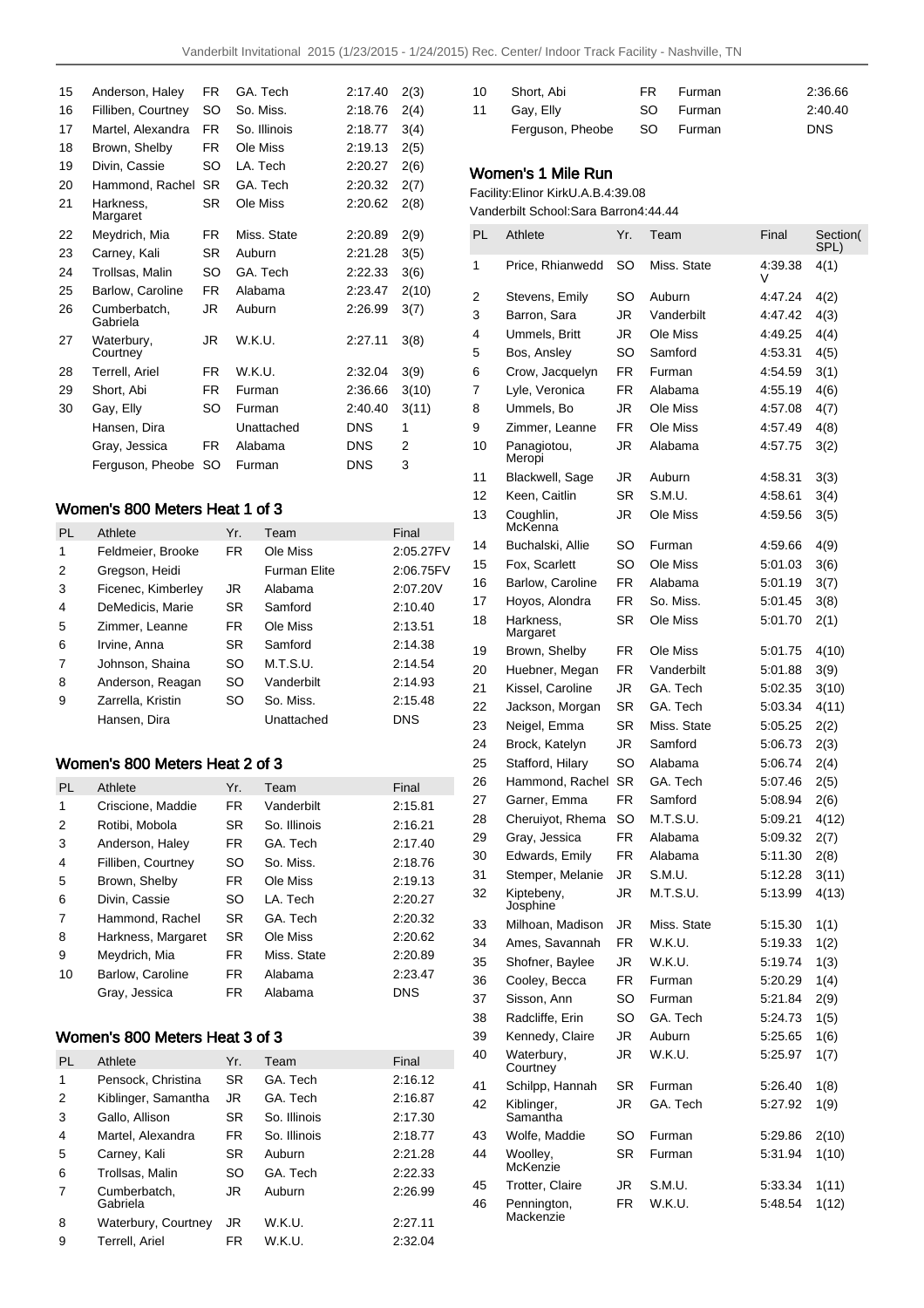| | | | | | |
|---|---|---|---|---|---|
| 15 | Anderson, Haley | FR | GA. Tech | 2:17.40 | 2(3) |
| 16 | Filliben, Courtney | SO | So. Miss. | 2:18.76 | 2(4) |
| 17 | Martel, Alexandra | FR | So. Illinois | 2:18.77 | 3(4) |
| 18 | Brown, Shelby | FR | Ole Miss | 2:19.13 | 2(5) |
| 19 | Divin, Cassie | SO | LA. Tech | 2:20.27 | 2(6) |
| 20 | Hammond, Rachel | SR | GA. Tech | 2:20.32 | 2(7) |
| 21 | Harkness, Margaret | SR | Ole Miss | 2:20.62 | 2(8) |
| 22 | Meydrich, Mia | FR | Miss. State | 2:20.89 | 2(9) |
| 23 | Carney, Kali | SR | Auburn | 2:21.28 | 3(5) |
| 24 | Trollsas, Malin | SO | GA. Tech | 2:22.33 | 3(6) |
| 25 | Barlow, Caroline | FR | Alabama | 2:23.47 | 2(10) |
| 26 | Cumberbatch, Gabriela | JR | Auburn | 2:26.99 | 3(7) |
| 27 | Waterbury, Courtney | JR | W.K.U. | 2:27.11 | 3(8) |
| 28 | Terrell, Ariel | FR | W.K.U. | 2:32.04 | 3(9) |
| 29 | Short, Abi | FR | Furman | 2:36.66 | 3(10) |
| 30 | Gay, Elly | SO | Furman | 2:40.40 | 3(11) |
| | Hansen, Dira | | Unattached | DNS | 1 |
| | Gray, Jessica | FR | Alabama | DNS | 2 |
| | Ferguson, Pheobe | SO | Furman | DNS | 3 |

### Women's 800 Meters Heat 1 of 3

| PL | Athlete | Yr. | Team | Final |
|---|---|---|---|---|
| 1 | Feldmeier, Brooke | FR | Ole Miss | 2:05.27FV |
| 2 | Gregson, Heidi | | Furman Elite | 2:06.75FV |
| 3 | Ficenec, Kimberley | JR | Alabama | 2:07.20V |
| 4 | DeMedicis, Marie | SR | Samford | 2:10.40 |
| 5 | Zimmer, Leanne | FR | Ole Miss | 2:13.51 |
| 6 | Irvine, Anna | SR | Samford | 2:14.38 |
| 7 | Johnson, Shaina | SO | M.T.S.U. | 2:14.54 |
| 8 | Anderson, Reagan | SO | Vanderbilt | 2:14.93 |
| 9 | Zarrella, Kristin | SO | So. Miss. | 2:15.48 |
| | Hansen, Dira | | Unattached | DNS |

### Women's 800 Meters Heat 2 of 3

| PL | Athlete | Yr. | Team | Final |
|---|---|---|---|---|
| 1 | Criscione, Maddie | FR | Vanderbilt | 2:15.81 |
| 2 | Rotibi, Mobola | SR | So. Illinois | 2:16.21 |
| 3 | Anderson, Haley | FR | GA. Tech | 2:17.40 |
| 4 | Filliben, Courtney | SO | So. Miss. | 2:18.76 |
| 5 | Brown, Shelby | FR | Ole Miss | 2:19.13 |
| 6 | Divin, Cassie | SO | LA. Tech | 2:20.27 |
| 7 | Hammond, Rachel | SR | GA. Tech | 2:20.32 |
| 8 | Harkness, Margaret | SR | Ole Miss | 2:20.62 |
| 9 | Meydrich, Mia | FR | Miss. State | 2:20.89 |
| 10 | Barlow, Caroline | FR | Alabama | 2:23.47 |
| | Gray, Jessica | FR | Alabama | DNS |

### Women's 800 Meters Heat 3 of 3

| PL | Athlete | Yr. | Team | Final |
|---|---|---|---|---|
| 1 | Pensock, Christina | SR | GA. Tech | 2:16.12 |
| 2 | Kiblinger, Samantha | JR | GA. Tech | 2:16.87 |
| 3 | Gallo, Allison | SR | So. Illinois | 2:17.30 |
| 4 | Martel, Alexandra | FR | So. Illinois | 2:18.77 |
| 5 | Carney, Kali | SR | Auburn | 2:21.28 |
| 6 | Trollsas, Malin | SO | GA. Tech | 2:22.33 |
| 7 | Cumberbatch, Gabriela | JR | Auburn | 2:26.99 |
| 8 | Waterbury, Courtney | JR | W.K.U. | 2:27.11 |
| 9 | Terrell, Ariel | FR | W.K.U. | 2:32.04 |
| 10 | Short, Abi | FR | Furman | 2:36.66 |
| 11 | Gay, Elly | SO | Furman | 2:40.40 |
| | Ferguson, Pheobe | SO | Furman | DNS |

### Women's 1 Mile Run

Facility:Elinor KirkU.A.B.4:39.08
Vanderbilt School:Sara Barron4:44.44

| PL | Athlete | Yr. | Team | Final | Section( SPL) |
|---|---|---|---|---|---|
| 1 | Price, Rhianwedd | SO | Miss. State | 4:39.38 V | 4(1) |
| 2 | Stevens, Emily | SO | Auburn | 4:47.24 | 4(2) |
| 3 | Barron, Sara | JR | Vanderbilt | 4:47.42 | 4(3) |
| 4 | Ummels, Britt | JR | Ole Miss | 4:49.25 | 4(4) |
| 5 | Bos, Ansley | SO | Samford | 4:53.31 | 4(5) |
| 6 | Crow, Jacquelyn | FR | Furman | 4:54.59 | 3(1) |
| 7 | Lyle, Veronica | FR | Alabama | 4:55.19 | 4(6) |
| 8 | Ummels, Bo | JR | Ole Miss | 4:57.08 | 4(7) |
| 9 | Zimmer, Leanne | FR | Ole Miss | 4:57.49 | 4(8) |
| 10 | Panagiotou, Meropi | JR | Alabama | 4:57.75 | 3(2) |
| 11 | Blackwell, Sage | JR | Auburn | 4:58.31 | 3(3) |
| 12 | Keen, Caitlin | SR | S.M.U. | 4:58.61 | 3(4) |
| 13 | Coughlin, McKenna | JR | Ole Miss | 4:59.56 | 3(5) |
| 14 | Buchalski, Allie | SO | Furman | 4:59.66 | 4(9) |
| 15 | Fox, Scarlett | SO | Ole Miss | 5:01.03 | 3(6) |
| 16 | Barlow, Caroline | FR | Alabama | 5:01.19 | 3(7) |
| 17 | Hoyos, Alondra | FR | So. Miss. | 5:01.45 | 3(8) |
| 18 | Harkness, Margaret | SR | Ole Miss | 5:01.70 | 2(1) |
| 19 | Brown, Shelby | FR | Ole Miss | 5:01.75 | 4(10) |
| 20 | Huebner, Megan | FR | Vanderbilt | 5:01.88 | 3(9) |
| 21 | Kissel, Caroline | JR | GA. Tech | 5:02.35 | 3(10) |
| 22 | Jackson, Morgan | SR | GA. Tech | 5:03.34 | 4(11) |
| 23 | Neigel, Emma | SR | Miss. State | 5:05.25 | 2(2) |
| 24 | Brock, Katelyn | JR | Samford | 5:06.73 | 2(3) |
| 25 | Stafford, Hilary | SO | Alabama | 5:06.74 | 2(4) |
| 26 | Hammond, Rachel | SR | GA. Tech | 5:07.46 | 2(5) |
| 27 | Garner, Emma | FR | Samford | 5:08.94 | 2(6) |
| 28 | Cheruiyot, Rhema | SO | M.T.S.U. | 5:09.21 | 4(12) |
| 29 | Gray, Jessica | FR | Alabama | 5:09.32 | 2(7) |
| 30 | Edwards, Emily | FR | Alabama | 5:11.30 | 2(8) |
| 31 | Stemper, Melanie | JR | S.M.U. | 5:12.28 | 3(11) |
| 32 | Kiptebeny, Josphine | JR | M.T.S.U. | 5:13.99 | 4(13) |
| 33 | Milhoan, Madison | JR | Miss. State | 5:15.30 | 1(1) |
| 34 | Ames, Savannah | FR | W.K.U. | 5:19.33 | 1(2) |
| 35 | Shofner, Baylee | JR | W.K.U. | 5:19.74 | 1(3) |
| 36 | Cooley, Becca | FR | Furman | 5:20.29 | 1(4) |
| 37 | Sisson, Ann | SO | Furman | 5:21.84 | 2(9) |
| 38 | Radcliffe, Erin | SO | GA. Tech | 5:24.73 | 1(5) |
| 39 | Kennedy, Claire | JR | Auburn | 5:25.65 | 1(6) |
| 40 | Waterbury, Courtney | JR | W.K.U. | 5:25.97 | 1(7) |
| 41 | Schilpp, Hannah | SR | Furman | 5:26.40 | 1(8) |
| 42 | Kiblinger, Samantha | JR | GA. Tech | 5:27.92 | 1(9) |
| 43 | Wolfe, Maddie | SO | Furman | 5:29.86 | 2(10) |
| 44 | Woolley, McKenzie | SR | Furman | 5:31.94 | 1(10) |
| 45 | Trotter, Claire | JR | S.M.U. | 5:33.34 | 1(11) |
| 46 | Pennington, Mackenzie | FR | W.K.U. | 5:48.54 | 1(12) |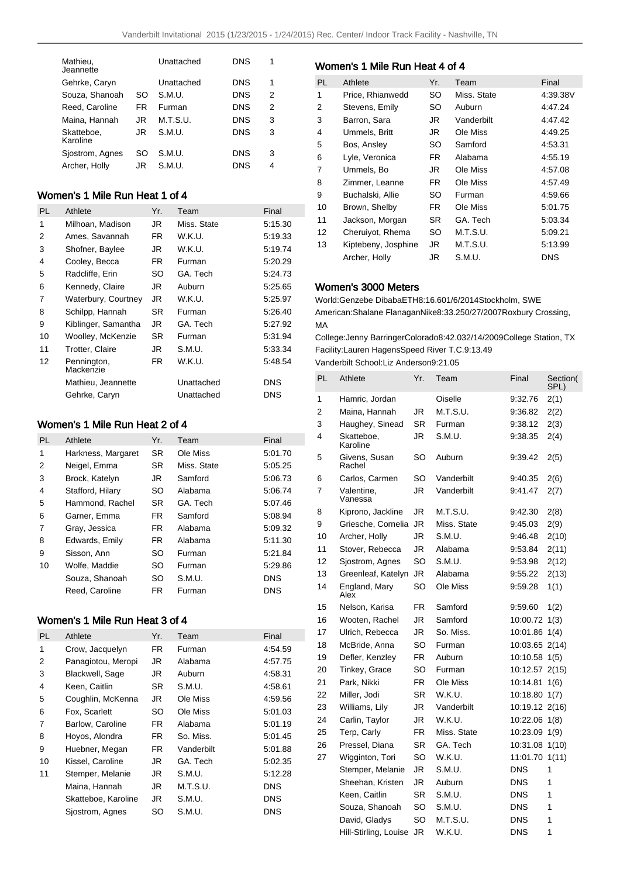| | | | | |
|---|---|---|---|---|
| Mathieu, Jeannette | | Unattached | DNS | 1 |
| Gehrke, Caryn | | Unattached | DNS | 1 |
| Souza, Shanoah | SO | S.M.U. | DNS | 2 |
| Reed, Caroline | FR | Furman | DNS | 2 |
| Maina, Hannah | JR | M.T.S.U. | DNS | 3 |
| Skatteboe, Karoline | JR | S.M.U. | DNS | 3 |
| Sjostrom, Agnes | SO | S.M.U. | DNS | 3 |
| Archer, Holly | JR | S.M.U. | DNS | 4 |

## Women's 1 Mile Run Heat 1 of 4

| PL | Athlete | Yr. | Team | Final |
|---|---|---|---|---|
| 1 | Milhoan, Madison | JR | Miss. State | 5:15.30 |
| 2 | Ames, Savannah | FR | W.K.U. | 5:19.33 |
| 3 | Shofner, Baylee | JR | W.K.U. | 5:19.74 |
| 4 | Cooley, Becca | FR | Furman | 5:20.29 |
| 5 | Radcliffe, Erin | SO | GA. Tech | 5:24.73 |
| 6 | Kennedy, Claire | JR | Auburn | 5:25.65 |
| 7 | Waterbury, Courtney | JR | W.K.U. | 5:25.97 |
| 8 | Schilpp, Hannah | SR | Furman | 5:26.40 |
| 9 | Kiblinger, Samantha | JR | GA. Tech | 5:27.92 |
| 10 | Woolley, McKenzie | SR | Furman | 5:31.94 |
| 11 | Trotter, Claire | JR | S.M.U. | 5:33.34 |
| 12 | Pennington, Mackenzie | FR | W.K.U. | 5:48.54 |
| | Mathieu, Jeannette | | Unattached | DNS |
| | Gehrke, Caryn | | Unattached | DNS |

## Women's 1 Mile Run Heat 2 of 4

| PL | Athlete | Yr. | Team | Final |
|---|---|---|---|---|
| 1 | Harkness, Margaret | SR | Ole Miss | 5:01.70 |
| 2 | Neigel, Emma | SR | Miss. State | 5:05.25 |
| 3 | Brock, Katelyn | JR | Samford | 5:06.73 |
| 4 | Stafford, Hilary | SO | Alabama | 5:06.74 |
| 5 | Hammond, Rachel | SR | GA. Tech | 5:07.46 |
| 6 | Garner, Emma | FR | Samford | 5:08.94 |
| 7 | Gray, Jessica | FR | Alabama | 5:09.32 |
| 8 | Edwards, Emily | FR | Alabama | 5:11.30 |
| 9 | Sisson, Ann | SO | Furman | 5:21.84 |
| 10 | Wolfe, Maddie | SO | Furman | 5:29.86 |
| | Souza, Shanoah | SO | S.M.U. | DNS |
| | Reed, Caroline | FR | Furman | DNS |

## Women's 1 Mile Run Heat 3 of 4

| PL | Athlete | Yr. | Team | Final |
|---|---|---|---|---|
| 1 | Crow, Jacquelyn | FR | Furman | 4:54.59 |
| 2 | Panagiotou, Meropi | JR | Alabama | 4:57.75 |
| 3 | Blackwell, Sage | JR | Auburn | 4:58.31 |
| 4 | Keen, Caitlin | SR | S.M.U. | 4:58.61 |
| 5 | Coughlin, McKenna | JR | Ole Miss | 4:59.56 |
| 6 | Fox, Scarlett | SO | Ole Miss | 5:01.03 |
| 7 | Barlow, Caroline | FR | Alabama | 5:01.19 |
| 8 | Hoyos, Alondra | FR | So. Miss. | 5:01.45 |
| 9 | Huebner, Megan | FR | Vanderbilt | 5:01.88 |
| 10 | Kissel, Caroline | JR | GA. Tech | 5:02.35 |
| 11 | Stemper, Melanie | JR | S.M.U. | 5:12.28 |
| | Maina, Hannah | JR | M.T.S.U. | DNS |
| | Skatteboe, Karoline | JR | S.M.U. | DNS |
| | Sjostrom, Agnes | SO | S.M.U. | DNS |

## Women's 1 Mile Run Heat 4 of 4

| PL | Athlete | Yr. | Team | Final |
|---|---|---|---|---|
| 1 | Price, Rhianwedd | SO | Miss. State | 4:39.38V |
| 2 | Stevens, Emily | SO | Auburn | 4:47.24 |
| 3 | Barron, Sara | JR | Vanderbilt | 4:47.42 |
| 4 | Ummels, Britt | JR | Ole Miss | 4:49.25 |
| 5 | Bos, Ansley | SO | Samford | 4:53.31 |
| 6 | Lyle, Veronica | FR | Alabama | 4:55.19 |
| 7 | Ummels, Bo | JR | Ole Miss | 4:57.08 |
| 8 | Zimmer, Leanne | FR | Ole Miss | 4:57.49 |
| 9 | Buchalski, Allie | SO | Furman | 4:59.66 |
| 10 | Brown, Shelby | FR | Ole Miss | 5:01.75 |
| 11 | Jackson, Morgan | SR | GA. Tech | 5:03.34 |
| 12 | Cheruiyot, Rhema | SO | M.T.S.U. | 5:09.21 |
| 13 | Kiptebeny, Josphine | JR | M.T.S.U. | 5:13.99 |
| | Archer, Holly | JR | S.M.U. | DNS |

## Women's 3000 Meters

World:Genzebe DibabaETH8:16.601/6/2014Stockholm, SWE

American:Shalane FlanaganNike8:33.250/27/2007Roxbury Crossing, MA

College:Jenny BarringerColorado8:42.032/14/2009College Station, TX

Facility:Lauren HagensSpeed River T.C.9:13.49

Vanderbilt School:Liz Anderson9:21.05

| PL | Athlete | Yr. | Team | Final | Section(SPL) |
|---|---|---|---|---|---|
| 1 | Hamric, Jordan | | Oiselle | 9:32.76 | 2(1) |
| 2 | Maina, Hannah | JR | M.T.S.U. | 9:36.82 | 2(2) |
| 3 | Haughey, Sinead | SR | Furman | 9:38.12 | 2(3) |
| 4 | Skatteboe, Karoline | JR | S.M.U. | 9:38.35 | 2(4) |
| 5 | Givens, Susan Rachel | SO | Auburn | 9:39.42 | 2(5) |
| 6 | Carlos, Carmen | SO | Vanderbilt | 9:40.35 | 2(6) |
| 7 | Valentine, Vanessa | JR | Vanderbilt | 9:41.47 | 2(7) |
| 8 | Kiprono, Jackline | JR | M.T.S.U. | 9:42.30 | 2(8) |
| 9 | Griesche, Cornelia | JR | Miss. State | 9:45.03 | 2(9) |
| 10 | Archer, Holly | JR | S.M.U. | 9:46.48 | 2(10) |
| 11 | Stover, Rebecca | JR | Alabama | 9:53.84 | 2(11) |
| 12 | Sjostrom, Agnes | SO | S.M.U. | 9:53.98 | 2(12) |
| 13 | Greenleaf, Katelyn | JR | Alabama | 9:55.22 | 2(13) |
| 14 | England, Mary Alex | SO | Ole Miss | 9:59.28 | 1(1) |
| 15 | Nelson, Karisa | FR | Samford | 9:59.60 | 1(2) |
| 16 | Wooten, Rachel | JR | Samford | 10:00.72 | 1(3) |
| 17 | Ulrich, Rebecca | JR | So. Miss. | 10:01.86 | 1(4) |
| 18 | McBride, Anna | SO | Furman | 10:03.65 | 2(14) |
| 19 | Defler, Kenzley | FR | Auburn | 10:10.58 | 1(5) |
| 20 | Tinkey, Grace | SO | Furman | 10:12.57 | 2(15) |
| 21 | Park, Nikki | FR | Ole Miss | 10:14.81 | 1(6) |
| 22 | Miller, Jodi | SR | W.K.U. | 10:18.80 | 1(7) |
| 23 | Williams, Lily | JR | Vanderbilt | 10:19.12 | 2(16) |
| 24 | Carlin, Taylor | JR | W.K.U. | 10:22.06 | 1(8) |
| 25 | Terp, Carly | FR | Miss. State | 10:23.09 | 1(9) |
| 26 | Pressel, Diana | SR | GA. Tech | 10:31.08 | 1(10) |
| 27 | Wigginton, Tori | SO | W.K.U. | 11:01.70 | 1(11) |
| | Stemper, Melanie | JR | S.M.U. | DNS | 1 |
| | Sheehan, Kristen | JR | Auburn | DNS | 1 |
| | Keen, Caitlin | SR | S.M.U. | DNS | 1 |
| | Souza, Shanoah | SO | S.M.U. | DNS | 1 |
| | David, Gladys | SO | M.T.S.U. | DNS | 1 |
| | Hill-Stirling, Louise | JR | W.K.U. | DNS | 1 |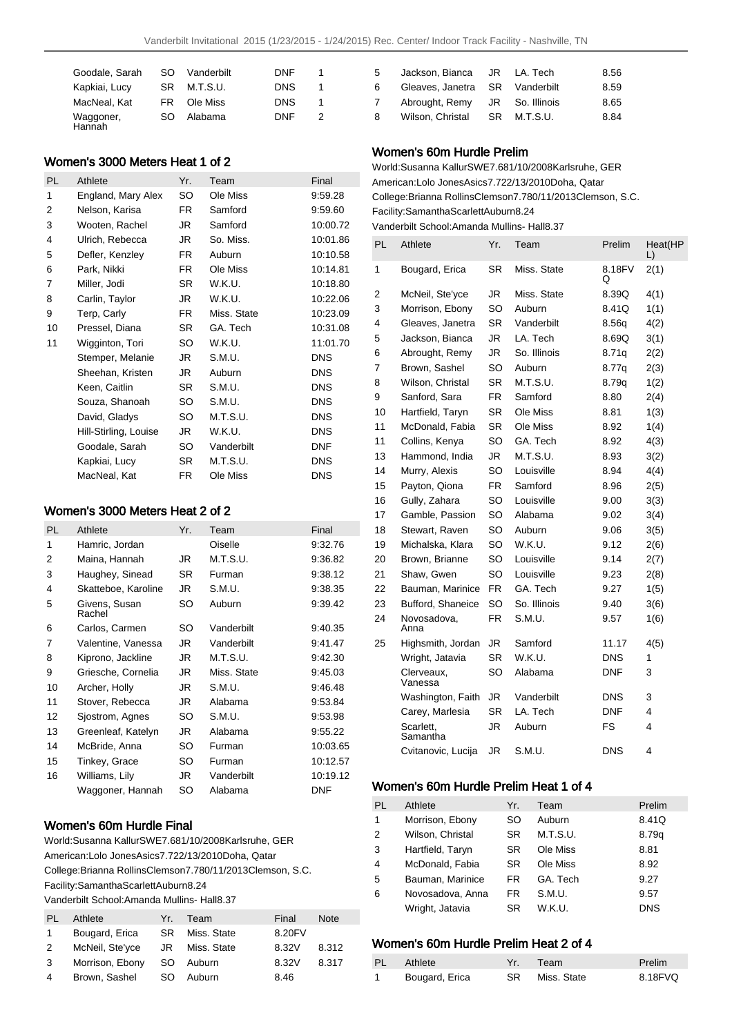| Goodale, Sarah | SO | Vanderbilt | DNF | 1 |
|---|---|---|---|---|
| Kapkiai, Lucy | SR | M.T.S.U. | DNS | 1 |
| MacNeal, Kat | FR | Ole Miss | DNS | 1 |
| Waggoner, Hannah | SO | Alabama | DNF | 2 |

## Women's 3000 Meters Heat 1 of 2

| PL | Athlete | Yr. | Team | Final |
|---|---|---|---|---|
| 1 | England, Mary Alex | SO | Ole Miss | 9:59.28 |
| 2 | Nelson, Karisa | FR | Samford | 9:59.60 |
| 3 | Wooten, Rachel | JR | Samford | 10:00.72 |
| 4 | Ulrich, Rebecca | JR | So. Miss. | 10:01.86 |
| 5 | Defler, Kenzley | FR | Auburn | 10:10.58 |
| 6 | Park, Nikki | FR | Ole Miss | 10:14.81 |
| 7 | Miller, Jodi | SR | W.K.U. | 10:18.80 |
| 8 | Carlin, Taylor | JR | W.K.U. | 10:22.06 |
| 9 | Terp, Carly | FR | Miss. State | 10:23.09 |
| 10 | Pressel, Diana | SR | GA. Tech | 10:31.08 |
| 11 | Wigginton, Tori | SO | W.K.U. | 11:01.70 |
| | Stemper, Melanie | JR | S.M.U. | DNS |
| | Sheehan, Kristen | JR | Auburn | DNS |
| | Keen, Caitlin | SR | S.M.U. | DNS |
| | Souza, Shanoah | SO | S.M.U. | DNS |
| | David, Gladys | SO | M.T.S.U. | DNS |
| | Hill-Stirling, Louise | JR | W.K.U. | DNS |
| | Goodale, Sarah | SO | Vanderbilt | DNF |
| | Kapkiai, Lucy | SR | M.T.S.U. | DNS |
| | MacNeal, Kat | FR | Ole Miss | DNS |

## Women's 3000 Meters Heat 2 of 2

| PL | Athlete | Yr. | Team | Final |
|---|---|---|---|---|
| 1 | Hamric, Jordan | | Oiselle | 9:32.76 |
| 2 | Maina, Hannah | JR | M.T.S.U. | 9:36.82 |
| 3 | Haughey, Sinead | SR | Furman | 9:38.12 |
| 4 | Skatteboe, Karoline | JR | S.M.U. | 9:38.35 |
| 5 | Givens, Susan Rachel | SO | Auburn | 9:39.42 |
| 6 | Carlos, Carmen | SO | Vanderbilt | 9:40.35 |
| 7 | Valentine, Vanessa | JR | Vanderbilt | 9:41.47 |
| 8 | Kiprono, Jackline | JR | M.T.S.U. | 9:42.30 |
| 9 | Griesche, Cornelia | JR | Miss. State | 9:45.03 |
| 10 | Archer, Holly | JR | S.M.U. | 9:46.48 |
| 11 | Stover, Rebecca | JR | Alabama | 9:53.84 |
| 12 | Sjostrom, Agnes | SO | S.M.U. | 9:53.98 |
| 13 | Greenleaf, Katelyn | JR | Alabama | 9:55.22 |
| 14 | McBride, Anna | SO | Furman | 10:03.65 |
| 15 | Tinkey, Grace | SO | Furman | 10:12.57 |
| 16 | Williams, Lily | JR | Vanderbilt | 10:19.12 |
| | Waggoner, Hannah | SO | Alabama | DNF |

## Women's 60m Hurdle Final

World:Susanna KallurSWE7.681/10/2008Karlsruhe, GER
American:Lolo JonesAsics7.722/13/2010Doha, Qatar
College:Brianna RollinsClemson7.780/11/2013Clemson, S.C.
Facility:SamanthaScarlettAuburn8.24
Vanderbilt School:Amanda Mullins- Hall8.37

| PL | Athlete | Yr. | Team | Final | Note |
|---|---|---|---|---|---|
| 1 | Bougard, Erica | SR | Miss. State | 8.20FV | |
| 2 | McNeil, Ste'yce | JR | Miss. State | 8.32V | 8.312 |
| 3 | Morrison, Ebony | SO | Auburn | 8.32V | 8.317 |
| 4 | Brown, Sashel | SO | Auburn | 8.46 | |
| 5 | Jackson, Bianca | JR | LA. Tech | 8.56 | |
| 6 | Gleaves, Janetra | SR | Vanderbilt | 8.59 | |
| 7 | Abrought, Remy | JR | So. Illinois | 8.65 | |
| 8 | Wilson, Christal | SR | M.T.S.U. | 8.84 | |

## Women's 60m Hurdle Prelim

World:Susanna KallurSWE7.681/10/2008Karlsruhe, GER
American:Lolo JonesAsics7.722/13/2010Doha, Qatar
College:Brianna RollinsClemson7.780/11/2013Clemson, S.C.
Facility:SamanthaScarlettAuburn8.24
Vanderbilt School:Amanda Mullins- Hall8.37

| PL | Athlete | Yr. | Team | Prelim | Heat(HPL) |
|---|---|---|---|---|---|
| 1 | Bougard, Erica | SR | Miss. State | 8.18FVQ | 2(1) |
| 2 | McNeil, Ste'yce | JR | Miss. State | 8.39Q | 4(1) |
| 3 | Morrison, Ebony | SO | Auburn | 8.41Q | 1(1) |
| 4 | Gleaves, Janetra | SR | Vanderbilt | 8.56q | 4(2) |
| 5 | Jackson, Bianca | JR | LA. Tech | 8.69Q | 3(1) |
| 6 | Abrought, Remy | JR | So. Illinois | 8.71q | 2(2) |
| 7 | Brown, Sashel | SO | Auburn | 8.77q | 2(3) |
| 8 | Wilson, Christal | SR | M.T.S.U. | 8.79q | 1(2) |
| 9 | Sanford, Sara | FR | Samford | 8.80 | 2(4) |
| 10 | Hartfield, Taryn | SR | Ole Miss | 8.81 | 1(3) |
| 11 | McDonald, Fabia | SR | Ole Miss | 8.92 | 1(4) |
| 11 | Collins, Kenya | SO | GA. Tech | 8.92 | 4(3) |
| 13 | Hammond, India | JR | M.T.S.U. | 8.93 | 3(2) |
| 14 | Murry, Alexis | SO | Louisville | 8.94 | 4(4) |
| 15 | Payton, Qiona | FR | Samford | 8.96 | 2(5) |
| 16 | Gully, Zahara | SO | Louisville | 9.00 | 3(3) |
| 17 | Gamble, Passion | SO | Alabama | 9.02 | 3(4) |
| 18 | Stewart, Raven | SO | Auburn | 9.06 | 3(5) |
| 19 | Michalska, Klara | SO | W.K.U. | 9.12 | 2(6) |
| 20 | Brown, Brianne | SO | Louisville | 9.14 | 2(7) |
| 21 | Shaw, Gwen | SO | Louisville | 9.23 | 2(8) |
| 22 | Bauman, Marinice | FR | GA. Tech | 9.27 | 1(5) |
| 23 | Bufford, Shaneice | SO | So. Illinois | 9.40 | 3(6) |
| 24 | Novosadova, Anna | FR | S.M.U. | 9.57 | 1(6) |
| 25 | Highsmith, Jordan | JR | Samford | 11.17 | 4(5) |
| | Wright, Jatavia | SR | W.K.U. | DNS | 1 |
| | Clerveaux, Vanessa | SO | Alabama | DNF | 3 |
| | Washington, Faith | JR | Vanderbilt | DNS | 3 |
| | Carey, Marlesia | SR | LA. Tech | DNF | 4 |
| | Scarlett, Samantha | JR | Auburn | FS | 4 |
| | Cvitanovic, Lucija | JR | S.M.U. | DNS | 4 |

## Women's 60m Hurdle Prelim Heat 1 of 4

| PL | Athlete | Yr. | Team | Prelim |
|---|---|---|---|---|
| 1 | Morrison, Ebony | SO | Auburn | 8.41Q |
| 2 | Wilson, Christal | SR | M.T.S.U. | 8.79q |
| 3 | Hartfield, Taryn | SR | Ole Miss | 8.81 |
| 4 | McDonald, Fabia | SR | Ole Miss | 8.92 |
| 5 | Bauman, Marinice | FR | GA. Tech | 9.27 |
| 6 | Novosadova, Anna | FR | S.M.U. | 9.57 |
| | Wright, Jatavia | SR | W.K.U. | DNS |

## Women's 60m Hurdle Prelim Heat 2 of 4

| PL | Athlete | Yr. | Team | Prelim |
|---|---|---|---|---|
| 1 | Bougard, Erica | SR | Miss. State | 8.18FVQ |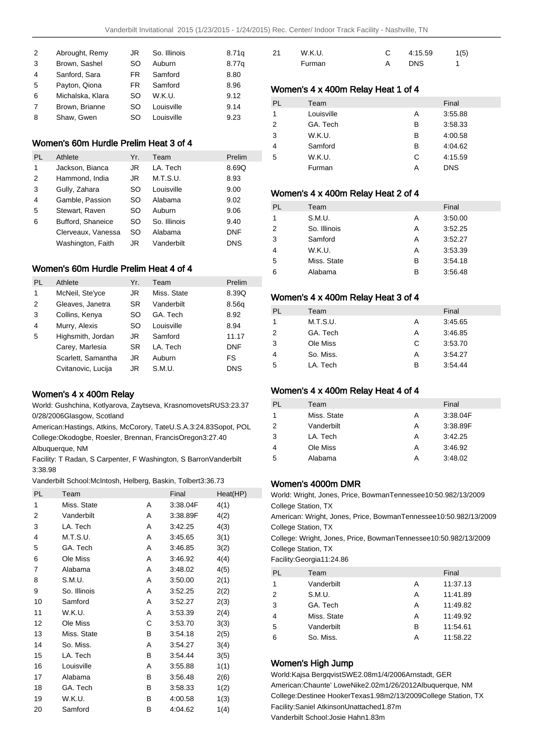| 2 | Abrought, Remy | JR | So. Illinois | 8.71q |
|---|---|---|---|---|
| 3 | Brown, Sashel | SO | Auburn | 8.77q |
| 4 | Sanford, Sara | FR | Samford | 8.80 |
| 5 | Payton, Qiona | FR | Samford | 8.96 |
| 6 | Michalska, Klara | SO | W.K.U. | 9.12 |
| 7 | Brown, Brianne | SO | Louisville | 9.14 |
| 8 | Shaw, Gwen | SO | Louisville | 9.23 |

## Women's 60m Hurdle Prelim Heat 3 of 4

| PL | Athlete | Yr. | Team | Prelim |
|---|---|---|---|---|
| 1 | Jackson, Bianca | JR | LA. Tech | 8.69Q |
| 2 | Hammond, India | JR | M.T.S.U. | 8.93 |
| 3 | Gully, Zahara | SO | Louisville | 9.00 |
| 4 | Gamble, Passion | SO | Alabama | 9.02 |
| 5 | Stewart, Raven | SO | Auburn | 9.06 |
| 6 | Bufford, Shaneice | SO | So. Illinois | 9.40 |
| | Clerveaux, Vanessa | SO | Alabama | DNF |
| | Washington, Faith | JR | Vanderbilt | DNS |

## Women's 60m Hurdle Prelim Heat 4 of 4

| PL | Athlete | Yr. | Team | Prelim |
|---|---|---|---|---|
| 1 | McNeil, Ste'yce | JR | Miss. State | 8.39Q |
| 2 | Gleaves, Janetra | SR | Vanderbilt | 8.56q |
| 3 | Collins, Kenya | SO | GA. Tech | 8.92 |
| 4 | Murry, Alexis | SO | Louisville | 8.94 |
| 5 | Highsmith, Jordan | JR | Samford | 11.17 |
| | Carey, Marlesia | SR | LA. Tech | DNF |
| | Scarlett, Samantha | JR | Auburn | FS |
| | Cvitanovic, Lucija | JR | S.M.U. | DNS |

## Women's 4 x 400m Relay

World: Gushchina, Kotlyarova, Zaytseva, KrasnomovetsRUS3:23.37 0/28/2006Glasgow, Scotland

American:Hastings, Atkins, McCorory, TateU.S.A.3:24.83Sopot, POL

College:Okodogbe, Roesler, Brennan, FrancisOregon3:27.40 Albuquerque, NM

Facility: T Radan, S Carpenter, F Washington, S BarronVanderbilt 3:38.98

Vanderbilt School:McIntosh, Helberg, Baskin, Tolbert3:36.73

| PL | Team | | Final | Heat(HP) |
|---|---|---|---|---|
| 1 | Miss. State | A | 3:38.04F | 4(1) |
| 2 | Vanderbilt | A | 3:38.89F | 4(2) |
| 3 | LA. Tech | A | 3:42.25 | 4(3) |
| 4 | M.T.S.U. | A | 3:45.65 | 3(1) |
| 5 | GA. Tech | A | 3:46.85 | 3(2) |
| 6 | Ole Miss | A | 3:46.92 | 4(4) |
| 7 | Alabama | A | 3:48.02 | 4(5) |
| 8 | S.M.U. | A | 3:50.00 | 2(1) |
| 9 | So. Illinois | A | 3:52.25 | 2(2) |
| 10 | Samford | A | 3:52.27 | 2(3) |
| 11 | W.K.U. | A | 3:53.39 | 2(4) |
| 12 | Ole Miss | C | 3:53.70 | 3(3) |
| 13 | Miss. State | B | 3:54.18 | 2(5) |
| 14 | So. Miss. | A | 3:54.27 | 3(4) |
| 15 | LA. Tech | B | 3:54.44 | 3(5) |
| 16 | Louisville | A | 3:55.88 | 1(1) |
| 17 | Alabama | B | 3:56.48 | 2(6) |
| 18 | GA. Tech | B | 3:58.33 | 1(2) |
| 19 | W.K.U. | B | 4:00.58 | 1(3) |
| 20 | Samford | B | 4:04.62 | 1(4) |
| 21 | W.K.U. | C | 4:15.59 | 1(5) |
| | Furman | A | DNS | 1 |

## Women's 4 x 400m Relay Heat 1 of 4

| PL | Team | | Final |
|---|---|---|---|
| 1 | Louisville | A | 3:55.88 |
| 2 | GA. Tech | B | 3:58.33 |
| 3 | W.K.U. | B | 4:00.58 |
| 4 | Samford | B | 4:04.62 |
| 5 | W.K.U. | C | 4:15.59 |
| | Furman | A | DNS |

## Women's 4 x 400m Relay Heat 2 of 4

| PL | Team | | Final |
|---|---|---|---|
| 1 | S.M.U. | A | 3:50.00 |
| 2 | So. Illinois | A | 3:52.25 |
| 3 | Samford | A | 3:52.27 |
| 4 | W.K.U. | A | 3:53.39 |
| 5 | Miss. State | B | 3:54.18 |
| 6 | Alabama | B | 3:56.48 |

## Women's 4 x 400m Relay Heat 3 of 4

| PL | Team | | Final |
|---|---|---|---|
| 1 | M.T.S.U. | A | 3:45.65 |
| 2 | GA. Tech | A | 3:46.85 |
| 3 | Ole Miss | C | 3:53.70 |
| 4 | So. Miss. | A | 3:54.27 |
| 5 | LA. Tech | B | 3:54.44 |

## Women's 4 x 400m Relay Heat 4 of 4

| PL | Team | | Final |
|---|---|---|---|
| 1 | Miss. State | A | 3:38.04F |
| 2 | Vanderbilt | A | 3:38.89F |
| 3 | LA. Tech | A | 3:42.25 |
| 4 | Ole Miss | A | 3:46.92 |
| 5 | Alabama | A | 3:48.02 |

## Women's 4000m DMR

World: Wright, Jones, Price, BowmanTennessee10:50.982/13/2009 College Station, TX

American: Wright, Jones, Price, BowmanTennessee10:50.982/13/2009 College Station, TX

College: Wright, Jones, Price, BowmanTennessee10:50.982/13/2009 College Station, TX

Facility:Georgia11:24.86

| PL | Team | | Final |
|---|---|---|---|
| 1 | Vanderbilt | A | 11:37.13 |
| 2 | S.M.U. | A | 11:41.89 |
| 3 | GA. Tech | A | 11:49.82 |
| 4 | Miss. State | A | 11:49.92 |
| 5 | Vanderbilt | B | 11:54.61 |
| 6 | So. Miss. | A | 11:58.22 |

## Women's High Jump

World:Kajsa BergqvistSWE2.08m1/4/2006Arnstadt, GER

American:Chaunte' LoweNike2.02m1/26/2012Albuquerque, NM

College:Destinee HookerTexas1.98m2/13/2009College Station, TX

Facility:Saniel AtkinsonUnattached1.87m

Vanderbilt School:Josie Hahn1.83m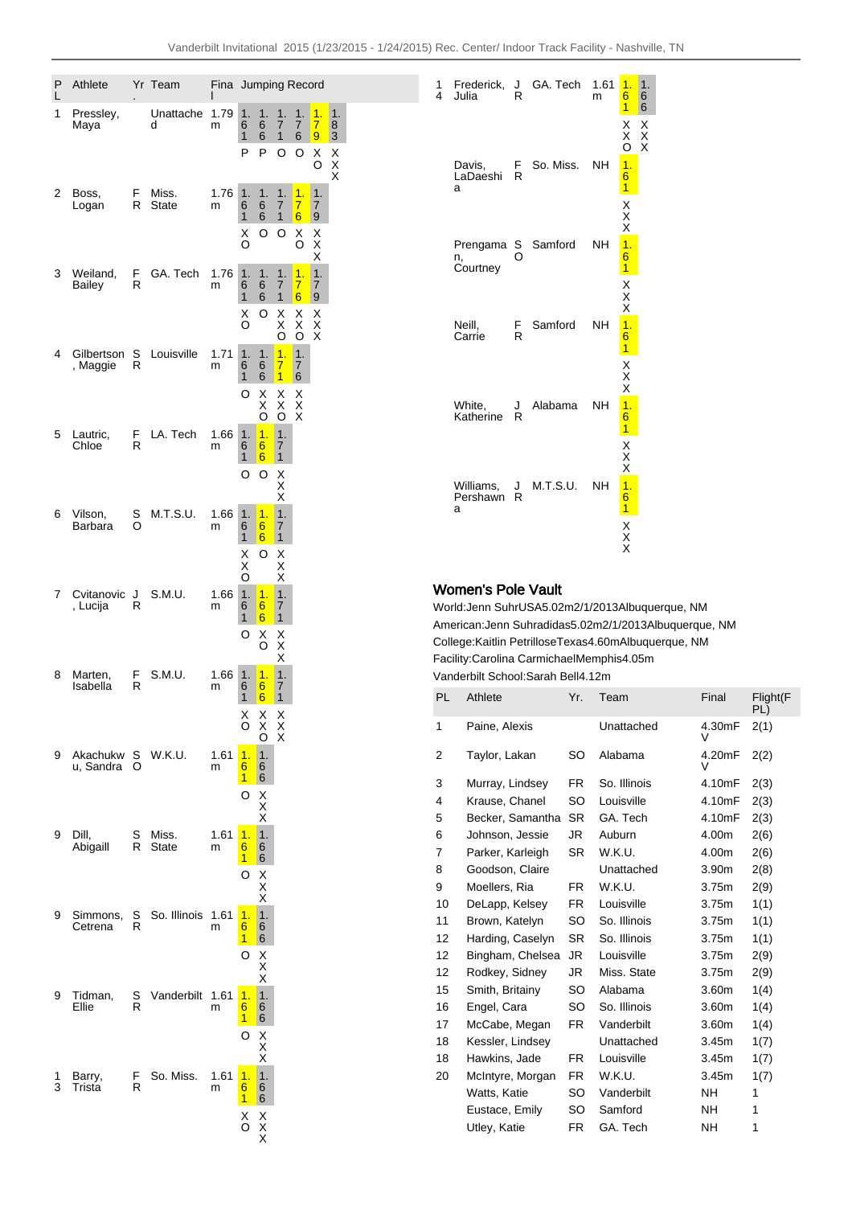| PL | Athlete | Yr. | Team | Final | 1.61 | 1.66 | 1.71 | 1.76 | 1.79 | 1.83 |
|---|---|---|---|---|---|---|---|---|---|---|
| 1 | Pressley, Maya | | Unattached | 1.79 m | P | P | O | O | XO | XXX |
| 2 | Boss, Logan | FR | Miss. State | 1.76 m | XO | O | O | XO | XXX | |
| 3 | Weiland, Bailey | FR | GA. Tech | 1.76 m | XO | O | XXO | XXO | XXX | |
| 4 | Gilbertson, Maggie | SR | Louisville | 1.71 m | O | XXO | XXO | XXX | | |
| 5 | Lautric, Chloe | FR | LA. Tech | 1.66 m | O | O | XXX | | | |
| 6 | Vilson, Barbara | SO | M.T.S.U. | 1.66 m | XXO | O | XXX | | | |
| 7 | Cvitanovic, Lucija | JR | S.M.U. | 1.66 m | O | XO | XXX | | | |
| 8 | Marten, Isabella | FR | S.M.U. | 1.66 m | XO | XXO | XXX | | | |
| 9 | Akachukwu, Sandra | SO | W.K.U. | 1.61 m | O | XXX | | | | |
| 9 | Dill, Abigaill | SR | Miss. State | 1.61 m | O | XXX | | | | |
| 9 | Simmons, Cetrena | SR | So. Illinois | 1.61 m | O | XXX | | | | |
| 9 | Tidman, Ellie | SR | Vanderbilt | 1.61 m | O | XXX | | | | |
| 13 | Barry, Trista | FR | So. Miss. | 1.61 m | XO | XXX | | | | |
| 14 | Frederick, Julia | JR | GA. Tech | 1.61 m | XXO | XXX | | | | |
| | Davis, LaDaeshia | FR | So. Miss. | NH | XXX | | | | | |
| | Prengaman, Courtney | SO | Samford | NH | XXX | | | | | |
| | Neill, Carrie | FR | Samford | NH | XXX | | | | | |
| | White, Katherine | JR | Alabama | NH | XXX | | | | | |
| | Williams, Pershawna | JR | M.T.S.U. | NH | XXX | | | | | |

## Women's Pole Vault

World:Jenn SuhrUSA5.02m2/1/2013Albuquerque, NM
American:Jenn Suhradidas5.02m2/1/2013Albuquerque, NM
College:Kaitlin PetrilloseTexas4.60mAlbuquerque, NM
Facility:Carolina CarmichaelMemphis4.05m
Vanderbilt School:Sarah Bell4.12m

| PL | Athlete | Yr. | Team | Final | Flight(F PL) |
|---|---|---|---|---|---|
| 1 | Paine, Alexis | | Unattached | 4.30mFV | 2(1) |
| 2 | Taylor, Lakan | SO | Alabama | 4.20mFV | 2(2) |
| 3 | Murray, Lindsey | FR | So. Illinois | 4.10mF | 2(3) |
| 4 | Krause, Chanel | SO | Louisville | 4.10mF | 2(3) |
| 5 | Becker, Samantha | SR | GA. Tech | 4.10mF | 2(3) |
| 6 | Johnson, Jessie | JR | Auburn | 4.00m | 2(6) |
| 7 | Parker, Karleigh | SR | W.K.U. | 4.00m | 2(6) |
| 8 | Goodson, Claire | | Unattached | 3.90m | 2(8) |
| 9 | Moellers, Ria | FR | W.K.U. | 3.75m | 2(9) |
| 10 | DeLapp, Kelsey | FR | Louisville | 3.75m | 1(1) |
| 11 | Brown, Katelyn | SO | So. Illinois | 3.75m | 1(1) |
| 12 | Harding, Caselyn | SR | So. Illinois | 3.75m | 1(1) |
| 12 | Bingham, Chelsea | JR | Louisville | 3.75m | 2(9) |
| 12 | Rodkey, Sidney | JR | Miss. State | 3.75m | 2(9) |
| 15 | Smith, Britainy | SO | Alabama | 3.60m | 1(4) |
| 16 | Engel, Cara | SO | So. Illinois | 3.60m | 1(4) |
| 17 | McCabe, Megan | FR | Vanderbilt | 3.60m | 1(4) |
| 18 | Kessler, Lindsey | | Unattached | 3.45m | 1(7) |
| 18 | Hawkins, Jade | FR | Louisville | 3.45m | 1(7) |
| 20 | McIntyre, Morgan | FR | W.K.U. | 3.45m | 1(7) |
| | Watts, Katie | SO | Vanderbilt | NH | 1 |
| | Eustace, Emily | SO | Samford | NH | 1 |
| | Utley, Katie | FR | GA. Tech | NH | 1 |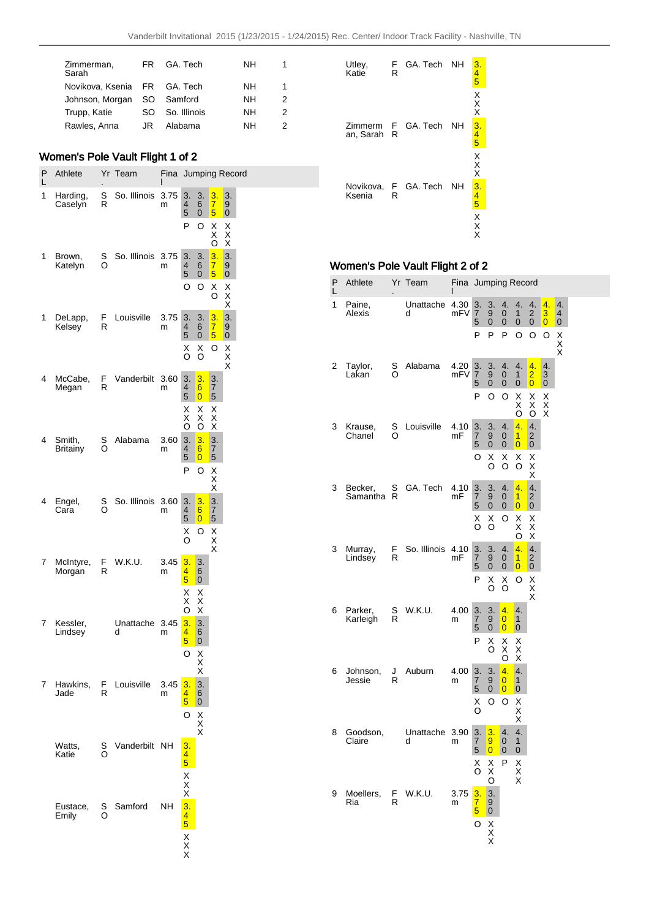| Athlete | Yr | Team | Final | Place |
|---|---|---|---|---|
| Zimmerman, Sarah | FR | GA. Tech | NH | 1 |
| Novikova, Ksenia | FR | GA. Tech | NH | 1 |
| Johnson, Morgan | SO | Samford | NH | 2 |
| Trupp, Katie | SO | So. Illinois | NH | 2 |
| Rawles, Anna | JR | Alabama | NH | 2 |

## Women's Pole Vault Flight 1 of 2

| PL | Athlete | Yr. | Team | Final | Jumping Record |
|---|---|---|---|---|---|
| 1 | Harding, Caselyn | SR | So. Illinois | 3.75 m | 3.45 P; 3.60 O; 3.75 XXO; 3.90 XXX |
| 1 | Brown, Katelyn | SO | So. Illinois | 3.75 m | 3.45 O; 3.60 O; 3.75 XO; 3.90 XXX |
| 1 | DeLapp, Kelsey | FR | Louisville | 3.75 m | 3.45 XO; 3.60 XO; 3.75 O; 3.90 XXX |
| 4 | McCabe, Megan | FR | Vanderbilt | 3.60 m | 3.45 XXO; 3.60 XXO; 3.75 XXX |
| 4 | Smith, Britainy | SO | Alabama | 3.60 m | 3.45 P; 3.60 O; 3.75 XXX |
| 4 | Engel, Cara | SO | So. Illinois | 3.60 m | 3.45 XO; 3.60 O; 3.75 XXX |
| 7 | McIntyre, Morgan | FR | W.K.U. | 3.45 m | 3.45 XXO; 3.60 XXX |
| 7 | Kessler, Lindsey | | Unattached | 3.45 m | 3.45 O; 3.60 XXX |
| 7 | Hawkins, Jade | FR | Louisville | 3.45 m | 3.45 O; 3.60 XXX |
| | Watts, Katie | SO | Vanderbilt | NH | 3.45 XXX |
| | Eustace, Emily | SO | Samford | NH | 3.45 XXX |
| | Utley, Katie | FR | GA. Tech | NH | 3.45 XXX |
| | Zimmerman, Sarah | FR | GA. Tech | NH | 3.45 XXX |
| | Novikova, Ksenia | FR | GA. Tech | NH | 3.45 XXX |

## Women's Pole Vault Flight 2 of 2

| PL | Athlete | Yr. | Team | Final | Jumping Record |
|---|---|---|---|---|---|
| 1 | Paine, Alexis | | Unattached | 4.30 mFV | 3.75 P; 3.90 P; 4.00 P; 4.10 O; 4.20 O; 4.30 O; 4.40 XXX |
| 2 | Taylor, Lakan | SO | Alabama | 4.20 mFV | 3.75 P; 3.90 O; 4.00 O; 4.10 XXO; 4.20 XXO; 4.30 XXX |
| 3 | Krause, Chanel | SO | Louisville | 4.10 mF | 3.75 O; 3.90 XO; 4.00 XO; 4.10 XO; 4.20 XXX |
| 3 | Becker, Samantha | SR | GA. Tech | 4.10 mF | 3.75 XO; 3.90 XO; 4.00 O; 4.10 XXO; 4.20 XXX |
| 3 | Murray, Lindsey | FR | So. Illinois | 4.10 mF | 3.75 P; 3.90 XO; 4.00 XO; 4.10 O; 4.20 XXX |
| 6 | Parker, Karleigh | SR | W.K.U. | 4.00 m | 3.75 P; 3.90 XO; 4.00 XXO; 4.10 XXX |
| 6 | Johnson, Jessie | JR | Auburn | 4.00 m | 3.75 XO; 3.90 O; 4.00 O; 4.10 XXX |
| 8 | Goodson, Claire | | Unattached | 3.90 m | 3.75 XO; 3.90 XXO; 4.00 P; 4.10 XXX |
| 9 | Moellers, Ria | FR | W.K.U. | 3.75 m | 3.75 O; 3.90 XXX |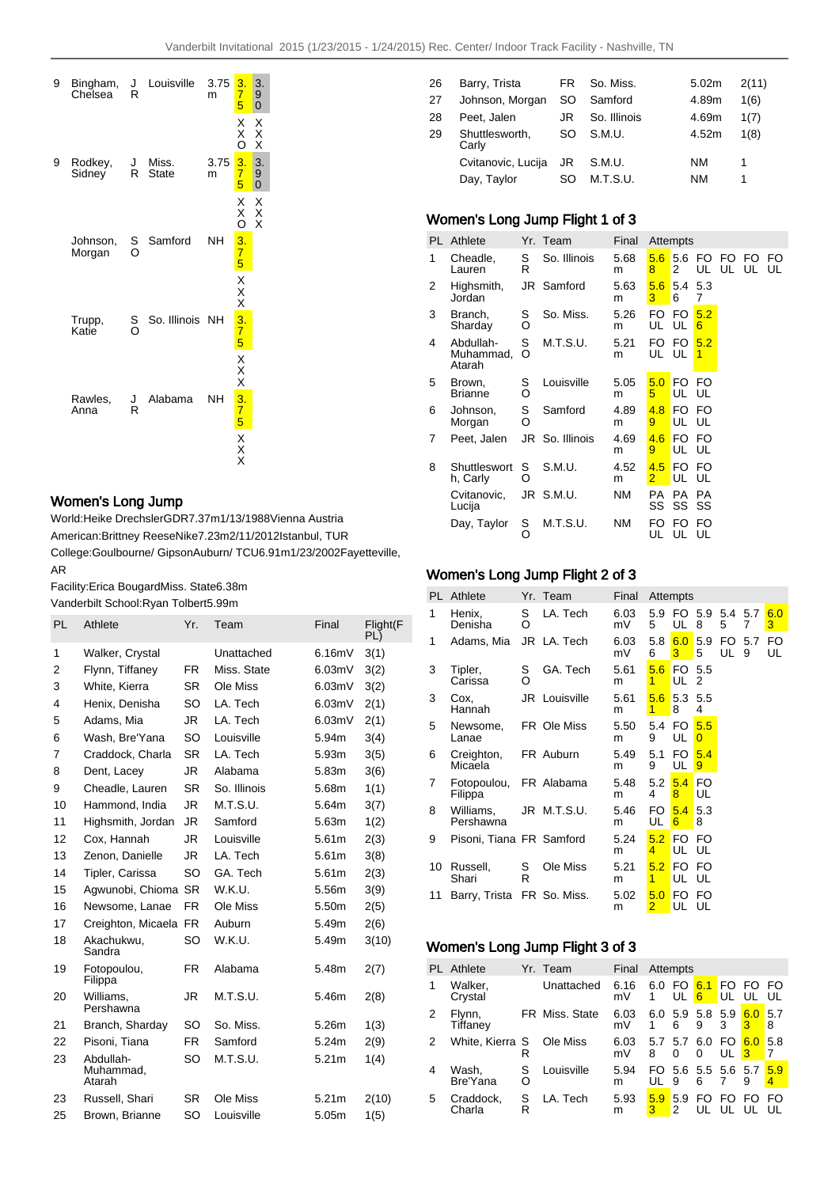| 9 | Bingham, Chelsea | JR | Louisville | 3.75m | 3.75 XXO | 3.90 XXX |
|---|---|---|---|---|---|---|
| 9 | Rodkey, Sidney | JR | Miss. State | 3.75m | 3.75 XXO | 3.90 XXX |
| | Johnson, Morgan | SO | Samford | NH | 3.75 XXX | |
| | Trupp, Katie | SO | So. Illinois | NH | 3.75 XXX | |
| | Rawles, Anna | JR | Alabama | NH | 3.75 XXX | |

## Women's Long Jump

World:Heike DrechslerGDR7.37m1/13/1988Vienna Austria

American:Brittney ReeseNike7.23m2/11/2012Istanbul, TUR

College:Goulbourne/ GipsonAuburn/ TCU6.91m1/23/2002Fayetteville, AR

Facility:Erica BougardMiss. State6.38m

Vanderbilt School:Ryan Tolbert5.99m

| PL | Athlete | Yr. | Team | Final | Flight(F PL) |
|---|---|---|---|---|---|
| 1 | Walker, Crystal | | Unattached | 6.16mV | 3(1) |
| 2 | Flynn, Tiffaney | FR | Miss. State | 6.03mV | 3(2) |
| 3 | White, Kierra | SR | Ole Miss | 6.03mV | 3(2) |
| 4 | Henix, Denisha | SO | LA. Tech | 6.03mV | 2(1) |
| 5 | Adams, Mia | JR | LA. Tech | 6.03mV | 2(1) |
| 6 | Wash, Bre'Yana | SO | Louisville | 5.94m | 3(4) |
| 7 | Craddock, Charla | SR | LA. Tech | 5.93m | 3(5) |
| 8 | Dent, Lacey | JR | Alabama | 5.83m | 3(6) |
| 9 | Cheadle, Lauren | SR | So. Illinois | 5.68m | 1(1) |
| 10 | Hammond, India | JR | M.T.S.U. | 5.64m | 3(7) |
| 11 | Highsmith, Jordan | JR | Samford | 5.63m | 1(2) |
| 12 | Cox, Hannah | JR | Louisville | 5.61m | 2(3) |
| 13 | Zenon, Danielle | JR | LA. Tech | 5.61m | 3(8) |
| 14 | Tipler, Carissa | SO | GA. Tech | 5.61m | 2(3) |
| 15 | Agwunobi, Chioma | SR | W.K.U. | 5.56m | 3(9) |
| 16 | Newsome, Lanae | FR | Ole Miss | 5.50m | 2(5) |
| 17 | Creighton, Micaela | FR | Auburn | 5.49m | 2(6) |
| 18 | Akachukwu, Sandra | SO | W.K.U. | 5.49m | 3(10) |
| 19 | Fotopoulou, Filippa | FR | Alabama | 5.48m | 2(7) |
| 20 | Williams, Pershawna | JR | M.T.S.U. | 5.46m | 2(8) |
| 21 | Branch, Sharday | SO | So. Miss. | 5.26m | 1(3) |
| 22 | Pisoni, Tiana | FR | Samford | 5.24m | 2(9) |
| 23 | Abdullah-Muhammad, Atarah | SO | M.T.S.U. | 5.21m | 1(4) |
| 23 | Russell, Shari | SR | Ole Miss | 5.21m | 2(10) |
| 25 | Brown, Brianne | SO | Louisville | 5.05m | 1(5) |
| 26 | Barry, Trista | FR | So. Miss. | 5.02m | 2(11) |
| 27 | Johnson, Morgan | SO | Samford | 4.89m | 1(6) |
| 28 | Peet, Jalen | JR | So. Illinois | 4.69m | 1(7) |
| 29 | Shuttlesworth, Carly | SO | S.M.U. | 4.52m | 1(8) |
| | Cvitanovic, Lucija | JR | S.M.U. | NM | 1 |
| | Day, Taylor | SO | M.T.S.U. | NM | 1 |

## Women's Long Jump Flight 1 of 3

| PL | Athlete | Yr. | Team | Final | Attempts | | | | | |
|---|---|---|---|---|---|---|---|---|---|---|
| 1 | Cheadle, Lauren | SR | So. Illinois | 5.68m | 5.68 | 5.62 | FOUL | FOUL | FOUL | FOUL |
| 2 | Highsmith, Jordan | JR | Samford | 5.63m | 5.63 | 5.46 | 5.37 | | | |
| 3 | Branch, Sharday | SO | So. Miss. | 5.26m | FOUL | FOUL | 5.26 | | | |
| 4 | Abdullah-Muhammad, Atarah | SO | M.T.S.U. | 5.21m | FOUL | FOUL | 5.21 | | | |
| 5 | Brown, Brianne | SO | Louisville | 5.05m | 5.05 | FOUL | FOUL | | | |
| 6 | Johnson, Morgan | SO | Samford | 4.89m | 4.89 | FOUL | FOUL | | | |
| 7 | Peet, Jalen | JR | So. Illinois | 4.69m | 4.69 | FOUL | FOUL | | | |
| 8 | Shuttlesworth, Carly | SO | S.M.U. | 4.52m | 4.52 | FOUL | FOUL | | | |
| | Cvitanovic, Lucija | JR | S.M.U. | NM | PASS | PASS | PASS | | | |
| | Day, Taylor | SO | M.T.S.U. | NM | FOUL | FOUL | FOUL | | | |

## Women's Long Jump Flight 2 of 3

| PL | Athlete | Yr. | Team | Final | Attempts | | | | | |
|---|---|---|---|---|---|---|---|---|---|---|
| 1 | Henix, Denisha | SO | LA. Tech | 6.03mV | 5.95 | FOUL | 5.98 | 5.45 | 5.77 | 6.03 |
| 1 | Adams, Mia | JR | LA. Tech | 6.03mV | 5.86 | 6.03 | 5.95 | FOUL | 5.79 | FOUL |
| 3 | Tipler, Carissa | SO | GA. Tech | 5.61m | 5.61 | FOUL | 5.52 | | | |
| 3 | Cox, Hannah | JR | Louisville | 5.61m | 5.61 | 5.38 | 5.54 | | | |
| 5 | Newsome, Lanae | FR | Ole Miss | 5.50m | 5.49 | FOUL | 5.50 | | | |
| 6 | Creighton, Micaela | FR | Auburn | 5.49m | 5.19 | FOUL | 5.49 | | | |
| 7 | Fotopoulou, Filippa | FR | Alabama | 5.48m | 5.24 | 5.48 | FOUL | | | |
| 8 | Williams, Pershawna | JR | M.T.S.U. | 5.46m | FOUL | 5.46 | 5.38 | | | |
| 9 | Pisoni, Tiana | FR | Samford | 5.24m | 5.24 | FOUL | FOUL | | | |
| 10 | Russell, Shari | SR | Ole Miss | 5.21m | 5.21 | FOUL | FOUL | | | |
| 11 | Barry, Trista | FR | So. Miss. | 5.02m | 5.02 | FOUL | FOUL | | | |

## Women's Long Jump Flight 3 of 3

| PL | Athlete | Yr. | Team | Final | Attempts | | | | | |
|---|---|---|---|---|---|---|---|---|---|---|
| 1 | Walker, Crystal | | Unattached | 6.16mV | 6.01 | FOUL | 6.16 | FOUL | FOUL | FOUL |
| 2 | Flynn, Tiffaney | FR | Miss. State | 6.03mV | 6.01 | 5.96 | 5.89 | 5.93 | 6.03 | 5.78 |
| 2 | White, Kierra | SR | Ole Miss | 6.03mV | 5.78 | 5.70 | 6.00 | FOUL | 6.03 | 5.87 |
| 4 | Wash, Bre'Yana | SO | Louisville | 5.94m | FOUL | 5.69 | 5.56 | 5.67 | 5.79 | 5.94 |
| 5 | Craddock, Charla | SR | LA. Tech | 5.93m | 5.93 | 5.92 | FOUL | FOUL | FOUL | FOUL |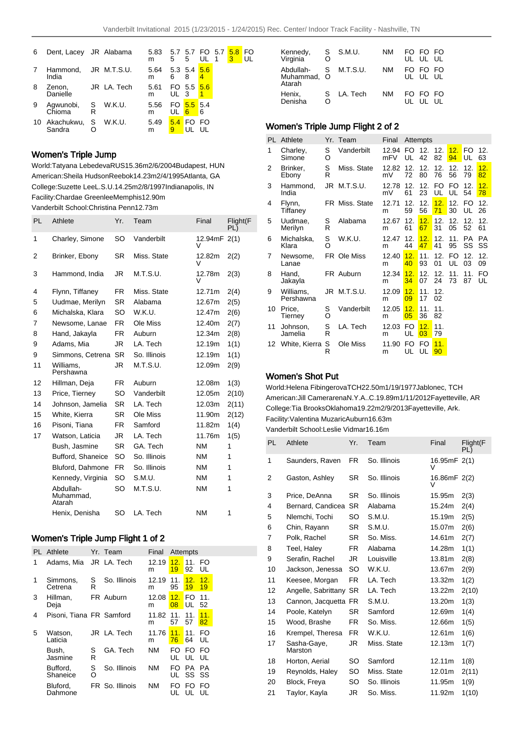| PL | Athlete | Yr. | Team | Final | Attempts | | | | | |
|---|---|---|---|---|---|---|---|---|---|---|
| 6 | Dent, Lacey | JR | Alabama | 5.83m | 5.75 | 5.75 | FOUL | 5.71 | 5.83 | FOUL |
| 7 | Hammond, India | JR | M.T.S.U. | 5.64m | 5.36 | 5.48 | 5.64 | | | |
| 8 | Zenon, Danielle | JR | LA. Tech | 5.61m | FOUL | 5.53 | 5.61 | | | |
| 9 | Agwunobi, Chioma | SR | W.K.U. | 5.56m | FOUL | 5.56 | 5.46 | | | |
| 10 | Akachukwu, Sandra | SO | W.K.U. | 5.49m | 5.49 | FOUL | FOUL | | | |

## Women's Triple Jump

World:Tatyana LebedevaRUS15.36m2/6/2004Budapest, HUN
American:Sheila HudsonReebok14.23m2/4/1995Atlanta, GA
College:Suzette LeeL.S.U.14.25m2/8/1997Indianapolis, IN
Facility:Chardae GreeneeMemphis12.90m
Vanderbilt School:Christina Penn12.73m

| PL | Athlete | Yr. | Team | Final | Flight(FPL) |
|---|---|---|---|---|---|
| 1 | Charley, Simone | SO | Vanderbilt | 12.94mFV | 2(1) |
| 2 | Brinker, Ebony | SR | Miss. State | 12.82mV | 2(2) |
| 3 | Hammond, India | JR | M.T.S.U. | 12.78mV | 2(3) |
| 4 | Flynn, Tiffaney | FR | Miss. State | 12.71m | 2(4) |
| 5 | Uudmae, Merilyn | SR | Alabama | 12.67m | 2(5) |
| 6 | Michalska, Klara | SO | W.K.U. | 12.47m | 2(6) |
| 7 | Newsome, Lanae | FR | Ole Miss | 12.40m | 2(7) |
| 8 | Hand, Jakayla | FR | Auburn | 12.34m | 2(8) |
| 9 | Adams, Mia | JR | LA. Tech | 12.19m | 1(1) |
| 9 | Simmons, Cetrena | SR | So. Illinois | 12.19m | 1(1) |
| 11 | Williams, Pershawna | JR | M.T.S.U. | 12.09m | 2(9) |
| 12 | Hillman, Deja | FR | Auburn | 12.08m | 1(3) |
| 13 | Price, Tierney | SO | Vanderbilt | 12.05m | 2(10) |
| 14 | Johnson, Jamelia | SR | LA. Tech | 12.03m | 2(11) |
| 15 | White, Kierra | SR | Ole Miss | 11.90m | 2(12) |
| 16 | Pisoni, Tiana | FR | Samford | 11.82m | 1(4) |
| 17 | Watson, Laticia | JR | LA. Tech | 11.76m | 1(5) |
| | Bush, Jasmine | SR | GA. Tech | NM | 1 |
| | Bufford, Shaneice | SO | So. Illinois | NM | 1 |
| | Bluford, Dahmone | FR | So. Illinois | NM | 1 |
| | Kennedy, Virginia | SO | S.M.U. | NM | 1 |
| | Abdullah-Muhammad, Atarah | SO | M.T.S.U. | NM | 1 |
| | Henix, Denisha | SO | LA. Tech | NM | 1 |

## Women's Triple Jump Flight 1 of 2

| PL | Athlete | Yr. | Team | Final | Attempts | | |
|---|---|---|---|---|---|---|---|
| 1 | Adams, Mia | JR | LA. Tech | 12.19m | 12.19 | 11.92 | FOUL |
| 1 | Simmons, Cetrena | SR | So. Illinois | 12.19m | 11.95 | 12.19 | 12.19 |
| 3 | Hillman, Deja | FR | Auburn | 12.08m | 12.08 | FOUL | 11.52 |
| 4 | Pisoni, Tiana | FR | Samford | 11.82m | 11.57 | 11.57 | 11.82 |
| 5 | Watson, Laticia | JR | LA. Tech | 11.76m | 11.76 | 11.64 | FOUL |
| | Bush, Jasmine | SR | GA. Tech | NM | FOUL | FOUL | FOUL |
| | Bufford, Shaneice | SO | So. Illinois | NM | FOUL | PASS | PASS |
| | Bluford, Dahmone | FR | So. Illinois | NM | FOUL | FOUL | FOUL |
| | Kennedy, Virginia | SO | S.M.U. | NM | FOUL | FOUL | FOUL |
| | Abdullah-Muhammad, Atarah | SO | M.T.S.U. | NM | FOUL | FOUL | FOUL |
| | Henix, Denisha | SO | LA. Tech | NM | FOUL | FOUL | FOUL |

## Women's Triple Jump Flight 2 of 2

| PL | Athlete | Yr. | Team | Final | Attempts | | | | | |
|---|---|---|---|---|---|---|---|---|---|---|
| 1 | Charley, Simone | SO | Vanderbilt | 12.94mFV | FOUL | 12.42 | 12.82 | 12.94 | FOUL | 12.63 |
| 2 | Brinker, Ebony | SR | Miss. State | 12.82mV | 12.72 | 12.80 | 12.76 | 12.56 | 12.79 | 12.82 |
| 3 | Hammond, India | JR | M.T.S.U. | 12.78mV | 12.61 | 12.23 | FOUL | FOUL | 12.54 | 12.78 |
| 4 | Flynn, Tiffaney | FR | Miss. State | 12.71m | 12.59 | 12.56 | 12.71 | 12.30 | FOUL | 12.26 |
| 5 | Uudmae, Merilyn | SR | Alabama | 12.67m | 12.61 | 12.67 | 12.31 | 12.05 | 12.52 | 12.61 |
| 6 | Michalska, Klara | SO | W.K.U. | 12.47m | 12.44 | 12.47 | 12.41 | 11.95 | PASS | PASS |
| 7 | Newsome, Lanae | FR | Ole Miss | 12.40m | 12.40 | 11.93 | 12.01 | FOUL | 12.03 | 12.09 |
| 8 | Hand, Jakayla | FR | Auburn | 12.34m | 12.34 | 12.07 | 12.24 | 11.73 | 11.87 | FOUL |
| 9 | Williams, Pershawna | JR | M.T.S.U. | 12.09m | 12.09 | 11.17 | 12.02 | | | |
| 10 | Price, Tierney | SO | Vanderbilt | 12.05m | 12.05 | 11.36 | 11.82 | | | |
| 11 | Johnson, Jamelia | SR | LA. Tech | 12.03m | FOUL | 12.03 | 11.79 | | | |
| 12 | White, Kierra | SR | Ole Miss | 11.90m | FOUL | FOUL | 11.90 | | | |

## Women's Shot Put

World:Helena FibingerovaTCH22.50m1/19/1977Jablonec, TCH
American:Jill CamerarenaN.Y.A..C.19.89m1/11/2012Fayetteville, AR
College:Tia BrooksOklahoma19.22m2/9/2013Fayetteville, Ark.
Facility:Valentina MuzaricAuburn16.63m
Vanderbilt School:Leslie Vidmar16.16m

| PL | Athlete | Yr. | Team | Final | Flight(FPL) |
|---|---|---|---|---|---|
| 1 | Saunders, Raven | FR | So. Illinois | 16.95mFV | 2(1) |
| 2 | Gaston, Ashley | SR | So. Illinois | 16.86mFV | 2(2) |
| 3 | Price, DeAnna | SR | So. Illinois | 15.95m | 2(3) |
| 4 | Bernard, Candicea | SR | Alabama | 15.24m | 2(4) |
| 5 | Nlemchi, Tochi | SO | S.M.U. | 15.19m | 2(5) |
| 6 | Chin, Rayann | SR | S.M.U. | 15.07m | 2(6) |
| 7 | Polk, Rachel | SR | So. Miss. | 14.61m | 2(7) |
| 8 | Teel, Haley | FR | Alabama | 14.28m | 1(1) |
| 9 | Serafin, Rachel | JR | Louisville | 13.81m | 2(8) |
| 10 | Jackson, Jenessa | SO | W.K.U. | 13.67m | 2(9) |
| 11 | Keesee, Morgan | FR | LA. Tech | 13.32m | 1(2) |
| 12 | Angelle, Sabrittany | SR | LA. Tech | 13.22m | 2(10) |
| 13 | Cannon, Jacquetta | FR | S.M.U. | 13.20m | 1(3) |
| 14 | Poole, Katelyn | SR | Samford | 12.69m | 1(4) |
| 15 | Wood, Brashe | FR | So. Miss. | 12.66m | 1(5) |
| 16 | Krempel, Theresa | FR | W.K.U. | 12.61m | 1(6) |
| 17 | Sasha-Gaye, Marston | JR | Miss. State | 12.13m | 1(7) |
| 18 | Horton, Aerial | SO | Samford | 12.11m | 1(8) |
| 19 | Reynolds, Haley | SO | Miss. State | 12.01m | 2(11) |
| 20 | Block, Freya | SO | So. Illinois | 11.95m | 1(9) |
| 21 | Taylor, Kayla | JR | So. Miss. | 11.92m | 1(10) |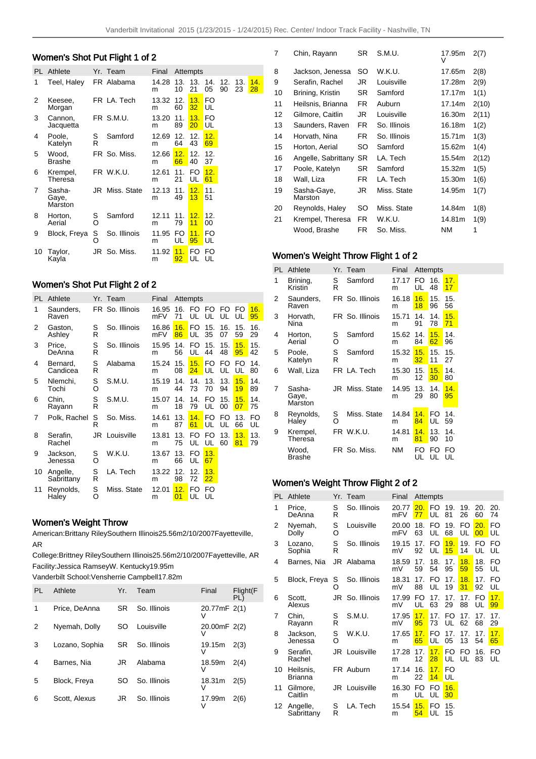## Women's Shot Put Flight 1 of 2

| PL | Athlete | Yr. | Team | Final | Attempts | | | | | |
|---|---|---|---|---|---|---|---|---|---|---|
| 1 | Teel, Haley | FR | Alabama | 14.28 m | 13.10 | 13.21 | 14.05 | 12.90 | 13.23 | 14.28 |
| 2 | Keesee, Morgan | FR | LA. Tech | 13.32 m | 12.60 | 13.32 | FOUL | | | |
| 3 | Cannon, Jacquetta | FR | S.M.U. | 13.20 m | 11.89 | 13.20 | FOUL | | | |
| 4 | Poole, Katelyn | SR | Samford | 12.69 m | 12.64 | 12.43 | 12.69 | | | |
| 5 | Wood, Brashe | FR | So. Miss. | 12.66 m | 12.66 | 12.40 | 12.37 | | | |
| 6 | Krempel, Theresa | FR | W.K.U. | 12.61 m | 11.21 | FOUL | 12.61 | | | |
| 7 | Sasha-Gaye, Marston | JR | Miss. State | 12.13 m | 11.49 | 12.13 | 11.51 | | | |
| 8 | Horton, Aerial | SO | Samford | 12.11 m | 11.79 | 12.11 | 12.00 | | | |
| 9 | Block, Freya | SO | So. Illinois | 11.95 m | FOUL | 11.95 | FOUL | | | |
| 10 | Taylor, Kayla | JR | So. Miss. | 11.92 m | 11.92 | FOUL | FOUL | | | |

## Women's Shot Put Flight 2 of 2

| PL | Athlete | Yr. | Team | Final | Attempts | | | | | |
|---|---|---|---|---|---|---|---|---|---|---|
| 1 | Saunders, Raven | FR | So. Illinois | 16.95 mFV | 16.71 | FOUL | FOUL | FOUL | FOUL | 16.95 |
| 2 | Gaston, Ashley | SR | So. Illinois | 16.86 mFV | 16.86 | FOUL | 15.35 | 16.07 | 15.59 | 16.29 |
| 3 | Price, DeAnna | SR | So. Illinois | 15.95 m | 14.56 | FOUL | 15.44 | 15.48 | 15.95 | 15.42 |
| 4 | Bernard, Candicea | SR | Alabama | 15.24 m | 15.08 | 15.24 | FOUL | FOUL | FOUL | 14.80 |
| 5 | Nlemchi, Tochi | SO | S.M.U. | 15.19 m | 14.44 | 14.73 | 13.70 | 13.94 | 15.19 | 14.89 |
| 6 | Chin, Rayann | SR | S.M.U. | 15.07 m | 14.18 | 14.79 | FOUL | 15.00 | 15.07 | 14.75 |
| 7 | Polk, Rachel | SR | So. Miss. | 14.61 m | 13.87 | 14.61 | FOUL | FOUL | 13.66 | FOUL |
| 8 | Serafin, Rachel | JR | Louisville | 13.81 m | 13.75 | FOUL | FOUL | 13.60 | 13.81 | 13.79 |
| 9 | Jackson, Jenessa | SO | W.K.U. | 13.67 m | 13.66 | FOUL | 13.67 | | | |
| 10 | Angelle, Sabrittany | SR | LA. Tech | 13.22 m | 12.98 | 12.72 | 13.22 | | | |
| 11 | Reynolds, Haley | SO | Miss. State | 12.01 m | 12.01 | FOUL | FOUL | | | |

## Women's Weight Throw

American:Brittany RileySouthern Illinois25.56m2/10/2007Fayetteville, AR

College:Brittney RileySouthern Illinois25.56m2/10/2007Fayetteville, AR

Facility:Jessica RamseyW. Kentucky19.95m

Vanderbilt School:Vensherrie Campbell17.82m

| PL | Athlete | Yr. | Team | Final | Flight(FPL) |
|---|---|---|---|---|---|
| 1 | Price, DeAnna | SR | So. Illinois | 20.77mFV | 2(1) |
| 2 | Nyemah, Dolly | SO | Louisville | 20.00mFV | 2(2) |
| 3 | Lozano, Sophia | SR | So. Illinois | 19.15mV | 2(3) |
| 4 | Barnes, Nia | JR | Alabama | 18.59mV | 2(4) |
| 5 | Block, Freya | SO | So. Illinois | 18.31mV | 2(5) |
| 6 | Scott, Alexus | JR | So. Illinois | 17.99mV | 2(6) |
| 7 | Chin, Rayann | SR | S.M.U. | 17.95mV | 2(7) |
| 8 | Jackson, Jenessa | SO | W.K.U. | 17.65m | 2(8) |
| 9 | Serafin, Rachel | JR | Louisville | 17.28m | 2(9) |
| 10 | Brining, Kristin | SR | Samford | 17.17m | 1(1) |
| 11 | Heilsnis, Brianna | FR | Auburn | 17.14m | 2(10) |
| 12 | Gilmore, Caitlin | JR | Louisville | 16.30m | 2(11) |
| 13 | Saunders, Raven | FR | So. Illinois | 16.18m | 1(2) |
| 14 | Horvath, Nina | FR | So. Illinois | 15.71m | 1(3) |
| 15 | Horton, Aerial | SO | Samford | 15.62m | 1(4) |
| 16 | Angelle, Sabrittany | SR | LA. Tech | 15.54m | 2(12) |
| 17 | Poole, Katelyn | SR | Samford | 15.32m | 1(5) |
| 18 | Wall, Liza | FR | LA. Tech | 15.30m | 1(6) |
| 19 | Sasha-Gaye, Marston | JR | Miss. State | 14.95m | 1(7) |
| 20 | Reynolds, Haley | SO | Miss. State | 14.84m | 1(8) |
| 21 | Krempel, Theresa | FR | W.K.U. | 14.81m | 1(9) |
| | Wood, Brashe | FR | So. Miss. | NM | 1 |

## Women's Weight Throw Flight 1 of 2

| PL | Athlete | Yr. | Team | Final | Attempts | | |
|---|---|---|---|---|---|---|---|
| 1 | Brining, Kristin | SR | Samford | 17.17 m | FOUL | 16.48 | 17.17 |
| 2 | Saunders, Raven | FR | So. Illinois | 16.18 m | 16.18 | 15.96 | 15.56 |
| 3 | Horvath, Nina | FR | So. Illinois | 15.71 m | 14.91 | 14.78 | 15.71 |
| 4 | Horton, Aerial | SO | Samford | 15.62 m | 14.84 | 15.62 | 14.96 |
| 5 | Poole, Katelyn | SR | Samford | 15.32 m | 15.32 | 15.11 | 15.27 |
| 6 | Wall, Liza | FR | LA. Tech | 15.30 m | 15.12 | 15.30 | 14.80 |
| 7 | Sasha-Gaye, Marston | JR | Miss. State | 14.95 m | 13.29 | 14.80 | 14.95 |
| 8 | Reynolds, Haley | SO | Miss. State | 14.84 m | 14.84 | FOUL | 14.59 |
| 9 | Krempel, Theresa | FR | W.K.U. | 14.81 m | 14.81 | 13.90 | 14.10 |
| | Wood, Brashe | FR | So. Miss. | NM | FOUL | FOUL | FOUL |

## Women's Weight Throw Flight 2 of 2

| PL | Athlete | Yr. | Team | Final | Attempts | | | | | |
|---|---|---|---|---|---|---|---|---|---|---|
| 1 | Price, DeAnna | SR | So. Illinois | 20.77 mFV | 20.77 | FOUL | 19.81 | 19.26 | 20.60 | 20.74 |
| 2 | Nyemah, Dolly | SO | Louisville | 20.00 mFV | 18.63 | FOUL | 19.68 | FOUL | 20.00 | FOUL |
| 3 | Lozano, Sophia | SR | So. Illinois | 19.15 mV | 17.92 | FOUL | 19.15 | 19.14 | FOUL | FOUL |
| 4 | Barnes, Nia | JR | Alabama | 18.59 mV | 17.59 | 18.54 | 17.95 | 18.59 | 18.55 | FOUL |
| 5 | Block, Freya | SO | So. Illinois | 18.31 mV | 17.88 | FOUL | 17.19 | 18.31 | 17.92 | FOUL |
| 6 | Scott, Alexus | JR | So. Illinois | 17.99 mV | FOUL | 17.63 | 17.29 | 17.88 | FOUL | 17.99 |
| 7 | Chin, Rayann | SR | S.M.U. | 17.95 mV | 17.95 | 17.73 | FOUL | 17.62 | 17.68 | 17.29 |
| 8 | Jackson, Jenessa | SO | W.K.U. | 17.65 m | 17.65 | FOUL | 17.05 | 17.13 | 17.54 | 17.65 |
| 9 | Serafin, Rachel | JR | Louisville | 17.28 m | 17.12 | 17.28 | FOUL | FOUL | 16.83 | FOUL |
| 10 | Heilsnis, Brianna | FR | Auburn | 17.14 m | 16.22 | 17.14 | FOUL | | | |
| 11 | Gilmore, Caitlin | JR | Louisville | 16.30 m | FOUL | FOUL | 16.30 | | | |
| 12 | Angelle, Sabrittany | SR | LA. Tech | 15.54 m | 15.54 | FOUL | 15.15 | | | |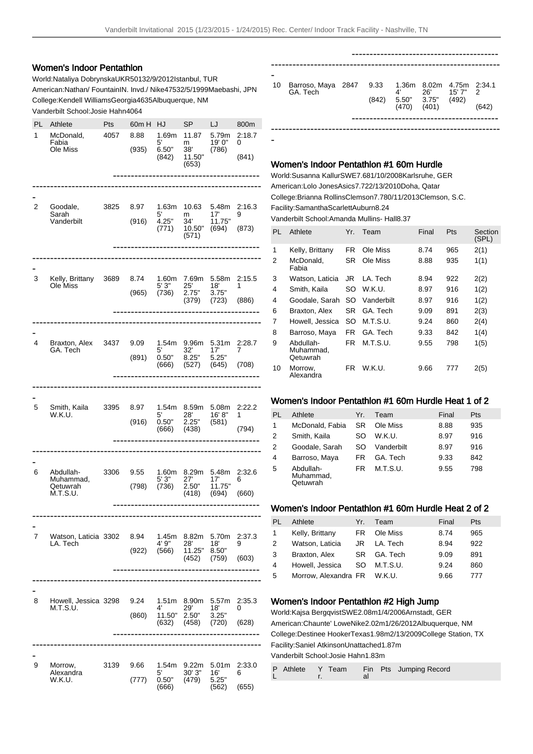## Women's Indoor Pentathlon

World:Nataliya DobrynskaUKR50132/9/2012Istanbul, TUR

American:Nathan/ FountainIN. Invd./ Nike47532/5/1999Maebashi, JPN

College:Kendell WilliamsGeorgia4635Albuquerque, NM

Vanderbilt School:Josie Hahn4064

| PL | Athlete | Pts | 60m H | HJ | SP | LJ | 800m |
|---|---|---|---|---|---|---|---|
| 1 | McDonald, Fabia Ole Miss | 4057 | 8.88 (935) | 1.69m 5' 6.50" (842) | 11.87m 38' 11.50" (653) | 5.79m 19' 0" (786) | 2:18.70 (841) |
| 2 | Goodale, Sarah Vanderbilt | 3825 | 8.97 (916) | 1.63m 5' 4.25" (771) | 10.63m 34' 10.50" (571) | 5.48m 17' 11.75" (694) | 2:16.39 (873) |
| 3 | Kelly, Brittany Ole Miss | 3689 | 8.74 (965) | 1.60m 5' 3" (736) | 7.69m 25' 2.75" (379) | 5.58m 18' 3.75" (723) | 2:15.51 (886) |
| 4 | Braxton, Alex GA. Tech | 3437 | 9.09 (891) | 1.54m 5' 0.50" (666) | 9.96m 32' 8.25" (527) | 5.31m 17' 5.25" (645) | 2:28.77 (708) |
| 5 | Smith, Kaila W.K.U. | 3395 | 8.97 (916) | 1.54m 5' 0.50" (666) | 8.59m 28' 2.25" (438) | 5.08m 16' 8" (581) | 2:22.21 (794) |
| 6 | Abdullah-Muhammad, Qetuwrah M.T.S.U. | 3306 | 9.55 (798) | 1.60m 5' 3" (736) | 8.29m 27' 2.50" (418) | 5.48m 17' 11.75" (694) | 2:32.66 (660) |
| 7 | Watson, Laticia LA. Tech | 3302 | 8.94 (922) | 1.45m 4' 9" (566) | 8.82m 28' 11.25" (452) | 5.70m 18' 8.50" (759) | 2:37.39 (603) |
| 8 | Howell, Jessica M.T.S.U. | 3298 | 9.24 (860) | 1.51m 4' 11.50" (632) | 8.90m 29' 2.50" (458) | 5.57m 18' 3.25" (720) | 2:35.30 (628) |
| 9 | Morrow, Alexandra W.K.U. | 3139 | 9.66 (777) | 1.54m 5' 0.50" (666) | 9.22m 30' 3" (479) | 5.01m 16' 5.25" (562) | 2:33.06 (655) |
| 10 | Barroso, Maya GA. Tech | 2847 | 9.33 (842) | 1.36m 4' 5.50" (470) | 8.02m 26' 3.75" (401) | 4.75m 15' 7" (492) | 2:34.12 (642) |

## Women's Indoor Pentathlon #1 60m Hurdle

World:Susanna KallurSWE7.681/10/2008Karlsruhe, GER

American:Lolo JonesAsics7.722/13/2010Doha, Qatar

College:Brianna RollinsClemson7.780/11/2013Clemson, S.C.

Facility:SamanthaScarlettAuburn8.24

Vanderbilt School:Amanda Mullins- Hall8.37

| PL | Athlete | Yr. | Team | Final | Pts | Section (SPL) |
|---|---|---|---|---|---|---|
| 1 | Kelly, Brittany | FR | Ole Miss | 8.74 | 965 | 2(1) |
| 2 | McDonald, Fabia | SR | Ole Miss | 8.88 | 935 | 1(1) |
| 3 | Watson, Laticia | JR | LA. Tech | 8.94 | 922 | 2(2) |
| 4 | Smith, Kaila | SO | W.K.U. | 8.97 | 916 | 1(2) |
| 4 | Goodale, Sarah | SO | Vanderbilt | 8.97 | 916 | 1(2) |
| 6 | Braxton, Alex | SR | GA. Tech | 9.09 | 891 | 2(3) |
| 7 | Howell, Jessica | SO | M.T.S.U. | 9.24 | 860 | 2(4) |
| 8 | Barroso, Maya | FR | GA. Tech | 9.33 | 842 | 1(4) |
| 9 | Abdullah-Muhammad, Qetuwrah | FR | M.T.S.U. | 9.55 | 798 | 1(5) |
| 10 | Morrow, Alexandra | FR | W.K.U. | 9.66 | 777 | 2(5) |

## Women's Indoor Pentathlon #1 60m Hurdle Heat 1 of 2

| PL | Athlete | Yr. | Team | Final | Pts |
|---|---|---|---|---|---|
| 1 | McDonald, Fabia | SR | Ole Miss | 8.88 | 935 |
| 2 | Smith, Kaila | SO | W.K.U. | 8.97 | 916 |
| 2 | Goodale, Sarah | SO | Vanderbilt | 8.97 | 916 |
| 4 | Barroso, Maya | FR | GA. Tech | 9.33 | 842 |
| 5 | Abdullah-Muhammad, Qetuwrah | FR | M.T.S.U. | 9.55 | 798 |

## Women's Indoor Pentathlon #1 60m Hurdle Heat 2 of 2

| PL | Athlete | Yr. | Team | Final | Pts |
|---|---|---|---|---|---|
| 1 | Kelly, Brittany | FR | Ole Miss | 8.74 | 965 |
| 2 | Watson, Laticia | JR | LA. Tech | 8.94 | 922 |
| 3 | Braxton, Alex | SR | GA. Tech | 9.09 | 891 |
| 4 | Howell, Jessica | SO | M.T.S.U. | 9.24 | 860 |
| 5 | Morrow, Alexandra | FR | W.K.U. | 9.66 | 777 |

## Women's Indoor Pentathlon #2 High Jump

World:Kajsa BergqvistSWE2.08m1/4/2006Arnstadt, GER

American:Chaunte' LoweNike2.02m1/26/2012Albuquerque, NM

College:Destinee HookerTexas1.98m2/13/2009College Station, TX

Facility:Saniel AtkinsonUnattached1.87m

Vanderbilt School:Josie Hahn1.83m

| PL | Athlete | Yr. | Team | Final | Pts | Jumping Record |
|---|---|---|---|---|---|---|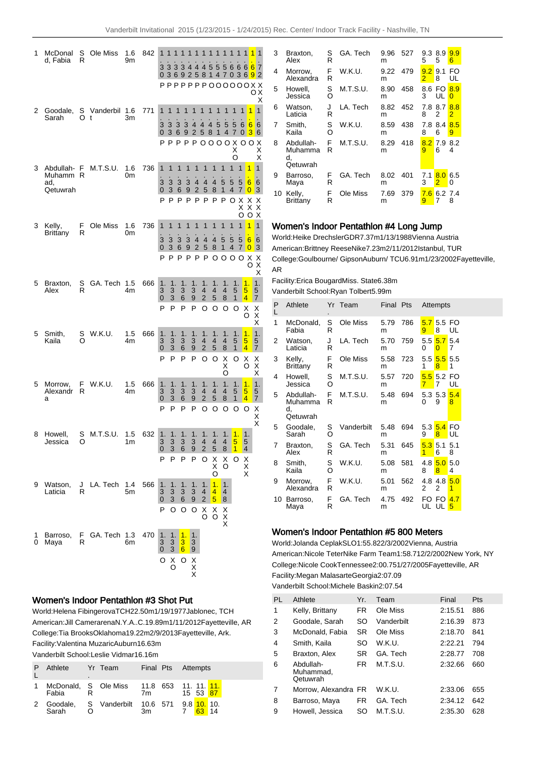| PL | Athlete | Yr | Team | Final | Pts | Attempts |
|---|---|---|---|---|---|---|
| 1 | McDonald, Fabia | SR | Ole Miss | 1.69m | 842 | 1.30 P, 1.33 P, 1.36 P, 1.39 P, 1.42 P, 1.45 P, 1.48 P, 1.51 O, 1.54 O, 1.57 O, 1.60 O, 1.63 O, 1.66 O, 1.69 XXO, 1.72 XXX |
| 2 | Goodale, Sarah | SO | Vanderbilt | 1.63m | 771 | 1.30 P, 1.33 P, 1.36 P, 1.39 P, 1.42 P, 1.45 O, 1.48 O, 1.51 O, 1.54 O, 1.57 XXO, 1.60 O, 1.63 O, 1.66 XXX |
| 3 | Abdullah-Muhammad, Qetuwrah | FR | M.T.S.U. | 1.60m | 736 | 1.30 P, 1.33 P, 1.36 P, 1.39 P, 1.42 P, 1.45 P, 1.48 P, 1.51 P, 1.54 O, 1.57 XXO, 1.60 XXO, 1.63 XXX |
| 3 | Kelly, Brittany | FR | Ole Miss | 1.60m | 736 | 1.30 P, 1.33 P, 1.36 P, 1.39 P, 1.42 P, 1.45 P, 1.48 O, 1.51 O, 1.54 O, 1.57 O, 1.60 XO, 1.63 XXX |
| 5 | Braxton, Alex | SR | GA. Tech | 1.54m | 666 | 1.30 P, 1.33 P, 1.36 P, 1.39 P, 1.42 O, 1.45 O, 1.48 O, 1.51 O, 1.54 XO, 1.57 XXX |
| 5 | Smith, Kaila | SO | W.K.U. | 1.54m | 666 | 1.30 P, 1.33 P, 1.36 P, 1.39 P, 1.42 O, 1.45 O, 1.48 XXO, 1.51 O, 1.54 XO, 1.57 XXX |
| 5 | Morrow, Alexandra | FR | W.K.U. | 1.54m | 666 | 1.30 P, 1.33 P, 1.36 P, 1.39 P, 1.42 O, 1.45 O, 1.48 O, 1.51 O, 1.54 O, 1.57 XXX |
| 8 | Howell, Jessica | SO | M.T.S.U. | 1.51m | 632 | 1.30 P, 1.33 P, 1.36 P, 1.39 P, 1.42 O, 1.45 XXO, 1.48 XO, 1.51 O, 1.54 XXX |
| 9 | Watson, Laticia | JR | LA. Tech | 1.45m | 566 | 1.30 P, 1.33 O, 1.36 O, 1.39 O, 1.42 XO, 1.45 XO, 1.48 XXX |
| 10 | Barroso, Maya | FR | GA. Tech | 1.36m | 470 | 1.30 O, 1.33 XO, 1.36 O, 1.39 XXX |

## Women's Indoor Pentathlon #3 Shot Put

World:Helena FibingerovaTCH22.50m1/19/1977Jablonec, TCH
American:Jill CamerarenaN.Y.A..C.19.89m1/11/2012Fayetteville, AR
College:Tia BrooksOklahoma19.22m2/9/2013Fayetteville, Ark.
Facility:Valentina MuzaricAuburn16.63m
Vanderbilt School:Leslie Vidmar16.16m

| PL | Athlete | Yr. | Team | Final | Pts | Attempts | | |
|---|---|---|---|---|---|---|---|---|
| 1 | McDonald, Fabia | SR | Ole Miss | 11.87m | 653 | 11.15 | 11.53 | 11.87 |
| 2 | Goodale, Sarah | SO | Vanderbilt | 10.63m | 571 | 9.87 | 10.63 | 10.14 |
| 3 | Braxton, Alex | SR | GA. Tech | 9.96m | 527 | 9.35 | 8.95 | 9.96 |
| 4 | Morrow, Alexandra | FR | W.K.U. | 9.22m | 479 | 9.22 | 9.18 | FOUL |
| 5 | Howell, Jessica | SO | M.T.S.U. | 8.90m | 458 | 8.63 | FOUL | 8.90 |
| 6 | Watson, Laticia | JR | LA. Tech | 8.82m | 452 | 7.88 | 8.72 | 8.82 |
| 7 | Smith, Kaila | SO | W.K.U. | 8.59m | 438 | 7.88 | 8.46 | 8.59 |
| 8 | Abdullah-Muhammad, Qetuwrah | FR | M.T.S.U. | 8.29m | 418 | 8.29 | 7.96 | 8.24 |
| 9 | Barroso, Maya | FR | GA. Tech | 8.02m | 401 | 7.13 | 8.02 | 6.50 |
| 10 | Kelly, Brittany | FR | Ole Miss | 7.69m | 379 | 7.69 | 6.27 | 7.48 |

## Women's Indoor Pentathlon #4 Long Jump

World:Heike DrechslerGDR7.37m1/13/1988Vienna Austria
American:Brittney ReeseNike7.23m2/11/2012Istanbul, TUR
College:Goulbourne/ GipsonAuburn/ TCU6.91m1/23/2002Fayetteville, AR
Facility:Erica BougardMiss. State6.38m
Vanderbilt School:Ryan Tolbert5.99m

| PL | Athlete | Yr. | Team | Final | Pts | Attempts | | |
|---|---|---|---|---|---|---|---|---|
| 1 | McDonald, Fabia | SR | Ole Miss | 5.79m | 786 | 5.79 | 5.58 | FOUL |
| 2 | Watson, Laticia | JR | LA. Tech | 5.70m | 759 | 5.50 | 5.70 | 5.47 |
| 3 | Kelly, Brittany | FR | Ole Miss | 5.58m | 723 | 5.51 | 5.58 | 5.51 |
| 4 | Howell, Jessica | SO | M.T.S.U. | 5.57m | 720 | 5.57 | 5.27 | FOUL |
| 5 | Abdullah-Muhammad, Qetuwrah | FR | M.T.S.U. | 5.48m | 694 | 5.30 | 5.39 | 5.48 |
| 5 | Goodale, Sarah | SO | Vanderbilt | 5.48m | 694 | 5.39 | 5.48 | FOUL |
| 7 | Braxton, Alex | SR | GA. Tech | 5.31m | 645 | 5.31 | 5.16 | 5.18 |
| 8 | Smith, Kaila | SO | W.K.U. | 5.08m | 581 | 4.88 | 5.08 | 5.04 |
| 9 | Morrow, Alexandra | FR | W.K.U. | 5.01m | 562 | 4.82 | 4.82 | 5.01 |
| 10 | Barroso, Maya | FR | GA. Tech | 4.75m | 492 | FOUL | FOUL | 4.75 |

## Women's Indoor Pentathlon #5 800 Meters

World:Jolanda CeplakSLO1:55.822/3/2002Vienna, Austria
American:Nicole TeterNike Farm Team1:58.712/2/2002New York, NY
College:Nicole CookTennessee2:00.751/27/2005Fayetteville, AR
Facility:Megan MalasarteGeorgia2:07.09
Vanderbilt School:Michele Baskin2:07.54

| PL | Athlete | Yr. | Team | Final | Pts |
|---|---|---|---|---|---|
| 1 | Kelly, Brittany | FR | Ole Miss | 2:15.51 | 886 |
| 2 | Goodale, Sarah | SO | Vanderbilt | 2:16.39 | 873 |
| 3 | McDonald, Fabia | SR | Ole Miss | 2:18.70 | 841 |
| 4 | Smith, Kaila | SO | W.K.U. | 2:22.21 | 794 |
| 5 | Braxton, Alex | SR | GA. Tech | 2:28.77 | 708 |
| 6 | Abdullah-Muhammad, Qetuwrah | FR | M.T.S.U. | 2:32.66 | 660 |
| 7 | Morrow, Alexandra | FR | W.K.U. | 2:33.06 | 655 |
| 8 | Barroso, Maya | FR | GA. Tech | 2:34.12 | 642 |
| 9 | Howell, Jessica | SO | M.T.S.U. | 2:35.30 | 628 |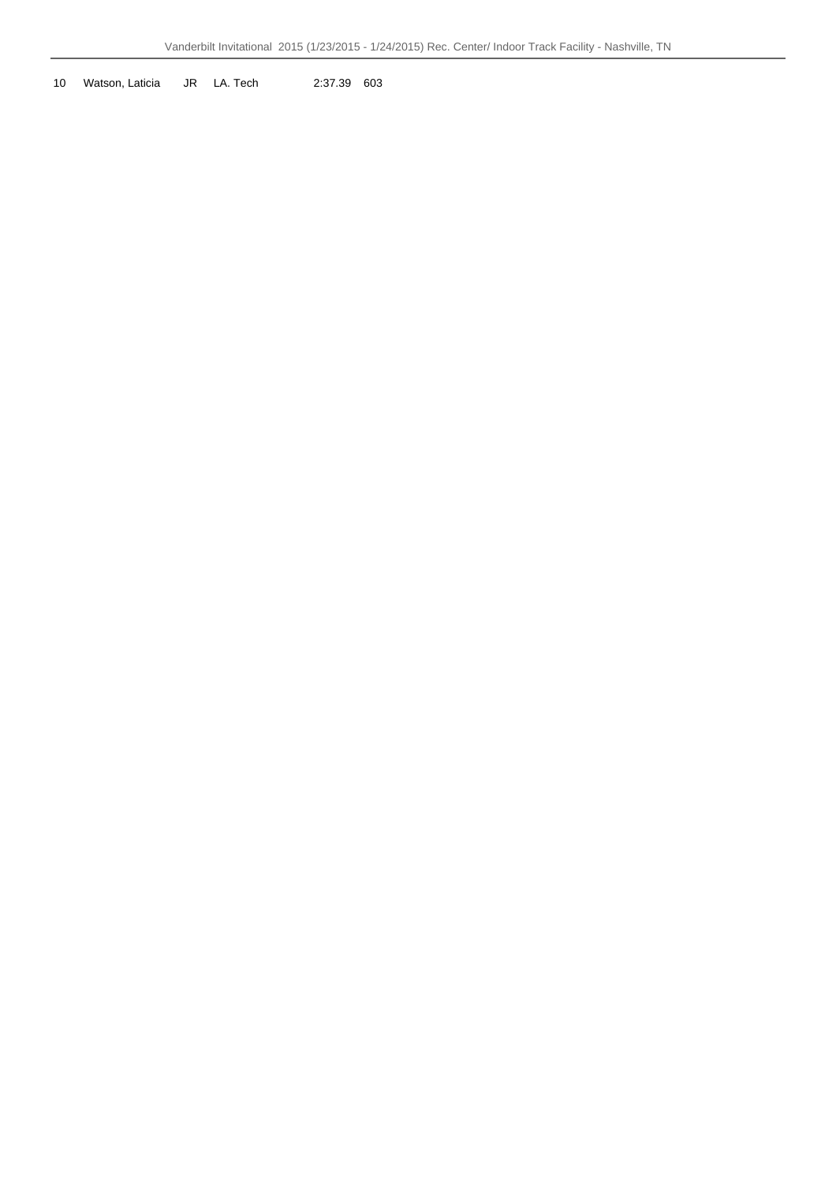| | | | | | |
|---|---|---|---|---|---|
| 10 | Watson, Laticia | JR | LA. Tech | 2:37.39 | 603 |